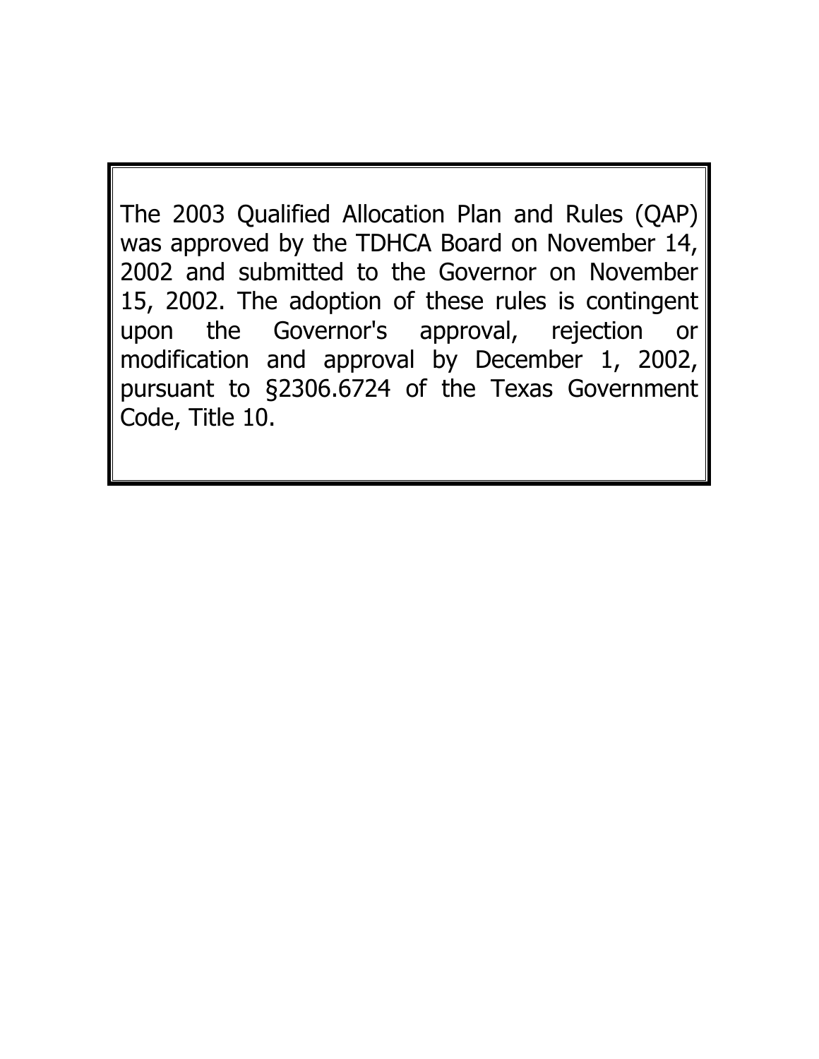The 2003 Qualified Allocation Plan and Rules (QAP) was approved by the TDHCA Board on November 14, 2002 and submitted to the Governor on November 15, 2002. The adoption of these rules is contingent upon the Governor's approval, rejection or modification and approval by December 1, 2002, pursuant to §2306.6724 of the Texas Government Code, Title 10.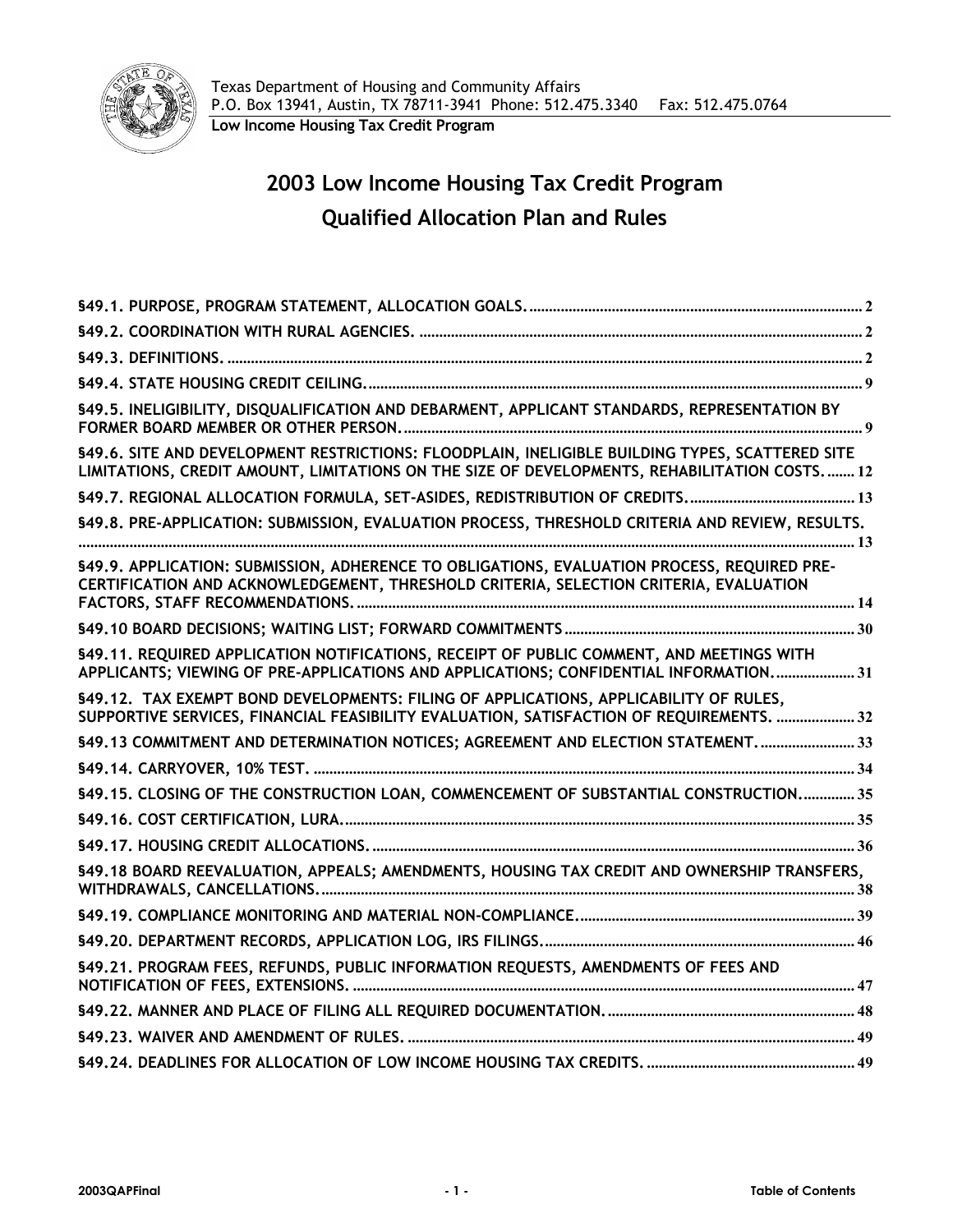Texas Department of Housing and Community Affairs
P.O. Box 13941, Austin, TX 78711-3941 Phone: 512.475.3340 Fax: 512.475.0764

**Low Income Housing Tax Credit Program**

# 2003 Low Income Housing Tax Credit Program
# Qualified Allocation Plan and Rules

| | |
|---|---|
| **§49.1. PURPOSE, PROGRAM STATEMENT, ALLOCATION GOALS.** | 2 |
| **§49.2. COORDINATION WITH RURAL AGENCIES.** | 2 |
| **§49.3. DEFINITIONS.** | 2 |
| **§49.4. STATE HOUSING CREDIT CEILING.** | 9 |
| **§49.5. INELIGIBILITY, DISQUALIFICATION AND DEBARMENT, APPLICANT STANDARDS, REPRESENTATION BY FORMER BOARD MEMBER OR OTHER PERSON.** | 9 |
| **§49.6. SITE AND DEVELOPMENT RESTRICTIONS: FLOODPLAIN, INELIGIBLE BUILDING TYPES, SCATTERED SITE LIMITATIONS, CREDIT AMOUNT, LIMITATIONS ON THE SIZE OF DEVELOPMENTS, REHABILITATION COSTS.** | 12 |
| **§49.7. REGIONAL ALLOCATION FORMULA, SET-ASIDES, REDISTRIBUTION OF CREDITS.** | 13 |
| **§49.8. PRE-APPLICATION: SUBMISSION, EVALUATION PROCESS, THRESHOLD CRITERIA AND REVIEW, RESULTS.** | 13 |
| **§49.9. APPLICATION: SUBMISSION, ADHERENCE TO OBLIGATIONS, EVALUATION PROCESS, REQUIRED PRE-CERTIFICATION AND ACKNOWLEDGEMENT, THRESHOLD CRITERIA, SELECTION CRITERIA, EVALUATION FACTORS, STAFF RECOMMENDATIONS.** | 14 |
| **§49.10 BOARD DECISIONS; WAITING LIST; FORWARD COMMITMENTS** | 30 |
| **§49.11. REQUIRED APPLICATION NOTIFICATIONS, RECEIPT OF PUBLIC COMMENT, AND MEETINGS WITH APPLICANTS; VIEWING OF PRE-APPLICATIONS AND APPLICATIONS; CONFIDENTIAL INFORMATION.** | 31 |
| **§49.12. TAX EXEMPT BOND DEVELOPMENTS: FILING OF APPLICATIONS, APPLICABILITY OF RULES, SUPPORTIVE SERVICES, FINANCIAL FEASIBILITY EVALUATION, SATISFACTION OF REQUIREMENTS.** | 32 |
| **§49.13 COMMITMENT AND DETERMINATION NOTICES; AGREEMENT AND ELECTION STATEMENT.** | 33 |
| **§49.14. CARRYOVER, 10% TEST.** | 34 |
| **§49.15. CLOSING OF THE CONSTRUCTION LOAN, COMMENCEMENT OF SUBSTANTIAL CONSTRUCTION.** | 35 |
| **§49.16. COST CERTIFICATION, LURA.** | 35 |
| **§49.17. HOUSING CREDIT ALLOCATIONS.** | 36 |
| **§49.18 BOARD REEVALUATION, APPEALS; AMENDMENTS, HOUSING TAX CREDIT AND OWNERSHIP TRANSFERS, WITHDRAWALS, CANCELLATIONS.** | 38 |
| **§49.19. COMPLIANCE MONITORING AND MATERIAL NON-COMPLIANCE.** | 39 |
| **§49.20. DEPARTMENT RECORDS, APPLICATION LOG, IRS FILINGS.** | 46 |
| **§49.21. PROGRAM FEES, REFUNDS, PUBLIC INFORMATION REQUESTS, AMENDMENTS OF FEES AND NOTIFICATION OF FEES, EXTENSIONS.** | 47 |
| **§49.22. MANNER AND PLACE OF FILING ALL REQUIRED DOCUMENTATION.** | 48 |
| **§49.23. WAIVER AND AMENDMENT OF RULES.** | 49 |
| **§49.24. DEADLINES FOR ALLOCATION OF LOW INCOME HOUSING TAX CREDITS.** | 49 |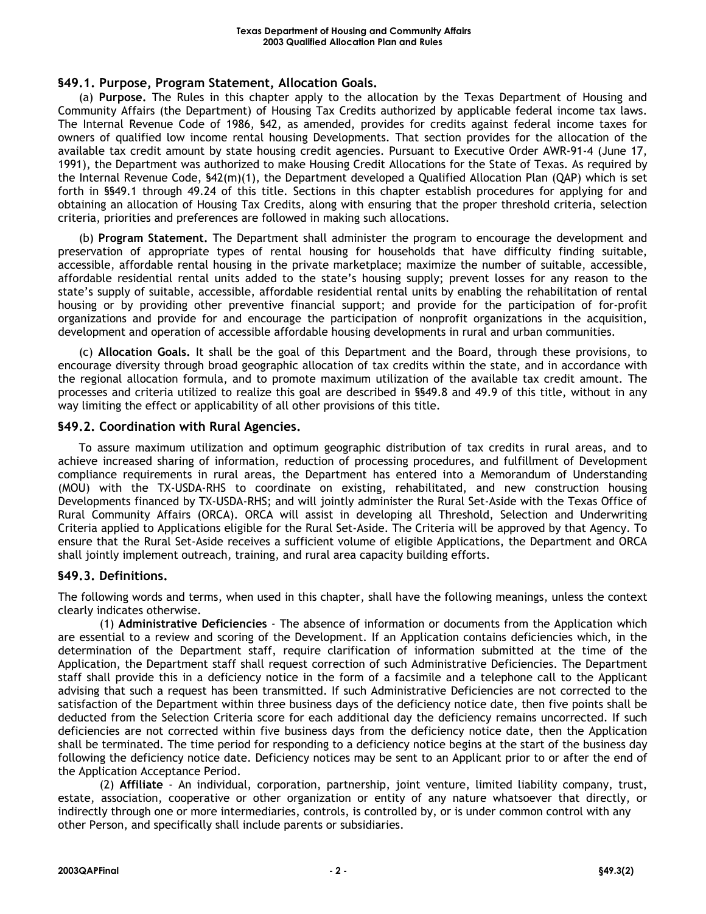## §49.1. Purpose, Program Statement, Allocation Goals.

(a) **Purpose.** The Rules in this chapter apply to the allocation by the Texas Department of Housing and Community Affairs (the Department) of Housing Tax Credits authorized by applicable federal income tax laws. The Internal Revenue Code of 1986, §42, as amended, provides for credits against federal income taxes for owners of qualified low income rental housing Developments. That section provides for the allocation of the available tax credit amount by state housing credit agencies. Pursuant to Executive Order AWR-91-4 (June 17, 1991), the Department was authorized to make Housing Credit Allocations for the State of Texas. As required by the Internal Revenue Code, §42(m)(1), the Department developed a Qualified Allocation Plan (QAP) which is set forth in §§49.1 through 49.24 of this title. Sections in this chapter establish procedures for applying for and obtaining an allocation of Housing Tax Credits, along with ensuring that the proper threshold criteria, selection criteria, priorities and preferences are followed in making such allocations.

(b) **Program Statement.** The Department shall administer the program to encourage the development and preservation of appropriate types of rental housing for households that have difficulty finding suitable, accessible, affordable rental housing in the private marketplace; maximize the number of suitable, accessible, affordable residential rental units added to the state's housing supply; prevent losses for any reason to the state's supply of suitable, accessible, affordable residential rental units by enabling the rehabilitation of rental housing or by providing other preventive financial support; and provide for the participation of for-profit organizations and provide for and encourage the participation of nonprofit organizations in the acquisition, development and operation of accessible affordable housing developments in rural and urban communities.

(c) **Allocation Goals.** It shall be the goal of this Department and the Board, through these provisions, to encourage diversity through broad geographic allocation of tax credits within the state, and in accordance with the regional allocation formula, and to promote maximum utilization of the available tax credit amount. The processes and criteria utilized to realize this goal are described in §§49.8 and 49.9 of this title, without in any way limiting the effect or applicability of all other provisions of this title.

## §49.2. Coordination with Rural Agencies.

To assure maximum utilization and optimum geographic distribution of tax credits in rural areas, and to achieve increased sharing of information, reduction of processing procedures, and fulfillment of Development compliance requirements in rural areas, the Department has entered into a Memorandum of Understanding (MOU) with the TX-USDA-RHS to coordinate on existing, rehabilitated, and new construction housing Developments financed by TX-USDA-RHS; and will jointly administer the Rural Set-Aside with the Texas Office of Rural Community Affairs (ORCA). ORCA will assist in developing all Threshold, Selection and Underwriting Criteria applied to Applications eligible for the Rural Set-Aside. The Criteria will be approved by that Agency. To ensure that the Rural Set-Aside receives a sufficient volume of eligible Applications, the Department and ORCA shall jointly implement outreach, training, and rural area capacity building efforts.

## §49.3. Definitions.

The following words and terms, when used in this chapter, shall have the following meanings, unless the context clearly indicates otherwise.

(1) **Administrative Deficiencies** - The absence of information or documents from the Application which are essential to a review and scoring of the Development. If an Application contains deficiencies which, in the determination of the Department staff, require clarification of information submitted at the time of the Application, the Department staff shall request correction of such Administrative Deficiencies. The Department staff shall provide this in a deficiency notice in the form of a facsimile and a telephone call to the Applicant advising that such a request has been transmitted. If such Administrative Deficiencies are not corrected to the satisfaction of the Department within three business days of the deficiency notice date, then five points shall be deducted from the Selection Criteria score for each additional day the deficiency remains uncorrected. If such deficiencies are not corrected within five business days from the deficiency notice date, then the Application shall be terminated. The time period for responding to a deficiency notice begins at the start of the business day following the deficiency notice date. Deficiency notices may be sent to an Applicant prior to or after the end of the Application Acceptance Period.

(2) **Affiliate** - An individual, corporation, partnership, joint venture, limited liability company, trust, estate, association, cooperative or other organization or entity of any nature whatsoever that directly, or indirectly through one or more intermediaries, controls, is controlled by, or is under common control with any other Person, and specifically shall include parents or subsidiaries.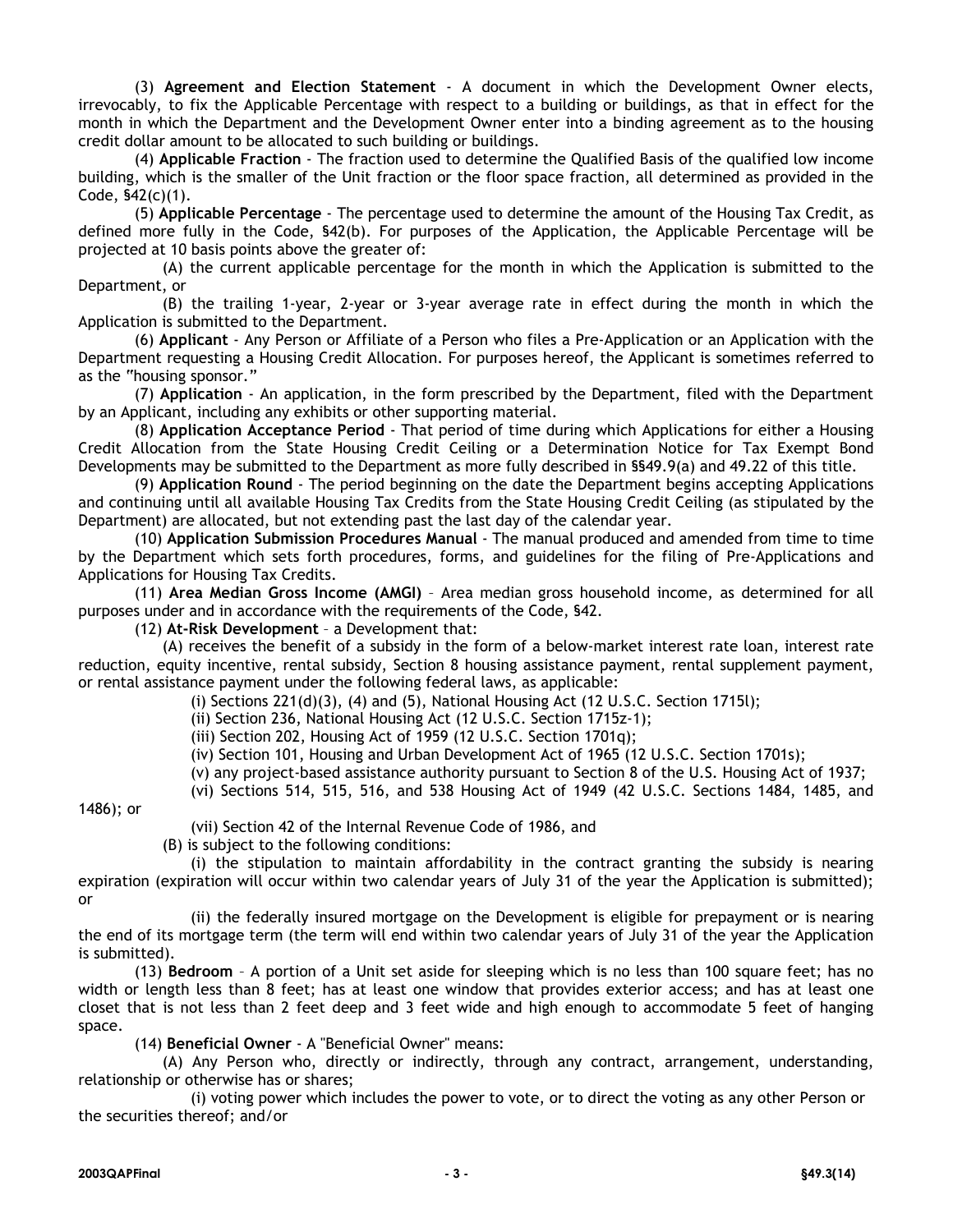(3) **Agreement and Election Statement** - A document in which the Development Owner elects, irrevocably, to fix the Applicable Percentage with respect to a building or buildings, as that in effect for the month in which the Department and the Development Owner enter into a binding agreement as to the housing credit dollar amount to be allocated to such building or buildings.

(4) **Applicable Fraction** - The fraction used to determine the Qualified Basis of the qualified low income building, which is the smaller of the Unit fraction or the floor space fraction, all determined as provided in the Code, §42(c)(1).

(5) **Applicable Percentage** - The percentage used to determine the amount of the Housing Tax Credit, as defined more fully in the Code, §42(b). For purposes of the Application, the Applicable Percentage will be projected at 10 basis points above the greater of:

(A) the current applicable percentage for the month in which the Application is submitted to the Department, or

(B) the trailing 1-year, 2-year or 3-year average rate in effect during the month in which the Application is submitted to the Department.

(6) **Applicant** - Any Person or Affiliate of a Person who files a Pre-Application or an Application with the Department requesting a Housing Credit Allocation. For purposes hereof, the Applicant is sometimes referred to as the "housing sponsor."

(7) **Application** - An application, in the form prescribed by the Department, filed with the Department by an Applicant, including any exhibits or other supporting material.

(8) **Application Acceptance Period** - That period of time during which Applications for either a Housing Credit Allocation from the State Housing Credit Ceiling or a Determination Notice for Tax Exempt Bond Developments may be submitted to the Department as more fully described in §§49.9(a) and 49.22 of this title.

(9) **Application Round** - The period beginning on the date the Department begins accepting Applications and continuing until all available Housing Tax Credits from the State Housing Credit Ceiling (as stipulated by the Department) are allocated, but not extending past the last day of the calendar year.

(10) **Application Submission Procedures Manual** - The manual produced and amended from time to time by the Department which sets forth procedures, forms, and guidelines for the filing of Pre-Applications and Applications for Housing Tax Credits.

(11) **Area Median Gross Income (AMGI)** – Area median gross household income, as determined for all purposes under and in accordance with the requirements of the Code, §42.

(12) **At-Risk Development** – a Development that:

(A) receives the benefit of a subsidy in the form of a below-market interest rate loan, interest rate reduction, equity incentive, rental subsidy, Section 8 housing assistance payment, rental supplement payment, or rental assistance payment under the following federal laws, as applicable:

(i) Sections 221(d)(3), (4) and (5), National Housing Act (12 U.S.C. Section 1715l);

(ii) Section 236, National Housing Act (12 U.S.C. Section 1715z-1);

(iii) Section 202, Housing Act of 1959 (12 U.S.C. Section 1701q);

(iv) Section 101, Housing and Urban Development Act of 1965 (12 U.S.C. Section 1701s);

(v) any project-based assistance authority pursuant to Section 8 of the U.S. Housing Act of 1937;

(vi) Sections 514, 515, 516, and 538 Housing Act of 1949 (42 U.S.C. Sections 1484, 1485, and 1486); or

(vii) Section 42 of the Internal Revenue Code of 1986, and

(B) is subject to the following conditions:

(i) the stipulation to maintain affordability in the contract granting the subsidy is nearing expiration (expiration will occur within two calendar years of July 31 of the year the Application is submitted); or

(ii) the federally insured mortgage on the Development is eligible for prepayment or is nearing the end of its mortgage term (the term will end within two calendar years of July 31 of the year the Application is submitted).

(13) **Bedroom** – A portion of a Unit set aside for sleeping which is no less than 100 square feet; has no width or length less than 8 feet; has at least one window that provides exterior access; and has at least one closet that is not less than 2 feet deep and 3 feet wide and high enough to accommodate 5 feet of hanging space.

(14) **Beneficial Owner** - A "Beneficial Owner" means:

(A) Any Person who, directly or indirectly, through any contract, arrangement, understanding, relationship or otherwise has or shares;

(i) voting power which includes the power to vote, or to direct the voting as any other Person or the securities thereof; and/or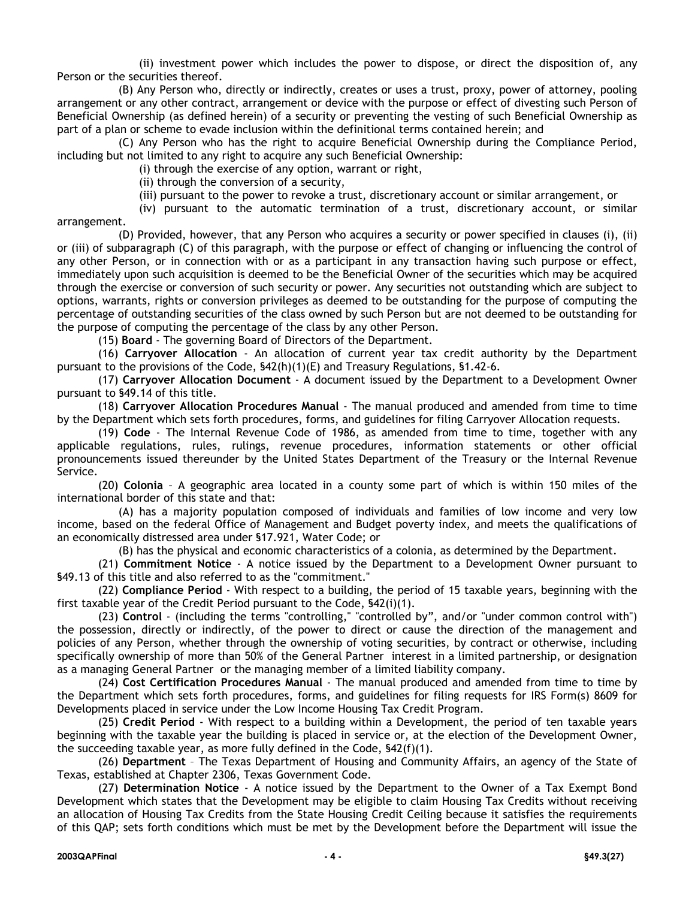(ii) investment power which includes the power to dispose, or direct the disposition of, any Person or the securities thereof.

(B) Any Person who, directly or indirectly, creates or uses a trust, proxy, power of attorney, pooling arrangement or any other contract, arrangement or device with the purpose or effect of divesting such Person of Beneficial Ownership (as defined herein) of a security or preventing the vesting of such Beneficial Ownership as part of a plan or scheme to evade inclusion within the definitional terms contained herein; and

(C) Any Person who has the right to acquire Beneficial Ownership during the Compliance Period, including but not limited to any right to acquire any such Beneficial Ownership:

(i) through the exercise of any option, warrant or right,

(ii) through the conversion of a security,

(iii) pursuant to the power to revoke a trust, discretionary account or similar arrangement, or

(iv) pursuant to the automatic termination of a trust, discretionary account, or similar arrangement.

(D) Provided, however, that any Person who acquires a security or power specified in clauses (i), (ii) or (iii) of subparagraph (C) of this paragraph, with the purpose or effect of changing or influencing the control of any other Person, or in connection with or as a participant in any transaction having such purpose or effect, immediately upon such acquisition is deemed to be the Beneficial Owner of the securities which may be acquired through the exercise or conversion of such security or power. Any securities not outstanding which are subject to options, warrants, rights or conversion privileges as deemed to be outstanding for the purpose of computing the percentage of outstanding securities of the class owned by such Person but are not deemed to be outstanding for the purpose of computing the percentage of the class by any other Person.

(15) **Board** - The governing Board of Directors of the Department.

(16) **Carryover Allocation** - An allocation of current year tax credit authority by the Department pursuant to the provisions of the Code, §42(h)(1)(E) and Treasury Regulations, §1.42-6.

(17) **Carryover Allocation Document** - A document issued by the Department to a Development Owner pursuant to §49.14 of this title.

(18) **Carryover Allocation Procedures Manual** - The manual produced and amended from time to time by the Department which sets forth procedures, forms, and guidelines for filing Carryover Allocation requests.

(19) **Code** - The Internal Revenue Code of 1986, as amended from time to time, together with any applicable regulations, rules, rulings, revenue procedures, information statements or other official pronouncements issued thereunder by the United States Department of the Treasury or the Internal Revenue Service.

(20) **Colonia** – A geographic area located in a county some part of which is within 150 miles of the international border of this state and that:

(A) has a majority population composed of individuals and families of low income and very low income, based on the federal Office of Management and Budget poverty index, and meets the qualifications of an economically distressed area under §17.921, Water Code; or

(B) has the physical and economic characteristics of a colonia, as determined by the Department.

(21) **Commitment Notice** - A notice issued by the Department to a Development Owner pursuant to §49.13 of this title and also referred to as the "commitment."

(22) **Compliance Period** - With respect to a building, the period of 15 taxable years, beginning with the first taxable year of the Credit Period pursuant to the Code, §42(i)(1).

(23) **Control** - (including the terms "controlling," "controlled by", and/or "under common control with") the possession, directly or indirectly, of the power to direct or cause the direction of the management and policies of any Person, whether through the ownership of voting securities, by contract or otherwise, including specifically ownership of more than 50% of the General Partner interest in a limited partnership, or designation as a managing General Partner or the managing member of a limited liability company.

(24) **Cost Certification Procedures Manual** - The manual produced and amended from time to time by the Department which sets forth procedures, forms, and guidelines for filing requests for IRS Form(s) 8609 for Developments placed in service under the Low Income Housing Tax Credit Program.

(25) **Credit Period** - With respect to a building within a Development, the period of ten taxable years beginning with the taxable year the building is placed in service or, at the election of the Development Owner, the succeeding taxable year, as more fully defined in the Code, §42(f)(1).

(26) **Department** – The Texas Department of Housing and Community Affairs, an agency of the State of Texas, established at Chapter 2306, Texas Government Code.

(27) **Determination Notice** - A notice issued by the Department to the Owner of a Tax Exempt Bond Development which states that the Development may be eligible to claim Housing Tax Credits without receiving an allocation of Housing Tax Credits from the State Housing Credit Ceiling because it satisfies the requirements of this QAP; sets forth conditions which must be met by the Development before the Department will issue the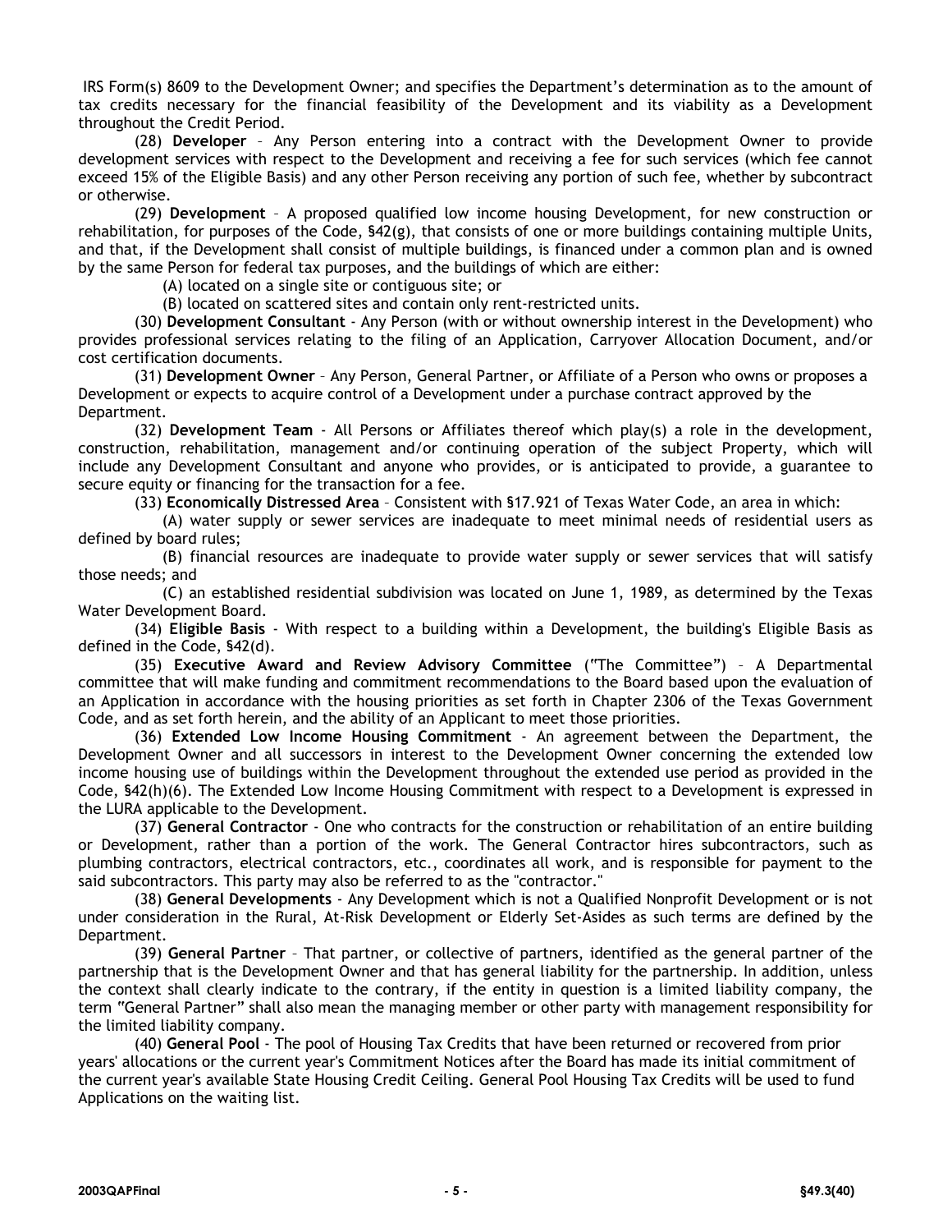IRS Form(s) 8609 to the Development Owner; and specifies the Department's determination as to the amount of tax credits necessary for the financial feasibility of the Development and its viability as a Development throughout the Credit Period.

(28) **Developer** – Any Person entering into a contract with the Development Owner to provide development services with respect to the Development and receiving a fee for such services (which fee cannot exceed 15% of the Eligible Basis) and any other Person receiving any portion of such fee, whether by subcontract or otherwise.

(29) **Development** – A proposed qualified low income housing Development, for new construction or rehabilitation, for purposes of the Code, §42(g), that consists of one or more buildings containing multiple Units, and that, if the Development shall consist of multiple buildings, is financed under a common plan and is owned by the same Person for federal tax purposes, and the buildings of which are either:

(A) located on a single site or contiguous site; or

(B) located on scattered sites and contain only rent-restricted units.

(30) **Development Consultant** - Any Person (with or without ownership interest in the Development) who provides professional services relating to the filing of an Application, Carryover Allocation Document, and/or cost certification documents.

(31) **Development Owner** – Any Person, General Partner, or Affiliate of a Person who owns or proposes a Development or expects to acquire control of a Development under a purchase contract approved by the Department.

(32) **Development Team** - All Persons or Affiliates thereof which play(s) a role in the development, construction, rehabilitation, management and/or continuing operation of the subject Property, which will include any Development Consultant and anyone who provides, or is anticipated to provide, a guarantee to secure equity or financing for the transaction for a fee.

(33) **Economically Distressed Area** – Consistent with §17.921 of Texas Water Code, an area in which:

(A) water supply or sewer services are inadequate to meet minimal needs of residential users as defined by board rules;

(B) financial resources are inadequate to provide water supply or sewer services that will satisfy those needs; and

(C) an established residential subdivision was located on June 1, 1989, as determined by the Texas Water Development Board.

(34) **Eligible Basis** - With respect to a building within a Development, the building's Eligible Basis as defined in the Code, §42(d).

(35) **Executive Award and Review Advisory Committee** ("The Committee") – A Departmental committee that will make funding and commitment recommendations to the Board based upon the evaluation of an Application in accordance with the housing priorities as set forth in Chapter 2306 of the Texas Government Code, and as set forth herein, and the ability of an Applicant to meet those priorities.

(36) **Extended Low Income Housing Commitment** - An agreement between the Department, the Development Owner and all successors in interest to the Development Owner concerning the extended low income housing use of buildings within the Development throughout the extended use period as provided in the Code, §42(h)(6). The Extended Low Income Housing Commitment with respect to a Development is expressed in the LURA applicable to the Development.

(37) **General Contractor** - One who contracts for the construction or rehabilitation of an entire building or Development, rather than a portion of the work. The General Contractor hires subcontractors, such as plumbing contractors, electrical contractors, etc., coordinates all work, and is responsible for payment to the said subcontractors. This party may also be referred to as the "contractor."

(38) **General Developments** - Any Development which is not a Qualified Nonprofit Development or is not under consideration in the Rural, At-Risk Development or Elderly Set-Asides as such terms are defined by the Department.

(39) **General Partner** – That partner, or collective of partners, identified as the general partner of the partnership that is the Development Owner and that has general liability for the partnership. In addition, unless the context shall clearly indicate to the contrary, if the entity in question is a limited liability company, the term "General Partner" shall also mean the managing member or other party with management responsibility for the limited liability company.

(40) **General Pool** - The pool of Housing Tax Credits that have been returned or recovered from prior years' allocations or the current year's Commitment Notices after the Board has made its initial commitment of the current year's available State Housing Credit Ceiling. General Pool Housing Tax Credits will be used to fund Applications on the waiting list.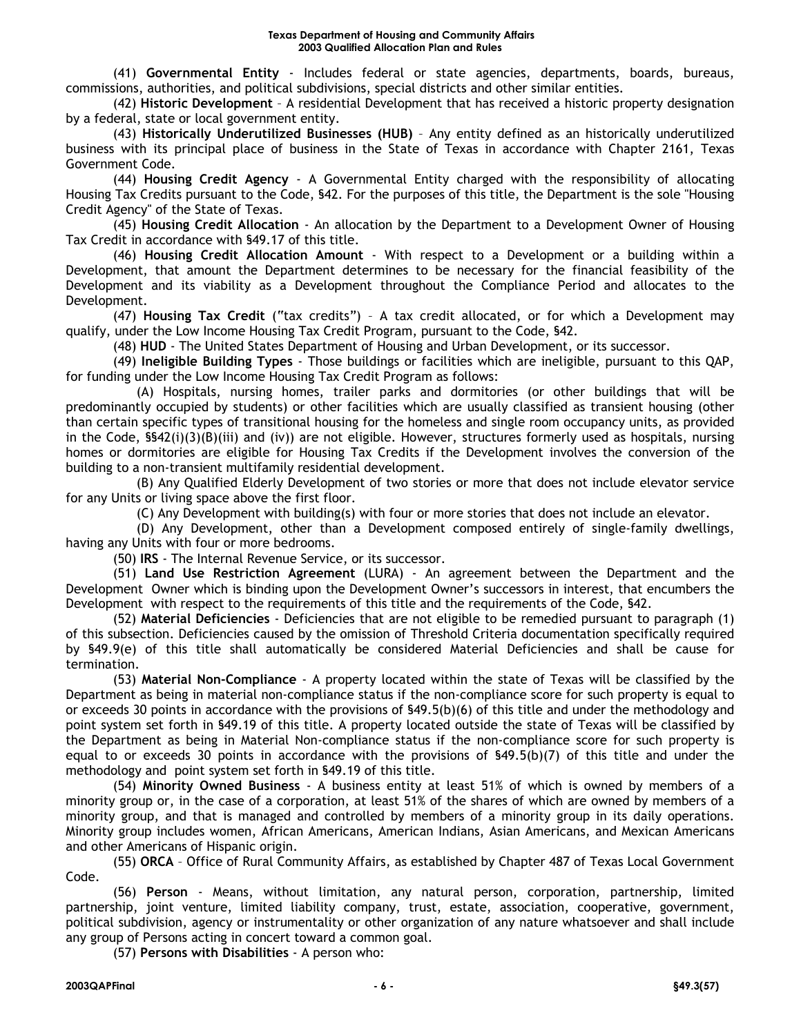(41) **Governmental Entity** - Includes federal or state agencies, departments, boards, bureaus, commissions, authorities, and political subdivisions, special districts and other similar entities.

(42) **Historic Development** – A residential Development that has received a historic property designation by a federal, state or local government entity.

(43) **Historically Underutilized Businesses (HUB)** – Any entity defined as an historically underutilized business with its principal place of business in the State of Texas in accordance with Chapter 2161, Texas Government Code.

(44) **Housing Credit Agency** - A Governmental Entity charged with the responsibility of allocating Housing Tax Credits pursuant to the Code, §42. For the purposes of this title, the Department is the sole "Housing Credit Agency" of the State of Texas.

(45) **Housing Credit Allocation** - An allocation by the Department to a Development Owner of Housing Tax Credit in accordance with §49.17 of this title.

(46) **Housing Credit Allocation Amount** - With respect to a Development or a building within a Development, that amount the Department determines to be necessary for the financial feasibility of the Development and its viability as a Development throughout the Compliance Period and allocates to the Development.

(47) **Housing Tax Credit** ("tax credits") – A tax credit allocated, or for which a Development may qualify, under the Low Income Housing Tax Credit Program, pursuant to the Code, §42.

(48) **HUD** - The United States Department of Housing and Urban Development, or its successor.

(49) **Ineligible Building Types** - Those buildings or facilities which are ineligible, pursuant to this QAP, for funding under the Low Income Housing Tax Credit Program as follows:

(A) Hospitals, nursing homes, trailer parks and dormitories (or other buildings that will be predominantly occupied by students) or other facilities which are usually classified as transient housing (other than certain specific types of transitional housing for the homeless and single room occupancy units, as provided in the Code, §§42(i)(3)(B)(iii) and (iv)) are not eligible. However, structures formerly used as hospitals, nursing homes or dormitories are eligible for Housing Tax Credits if the Development involves the conversion of the building to a non-transient multifamily residential development.

(B) Any Qualified Elderly Development of two stories or more that does not include elevator service for any Units or living space above the first floor.

(C) Any Development with building(s) with four or more stories that does not include an elevator.

(D) Any Development, other than a Development composed entirely of single-family dwellings, having any Units with four or more bedrooms.

(50) **IRS** - The Internal Revenue Service, or its successor.

(51) **Land Use Restriction Agreement** (LURA) - An agreement between the Department and the Development Owner which is binding upon the Development Owner's successors in interest, that encumbers the Development with respect to the requirements of this title and the requirements of the Code, §42.

(52) **Material Deficiencies** - Deficiencies that are not eligible to be remedied pursuant to paragraph (1) of this subsection. Deficiencies caused by the omission of Threshold Criteria documentation specifically required by §49.9(e) of this title shall automatically be considered Material Deficiencies and shall be cause for termination.

(53) **Material Non-Compliance** - A property located within the state of Texas will be classified by the Department as being in material non-compliance status if the non-compliance score for such property is equal to or exceeds 30 points in accordance with the provisions of §49.5(b)(6) of this title and under the methodology and point system set forth in §49.19 of this title. A property located outside the state of Texas will be classified by the Department as being in Material Non-compliance status if the non-compliance score for such property is equal to or exceeds 30 points in accordance with the provisions of §49.5(b)(7) of this title and under the methodology and point system set forth in §49.19 of this title.

(54) **Minority Owned Business** - A business entity at least 51% of which is owned by members of a minority group or, in the case of a corporation, at least 51% of the shares of which are owned by members of a minority group, and that is managed and controlled by members of a minority group in its daily operations. Minority group includes women, African Americans, American Indians, Asian Americans, and Mexican Americans and other Americans of Hispanic origin.

(55) **ORCA** – Office of Rural Community Affairs, as established by Chapter 487 of Texas Local Government Code.

(56) **Person** - Means, without limitation, any natural person, corporation, partnership, limited partnership, joint venture, limited liability company, trust, estate, association, cooperative, government, political subdivision, agency or instrumentality or other organization of any nature whatsoever and shall include any group of Persons acting in concert toward a common goal.

(57) **Persons with Disabilities** - A person who: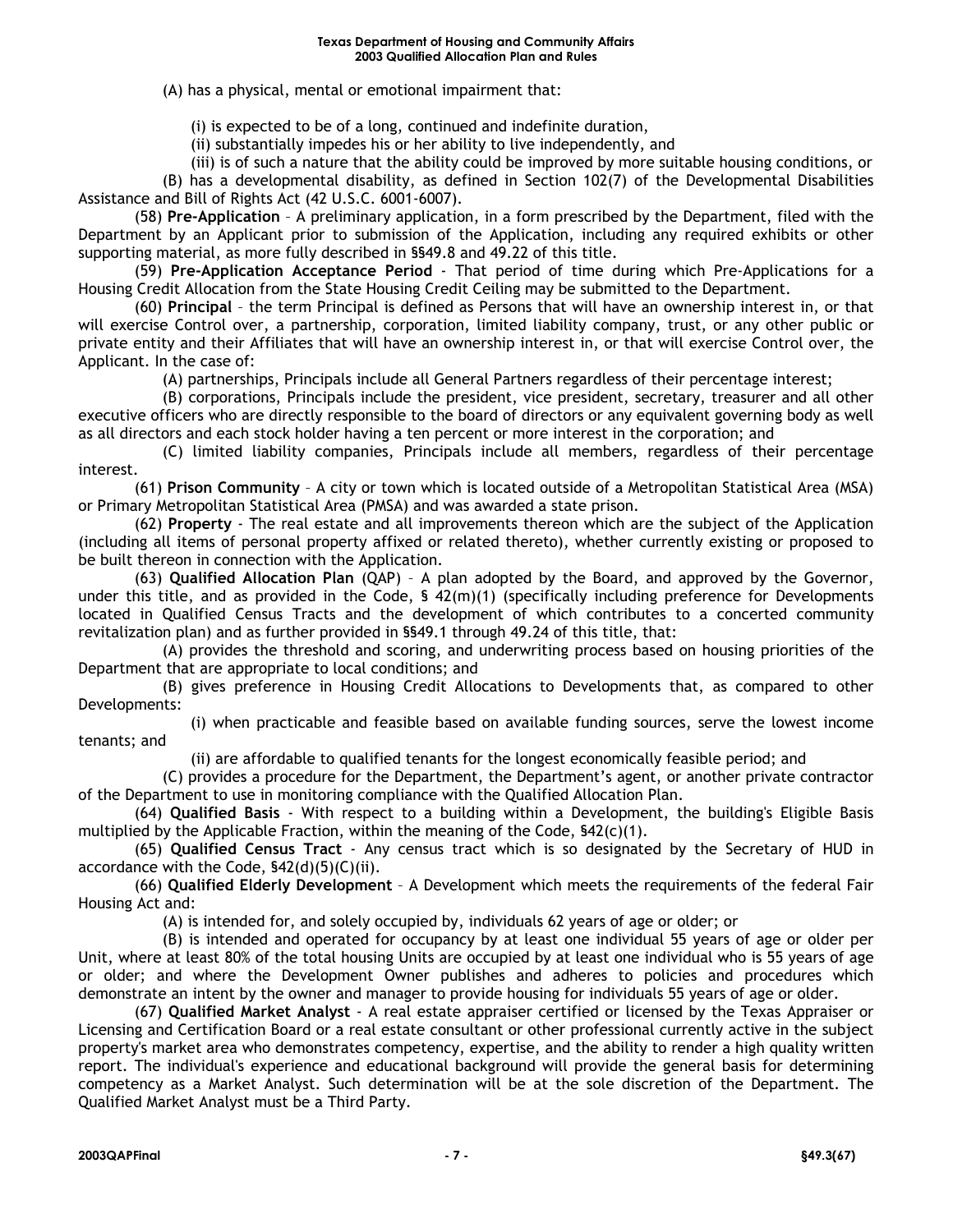(A) has a physical, mental or emotional impairment that:

(i) is expected to be of a long, continued and indefinite duration,

(ii) substantially impedes his or her ability to live independently, and

(iii) is of such a nature that the ability could be improved by more suitable housing conditions, or

(B) has a developmental disability, as defined in Section 102(7) of the Developmental Disabilities Assistance and Bill of Rights Act (42 U.S.C. 6001-6007).

(58) **Pre-Application** – A preliminary application, in a form prescribed by the Department, filed with the Department by an Applicant prior to submission of the Application, including any required exhibits or other supporting material, as more fully described in §§49.8 and 49.22 of this title.

(59) **Pre-Application Acceptance Period** - That period of time during which Pre-Applications for a Housing Credit Allocation from the State Housing Credit Ceiling may be submitted to the Department.

(60) **Principal** – the term Principal is defined as Persons that will have an ownership interest in, or that will exercise Control over, a partnership, corporation, limited liability company, trust, or any other public or private entity and their Affiliates that will have an ownership interest in, or that will exercise Control over, the Applicant. In the case of:

(A) partnerships, Principals include all General Partners regardless of their percentage interest;

(B) corporations, Principals include the president, vice president, secretary, treasurer and all other executive officers who are directly responsible to the board of directors or any equivalent governing body as well as all directors and each stock holder having a ten percent or more interest in the corporation; and

(C) limited liability companies, Principals include all members, regardless of their percentage interest.

(61) **Prison Community** – A city or town which is located outside of a Metropolitan Statistical Area (MSA) or Primary Metropolitan Statistical Area (PMSA) and was awarded a state prison.

(62) **Property** - The real estate and all improvements thereon which are the subject of the Application (including all items of personal property affixed or related thereto), whether currently existing or proposed to be built thereon in connection with the Application.

(63) **Qualified Allocation Plan** (QAP) – A plan adopted by the Board, and approved by the Governor, under this title, and as provided in the Code, § 42(m)(1) (specifically including preference for Developments located in Qualified Census Tracts and the development of which contributes to a concerted community revitalization plan) and as further provided in §§49.1 through 49.24 of this title, that:

(A) provides the threshold and scoring, and underwriting process based on housing priorities of the Department that are appropriate to local conditions; and

(B) gives preference in Housing Credit Allocations to Developments that, as compared to other Developments:

(i) when practicable and feasible based on available funding sources, serve the lowest income tenants; and

(ii) are affordable to qualified tenants for the longest economically feasible period; and

(C) provides a procedure for the Department, the Department's agent, or another private contractor of the Department to use in monitoring compliance with the Qualified Allocation Plan.

(64) **Qualified Basis** - With respect to a building within a Development, the building's Eligible Basis multiplied by the Applicable Fraction, within the meaning of the Code, §42(c)(1).

(65) **Qualified Census Tract** - Any census tract which is so designated by the Secretary of HUD in accordance with the Code, §42(d)(5)(C)(ii).

(66) **Qualified Elderly Development** – A Development which meets the requirements of the federal Fair Housing Act and:

(A) is intended for, and solely occupied by, individuals 62 years of age or older; or

(B) is intended and operated for occupancy by at least one individual 55 years of age or older per Unit, where at least 80% of the total housing Units are occupied by at least one individual who is 55 years of age or older; and where the Development Owner publishes and adheres to policies and procedures which demonstrate an intent by the owner and manager to provide housing for individuals 55 years of age or older.

(67) **Qualified Market Analyst** - A real estate appraiser certified or licensed by the Texas Appraiser or Licensing and Certification Board or a real estate consultant or other professional currently active in the subject property's market area who demonstrates competency, expertise, and the ability to render a high quality written report. The individual's experience and educational background will provide the general basis for determining competency as a Market Analyst. Such determination will be at the sole discretion of the Department. The Qualified Market Analyst must be a Third Party.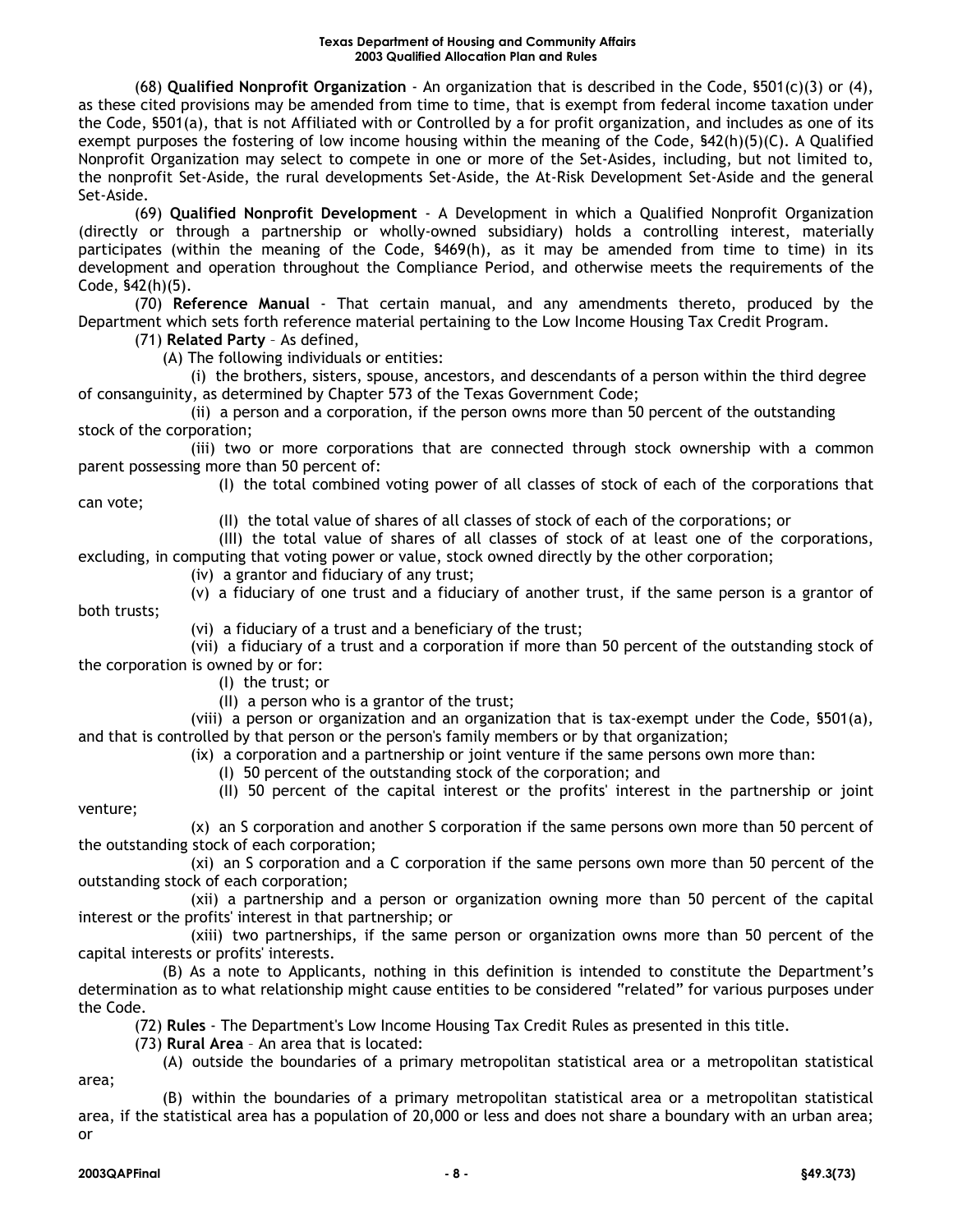(68) **Qualified Nonprofit Organization** - An organization that is described in the Code, §501(c)(3) or (4), as these cited provisions may be amended from time to time, that is exempt from federal income taxation under the Code, §501(a), that is not Affiliated with or Controlled by a for profit organization, and includes as one of its exempt purposes the fostering of low income housing within the meaning of the Code, §42(h)(5)(C). A Qualified Nonprofit Organization may select to compete in one or more of the Set-Asides, including, but not limited to, the nonprofit Set-Aside, the rural developments Set-Aside, the At-Risk Development Set-Aside and the general Set-Aside.

(69) **Qualified Nonprofit Development** - A Development in which a Qualified Nonprofit Organization (directly or through a partnership or wholly-owned subsidiary) holds a controlling interest, materially participates (within the meaning of the Code, §469(h), as it may be amended from time to time) in its development and operation throughout the Compliance Period, and otherwise meets the requirements of the Code, §42(h)(5).

(70) **Reference Manual** - That certain manual, and any amendments thereto, produced by the Department which sets forth reference material pertaining to the Low Income Housing Tax Credit Program.

(71) **Related Party** – As defined,

(A) The following individuals or entities:

(i) the brothers, sisters, spouse, ancestors, and descendants of a person within the third degree of consanguinity, as determined by Chapter 573 of the Texas Government Code;

(ii) a person and a corporation, if the person owns more than 50 percent of the outstanding stock of the corporation;

(iii) two or more corporations that are connected through stock ownership with a common parent possessing more than 50 percent of:

(I) the total combined voting power of all classes of stock of each of the corporations that can vote;

(II) the total value of shares of all classes of stock of each of the corporations; or

(III) the total value of shares of all classes of stock of at least one of the corporations, excluding, in computing that voting power or value, stock owned directly by the other corporation;

(iv) a grantor and fiduciary of any trust;

(v) a fiduciary of one trust and a fiduciary of another trust, if the same person is a grantor of both trusts;

(vi) a fiduciary of a trust and a beneficiary of the trust;

(vii) a fiduciary of a trust and a corporation if more than 50 percent of the outstanding stock of the corporation is owned by or for:

(I) the trust; or

(II) a person who is a grantor of the trust;

(viii) a person or organization and an organization that is tax-exempt under the Code, §501(a), and that is controlled by that person or the person's family members or by that organization;

(ix) a corporation and a partnership or joint venture if the same persons own more than:

(I) 50 percent of the outstanding stock of the corporation; and

(II) 50 percent of the capital interest or the profits' interest in the partnership or joint venture;

(x) an S corporation and another S corporation if the same persons own more than 50 percent of the outstanding stock of each corporation;

(xi) an S corporation and a C corporation if the same persons own more than 50 percent of the outstanding stock of each corporation;

(xii) a partnership and a person or organization owning more than 50 percent of the capital interest or the profits' interest in that partnership; or

(xiii) two partnerships, if the same person or organization owns more than 50 percent of the capital interests or profits' interests.

(B) As a note to Applicants, nothing in this definition is intended to constitute the Department's determination as to what relationship might cause entities to be considered "related" for various purposes under the Code.

(72) **Rules** - The Department's Low Income Housing Tax Credit Rules as presented in this title.

(73) **Rural Area** – An area that is located:

(A) outside the boundaries of a primary metropolitan statistical area or a metropolitan statistical area;

(B) within the boundaries of a primary metropolitan statistical area or a metropolitan statistical area, if the statistical area has a population of 20,000 or less and does not share a boundary with an urban area; or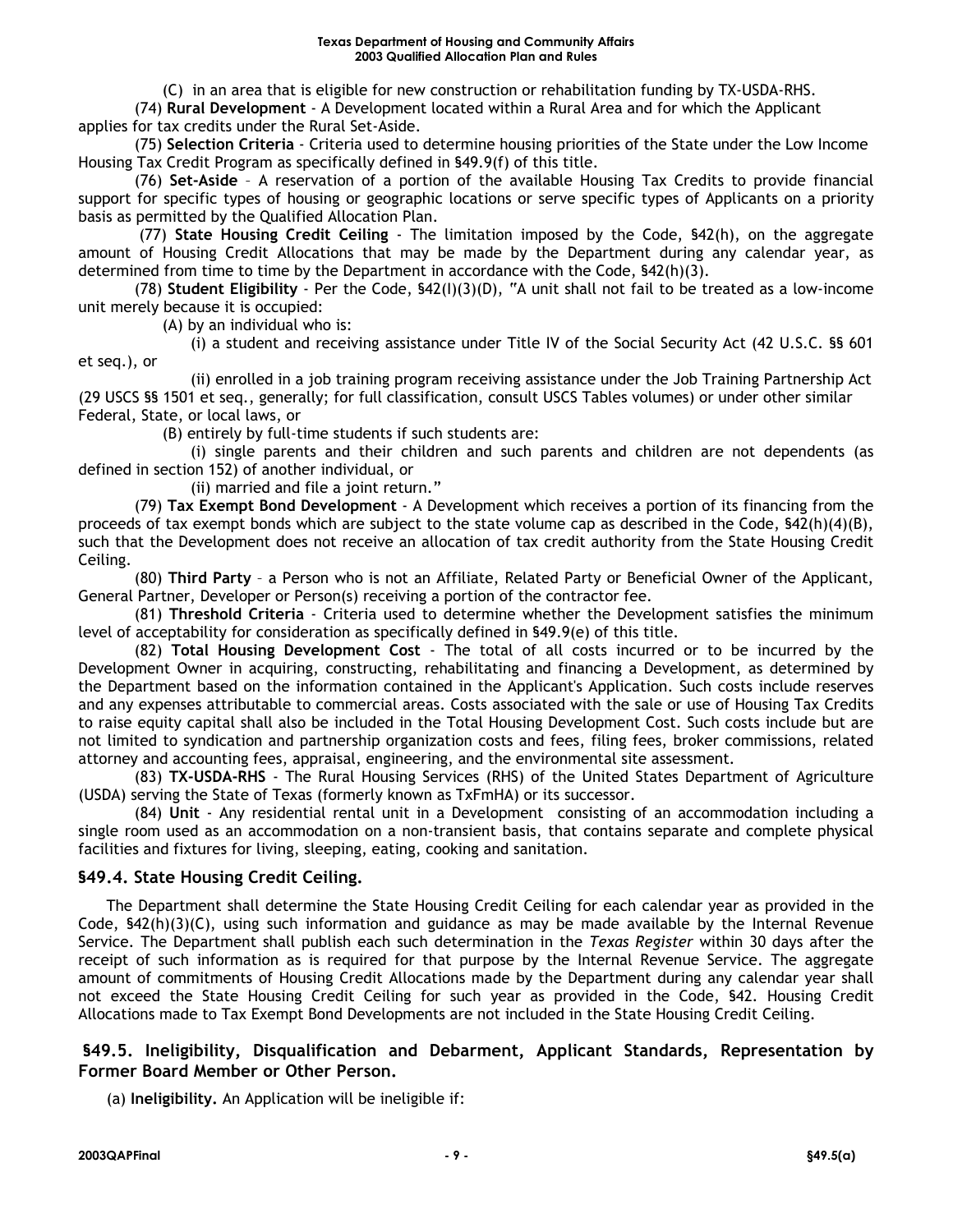(C) in an area that is eligible for new construction or rehabilitation funding by TX-USDA-RHS.

(74) **Rural Development** - A Development located within a Rural Area and for which the Applicant applies for tax credits under the Rural Set-Aside.

(75) **Selection Criteria** - Criteria used to determine housing priorities of the State under the Low Income Housing Tax Credit Program as specifically defined in §49.9(f) of this title.

(76) **Set-Aside** – A reservation of a portion of the available Housing Tax Credits to provide financial support for specific types of housing or geographic locations or serve specific types of Applicants on a priority basis as permitted by the Qualified Allocation Plan.

(77) **State Housing Credit Ceiling** - The limitation imposed by the Code, §42(h), on the aggregate amount of Housing Credit Allocations that may be made by the Department during any calendar year, as determined from time to time by the Department in accordance with the Code, §42(h)(3).

(78) **Student Eligibility** - Per the Code, §42(I)(3)(D), "A unit shall not fail to be treated as a low-income unit merely because it is occupied:

(A) by an individual who is:

(i) a student and receiving assistance under Title IV of the Social Security Act (42 U.S.C. §§ 601 et seq.), or

(ii) enrolled in a job training program receiving assistance under the Job Training Partnership Act (29 USCS §§ 1501 et seq., generally; for full classification, consult USCS Tables volumes) or under other similar Federal, State, or local laws, or

(B) entirely by full-time students if such students are:

(i) single parents and their children and such parents and children are not dependents (as defined in section 152) of another individual, or

(ii) married and file a joint return."

(79) **Tax Exempt Bond Development** - A Development which receives a portion of its financing from the proceeds of tax exempt bonds which are subject to the state volume cap as described in the Code, §42(h)(4)(B), such that the Development does not receive an allocation of tax credit authority from the State Housing Credit Ceiling.

(80) **Third Party** – a Person who is not an Affiliate, Related Party or Beneficial Owner of the Applicant, General Partner, Developer or Person(s) receiving a portion of the contractor fee.

(81) **Threshold Criteria** - Criteria used to determine whether the Development satisfies the minimum level of acceptability for consideration as specifically defined in §49.9(e) of this title.

(82) **Total Housing Development Cost** - The total of all costs incurred or to be incurred by the Development Owner in acquiring, constructing, rehabilitating and financing a Development, as determined by the Department based on the information contained in the Applicant's Application. Such costs include reserves and any expenses attributable to commercial areas. Costs associated with the sale or use of Housing Tax Credits to raise equity capital shall also be included in the Total Housing Development Cost. Such costs include but are not limited to syndication and partnership organization costs and fees, filing fees, broker commissions, related attorney and accounting fees, appraisal, engineering, and the environmental site assessment.

(83) **TX-USDA-RHS** - The Rural Housing Services (RHS) of the United States Department of Agriculture (USDA) serving the State of Texas (formerly known as TxFmHA) or its successor.

(84) **Unit** - Any residential rental unit in a Development consisting of an accommodation including a single room used as an accommodation on a non-transient basis, that contains separate and complete physical facilities and fixtures for living, sleeping, eating, cooking and sanitation.

## §49.4. State Housing Credit Ceiling.

The Department shall determine the State Housing Credit Ceiling for each calendar year as provided in the Code, §42(h)(3)(C), using such information and guidance as may be made available by the Internal Revenue Service. The Department shall publish each such determination in the *Texas Register* within 30 days after the receipt of such information as is required for that purpose by the Internal Revenue Service. The aggregate amount of commitments of Housing Credit Allocations made by the Department during any calendar year shall not exceed the State Housing Credit Ceiling for such year as provided in the Code, §42. Housing Credit Allocations made to Tax Exempt Bond Developments are not included in the State Housing Credit Ceiling.

## §49.5. Ineligibility, Disqualification and Debarment, Applicant Standards, Representation by Former Board Member or Other Person.

(a) **Ineligibility.** An Application will be ineligible if: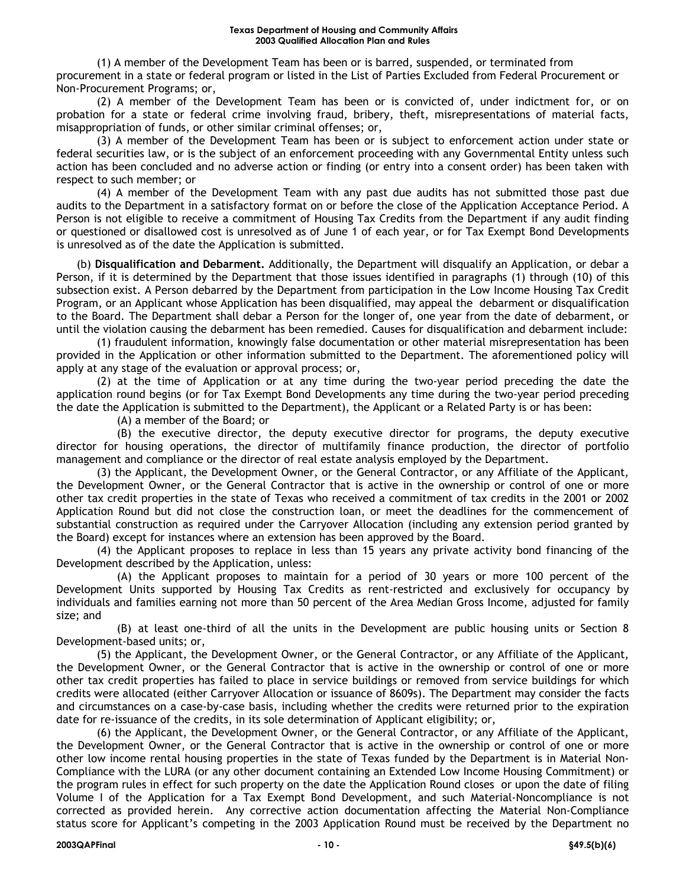(1) A member of the Development Team has been or is barred, suspended, or terminated from procurement in a state or federal program or listed in the List of Parties Excluded from Federal Procurement or Non-Procurement Programs; or,

(2) A member of the Development Team has been or is convicted of, under indictment for, or on probation for a state or federal crime involving fraud, bribery, theft, misrepresentations of material facts, misappropriation of funds, or other similar criminal offenses; or,

(3) A member of the Development Team has been or is subject to enforcement action under state or federal securities law, or is the subject of an enforcement proceeding with any Governmental Entity unless such action has been concluded and no adverse action or finding (or entry into a consent order) has been taken with respect to such member; or

(4) A member of the Development Team with any past due audits has not submitted those past due audits to the Department in a satisfactory format on or before the close of the Application Acceptance Period. A Person is not eligible to receive a commitment of Housing Tax Credits from the Department if any audit finding or questioned or disallowed cost is unresolved as of June 1 of each year, or for Tax Exempt Bond Developments is unresolved as of the date the Application is submitted.

(b) **Disqualification and Debarment.** Additionally, the Department will disqualify an Application, or debar a Person, if it is determined by the Department that those issues identified in paragraphs (1) through (10) of this subsection exist. A Person debarred by the Department from participation in the Low Income Housing Tax Credit Program, or an Applicant whose Application has been disqualified, may appeal the debarment or disqualification to the Board. The Department shall debar a Person for the longer of, one year from the date of debarment, or until the violation causing the debarment has been remedied. Causes for disqualification and debarment include:

(1) fraudulent information, knowingly false documentation or other material misrepresentation has been provided in the Application or other information submitted to the Department. The aforementioned policy will apply at any stage of the evaluation or approval process; or,

(2) at the time of Application or at any time during the two-year period preceding the date the application round begins (or for Tax Exempt Bond Developments any time during the two-year period preceding the date the Application is submitted to the Department), the Applicant or a Related Party is or has been:

(A) a member of the Board; or

(B) the executive director, the deputy executive director for programs, the deputy executive director for housing operations, the director of multifamily finance production, the director of portfolio management and compliance or the director of real estate analysis employed by the Department.

(3) the Applicant, the Development Owner, or the General Contractor, or any Affiliate of the Applicant, the Development Owner, or the General Contractor that is active in the ownership or control of one or more other tax credit properties in the state of Texas who received a commitment of tax credits in the 2001 or 2002 Application Round but did not close the construction loan, or meet the deadlines for the commencement of substantial construction as required under the Carryover Allocation (including any extension period granted by the Board) except for instances where an extension has been approved by the Board.

(4) the Applicant proposes to replace in less than 15 years any private activity bond financing of the Development described by the Application, unless:

(A) the Applicant proposes to maintain for a period of 30 years or more 100 percent of the Development Units supported by Housing Tax Credits as rent-restricted and exclusively for occupancy by individuals and families earning not more than 50 percent of the Area Median Gross Income, adjusted for family size; and

(B) at least one-third of all the units in the Development are public housing units or Section 8 Development-based units; or,

(5) the Applicant, the Development Owner, or the General Contractor, or any Affiliate of the Applicant, the Development Owner, or the General Contractor that is active in the ownership or control of one or more other tax credit properties has failed to place in service buildings or removed from service buildings for which credits were allocated (either Carryover Allocation or issuance of 8609s). The Department may consider the facts and circumstances on a case-by-case basis, including whether the credits were returned prior to the expiration date for re-issuance of the credits, in its sole determination of Applicant eligibility; or,

(6) the Applicant, the Development Owner, or the General Contractor, or any Affiliate of the Applicant, the Development Owner, or the General Contractor that is active in the ownership or control of one or more other low income rental housing properties in the state of Texas funded by the Department is in Material Non-Compliance with the LURA (or any other document containing an Extended Low Income Housing Commitment) or the program rules in effect for such property on the date the Application Round closes or upon the date of filing Volume I of the Application for a Tax Exempt Bond Development, and such Material-Noncompliance is not corrected as provided herein. Any corrective action documentation affecting the Material Non-Compliance status score for Applicant's competing in the 2003 Application Round must be received by the Department no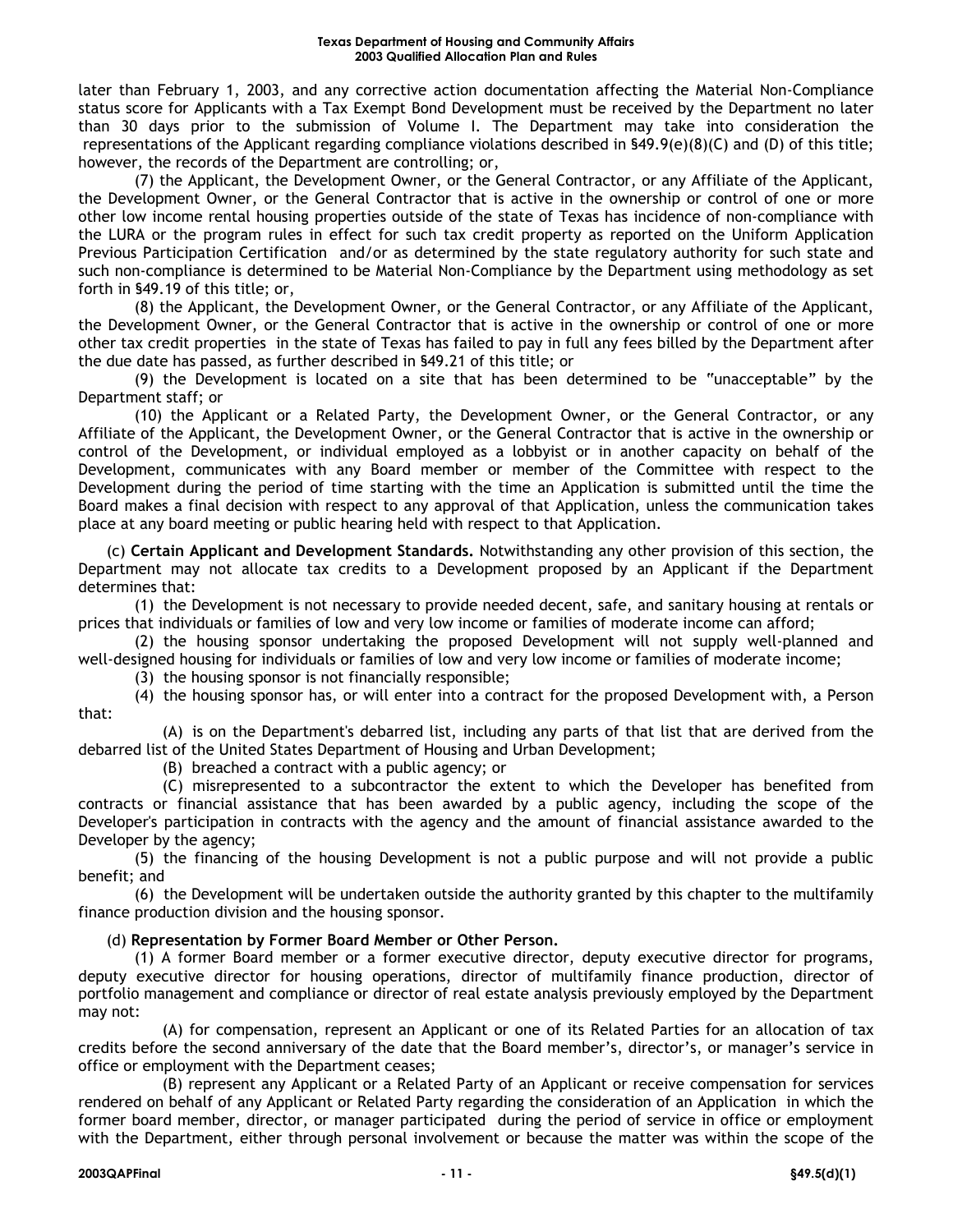later than February 1, 2003, and any corrective action documentation affecting the Material Non-Compliance status score for Applicants with a Tax Exempt Bond Development must be received by the Department no later than 30 days prior to the submission of Volume I. The Department may take into consideration the representations of the Applicant regarding compliance violations described in §49.9(e)(8)(C) and (D) of this title; however, the records of the Department are controlling; or,

(7) the Applicant, the Development Owner, or the General Contractor, or any Affiliate of the Applicant, the Development Owner, or the General Contractor that is active in the ownership or control of one or more other low income rental housing properties outside of the state of Texas has incidence of non-compliance with the LURA or the program rules in effect for such tax credit property as reported on the Uniform Application Previous Participation Certification and/or as determined by the state regulatory authority for such state and such non-compliance is determined to be Material Non-Compliance by the Department using methodology as set forth in §49.19 of this title; or,

(8) the Applicant, the Development Owner, or the General Contractor, or any Affiliate of the Applicant, the Development Owner, or the General Contractor that is active in the ownership or control of one or more other tax credit properties in the state of Texas has failed to pay in full any fees billed by the Department after the due date has passed, as further described in §49.21 of this title; or

(9) the Development is located on a site that has been determined to be "unacceptable" by the Department staff; or

(10) the Applicant or a Related Party, the Development Owner, or the General Contractor, or any Affiliate of the Applicant, the Development Owner, or the General Contractor that is active in the ownership or control of the Development, or individual employed as a lobbyist or in another capacity on behalf of the Development, communicates with any Board member or member of the Committee with respect to the Development during the period of time starting with the time an Application is submitted until the time the Board makes a final decision with respect to any approval of that Application, unless the communication takes place at any board meeting or public hearing held with respect to that Application.

(c) **Certain Applicant and Development Standards.** Notwithstanding any other provision of this section, the Department may not allocate tax credits to a Development proposed by an Applicant if the Department determines that:

(1) the Development is not necessary to provide needed decent, safe, and sanitary housing at rentals or prices that individuals or families of low and very low income or families of moderate income can afford;

(2) the housing sponsor undertaking the proposed Development will not supply well-planned and well-designed housing for individuals or families of low and very low income or families of moderate income;

(3) the housing sponsor is not financially responsible;

(4) the housing sponsor has, or will enter into a contract for the proposed Development with, a Person that:

(A) is on the Department's debarred list, including any parts of that list that are derived from the debarred list of the United States Department of Housing and Urban Development;

(B) breached a contract with a public agency; or

(C) misrepresented to a subcontractor the extent to which the Developer has benefited from contracts or financial assistance that has been awarded by a public agency, including the scope of the Developer's participation in contracts with the agency and the amount of financial assistance awarded to the Developer by the agency;

(5) the financing of the housing Development is not a public purpose and will not provide a public benefit; and

(6) the Development will be undertaken outside the authority granted by this chapter to the multifamily finance production division and the housing sponsor.

(d) **Representation by Former Board Member or Other Person.**

(1) A former Board member or a former executive director, deputy executive director for programs, deputy executive director for housing operations, director of multifamily finance production, director of portfolio management and compliance or director of real estate analysis previously employed by the Department may not:

(A) for compensation, represent an Applicant or one of its Related Parties for an allocation of tax credits before the second anniversary of the date that the Board member's, director's, or manager's service in office or employment with the Department ceases;

(B) represent any Applicant or a Related Party of an Applicant or receive compensation for services rendered on behalf of any Applicant or Related Party regarding the consideration of an Application in which the former board member, director, or manager participated during the period of service in office or employment with the Department, either through personal involvement or because the matter was within the scope of the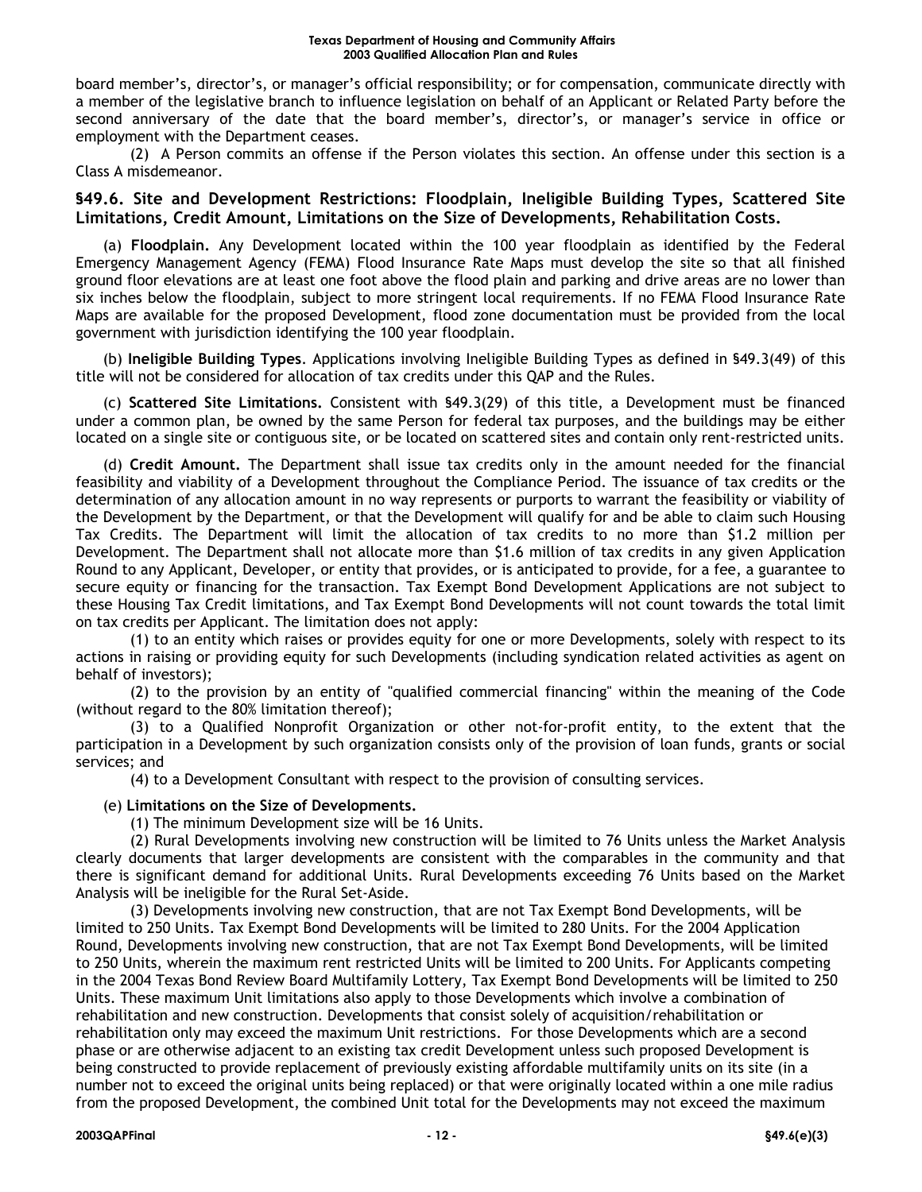board member's, director's, or manager's official responsibility; or for compensation, communicate directly with a member of the legislative branch to influence legislation on behalf of an Applicant or Related Party before the second anniversary of the date that the board member's, director's, or manager's service in office or employment with the Department ceases.

(2) A Person commits an offense if the Person violates this section. An offense under this section is a Class A misdemeanor.

### §49.6. Site and Development Restrictions: Floodplain, Ineligible Building Types, Scattered Site Limitations, Credit Amount, Limitations on the Size of Developments, Rehabilitation Costs.

(a) **Floodplain.** Any Development located within the 100 year floodplain as identified by the Federal Emergency Management Agency (FEMA) Flood Insurance Rate Maps must develop the site so that all finished ground floor elevations are at least one foot above the flood plain and parking and drive areas are no lower than six inches below the floodplain, subject to more stringent local requirements. If no FEMA Flood Insurance Rate Maps are available for the proposed Development, flood zone documentation must be provided from the local government with jurisdiction identifying the 100 year floodplain.

(b) **Ineligible Building Types**. Applications involving Ineligible Building Types as defined in §49.3(49) of this title will not be considered for allocation of tax credits under this QAP and the Rules.

(c) **Scattered Site Limitations.** Consistent with §49.3(29) of this title, a Development must be financed under a common plan, be owned by the same Person for federal tax purposes, and the buildings may be either located on a single site or contiguous site, or be located on scattered sites and contain only rent-restricted units.

(d) **Credit Amount.** The Department shall issue tax credits only in the amount needed for the financial feasibility and viability of a Development throughout the Compliance Period. The issuance of tax credits or the determination of any allocation amount in no way represents or purports to warrant the feasibility or viability of the Development by the Department, or that the Development will qualify for and be able to claim such Housing Tax Credits. The Department will limit the allocation of tax credits to no more than $1.2 million per Development. The Department shall not allocate more than $1.6 million of tax credits in any given Application Round to any Applicant, Developer, or entity that provides, or is anticipated to provide, for a fee, a guarantee to secure equity or financing for the transaction. Tax Exempt Bond Development Applications are not subject to these Housing Tax Credit limitations, and Tax Exempt Bond Developments will not count towards the total limit on tax credits per Applicant. The limitation does not apply:

(1) to an entity which raises or provides equity for one or more Developments, solely with respect to its actions in raising or providing equity for such Developments (including syndication related activities as agent on behalf of investors);

(2) to the provision by an entity of "qualified commercial financing" within the meaning of the Code (without regard to the 80% limitation thereof);

(3) to a Qualified Nonprofit Organization or other not-for-profit entity, to the extent that the participation in a Development by such organization consists only of the provision of loan funds, grants or social services; and

(4) to a Development Consultant with respect to the provision of consulting services.

(e) **Limitations on the Size of Developments.**

(1) The minimum Development size will be 16 Units.

(2) Rural Developments involving new construction will be limited to 76 Units unless the Market Analysis clearly documents that larger developments are consistent with the comparables in the community and that there is significant demand for additional Units. Rural Developments exceeding 76 Units based on the Market Analysis will be ineligible for the Rural Set-Aside.

(3) Developments involving new construction, that are not Tax Exempt Bond Developments, will be limited to 250 Units. Tax Exempt Bond Developments will be limited to 280 Units. For the 2004 Application Round, Developments involving new construction, that are not Tax Exempt Bond Developments, will be limited to 250 Units, wherein the maximum rent restricted Units will be limited to 200 Units. For Applicants competing in the 2004 Texas Bond Review Board Multifamily Lottery, Tax Exempt Bond Developments will be limited to 250 Units. These maximum Unit limitations also apply to those Developments which involve a combination of rehabilitation and new construction. Developments that consist solely of acquisition/rehabilitation or rehabilitation only may exceed the maximum Unit restrictions. For those Developments which are a second phase or are otherwise adjacent to an existing tax credit Development unless such proposed Development is being constructed to provide replacement of previously existing affordable multifamily units on its site (in a number not to exceed the original units being replaced) or that were originally located within a one mile radius from the proposed Development, the combined Unit total for the Developments may not exceed the maximum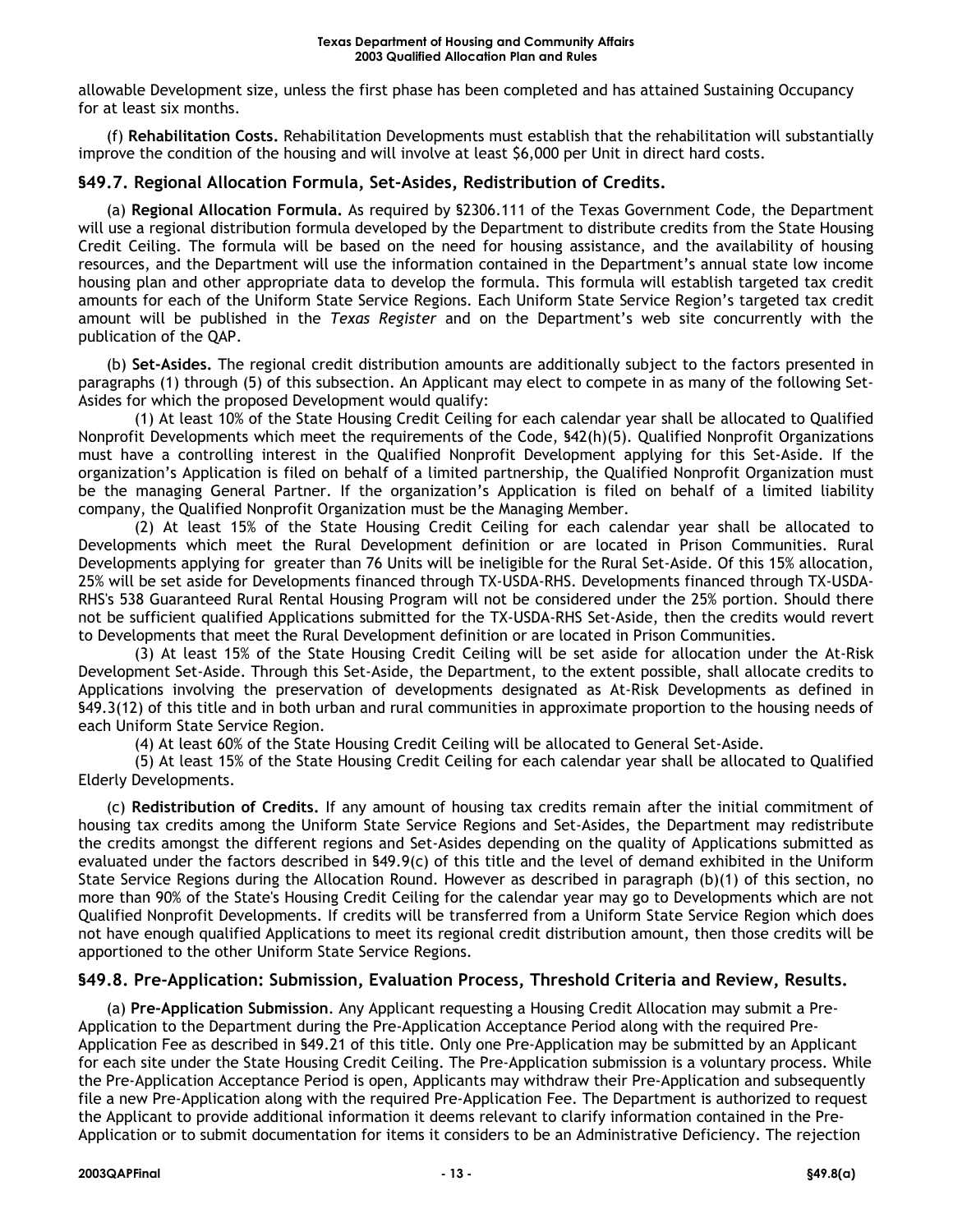allowable Development size, unless the first phase has been completed and has attained Sustaining Occupancy for at least six months.

(f) **Rehabilitation Costs.** Rehabilitation Developments must establish that the rehabilitation will substantially improve the condition of the housing and will involve at least $6,000 per Unit in direct hard costs.

## §49.7. Regional Allocation Formula, Set-Asides, Redistribution of Credits.

(a) **Regional Allocation Formula.** As required by §2306.111 of the Texas Government Code, the Department will use a regional distribution formula developed by the Department to distribute credits from the State Housing Credit Ceiling. The formula will be based on the need for housing assistance, and the availability of housing resources, and the Department will use the information contained in the Department's annual state low income housing plan and other appropriate data to develop the formula. This formula will establish targeted tax credit amounts for each of the Uniform State Service Regions. Each Uniform State Service Region's targeted tax credit amount will be published in the *Texas Register* and on the Department's web site concurrently with the publication of the QAP.

(b) **Set-Asides.** The regional credit distribution amounts are additionally subject to the factors presented in paragraphs (1) through (5) of this subsection. An Applicant may elect to compete in as many of the following Set-Asides for which the proposed Development would qualify:

(1) At least 10% of the State Housing Credit Ceiling for each calendar year shall be allocated to Qualified Nonprofit Developments which meet the requirements of the Code, §42(h)(5). Qualified Nonprofit Organizations must have a controlling interest in the Qualified Nonprofit Development applying for this Set-Aside. If the organization's Application is filed on behalf of a limited partnership, the Qualified Nonprofit Organization must be the managing General Partner. If the organization's Application is filed on behalf of a limited liability company, the Qualified Nonprofit Organization must be the Managing Member.

(2) At least 15% of the State Housing Credit Ceiling for each calendar year shall be allocated to Developments which meet the Rural Development definition or are located in Prison Communities. Rural Developments applying for greater than 76 Units will be ineligible for the Rural Set-Aside. Of this 15% allocation, 25% will be set aside for Developments financed through TX-USDA-RHS. Developments financed through TX-USDA-RHS's 538 Guaranteed Rural Rental Housing Program will not be considered under the 25% portion. Should there not be sufficient qualified Applications submitted for the TX-USDA-RHS Set-Aside, then the credits would revert to Developments that meet the Rural Development definition or are located in Prison Communities.

(3) At least 15% of the State Housing Credit Ceiling will be set aside for allocation under the At-Risk Development Set-Aside. Through this Set-Aside, the Department, to the extent possible, shall allocate credits to Applications involving the preservation of developments designated as At-Risk Developments as defined in §49.3(12) of this title and in both urban and rural communities in approximate proportion to the housing needs of each Uniform State Service Region.

(4) At least 60% of the State Housing Credit Ceiling will be allocated to General Set-Aside.

(5) At least 15% of the State Housing Credit Ceiling for each calendar year shall be allocated to Qualified Elderly Developments.

(c) **Redistribution of Credits.** If any amount of housing tax credits remain after the initial commitment of housing tax credits among the Uniform State Service Regions and Set-Asides, the Department may redistribute the credits amongst the different regions and Set-Asides depending on the quality of Applications submitted as evaluated under the factors described in §49.9(c) of this title and the level of demand exhibited in the Uniform State Service Regions during the Allocation Round. However as described in paragraph (b)(1) of this section, no more than 90% of the State's Housing Credit Ceiling for the calendar year may go to Developments which are not Qualified Nonprofit Developments. If credits will be transferred from a Uniform State Service Region which does not have enough qualified Applications to meet its regional credit distribution amount, then those credits will be apportioned to the other Uniform State Service Regions.

## §49.8. Pre-Application: Submission, Evaluation Process, Threshold Criteria and Review, Results.

(a) **Pre-Application Submission**. Any Applicant requesting a Housing Credit Allocation may submit a Pre-Application to the Department during the Pre-Application Acceptance Period along with the required Pre-Application Fee as described in §49.21 of this title. Only one Pre-Application may be submitted by an Applicant for each site under the State Housing Credit Ceiling. The Pre-Application submission is a voluntary process. While the Pre-Application Acceptance Period is open, Applicants may withdraw their Pre-Application and subsequently file a new Pre-Application along with the required Pre-Application Fee. The Department is authorized to request the Applicant to provide additional information it deems relevant to clarify information contained in the Pre-Application or to submit documentation for items it considers to be an Administrative Deficiency. The rejection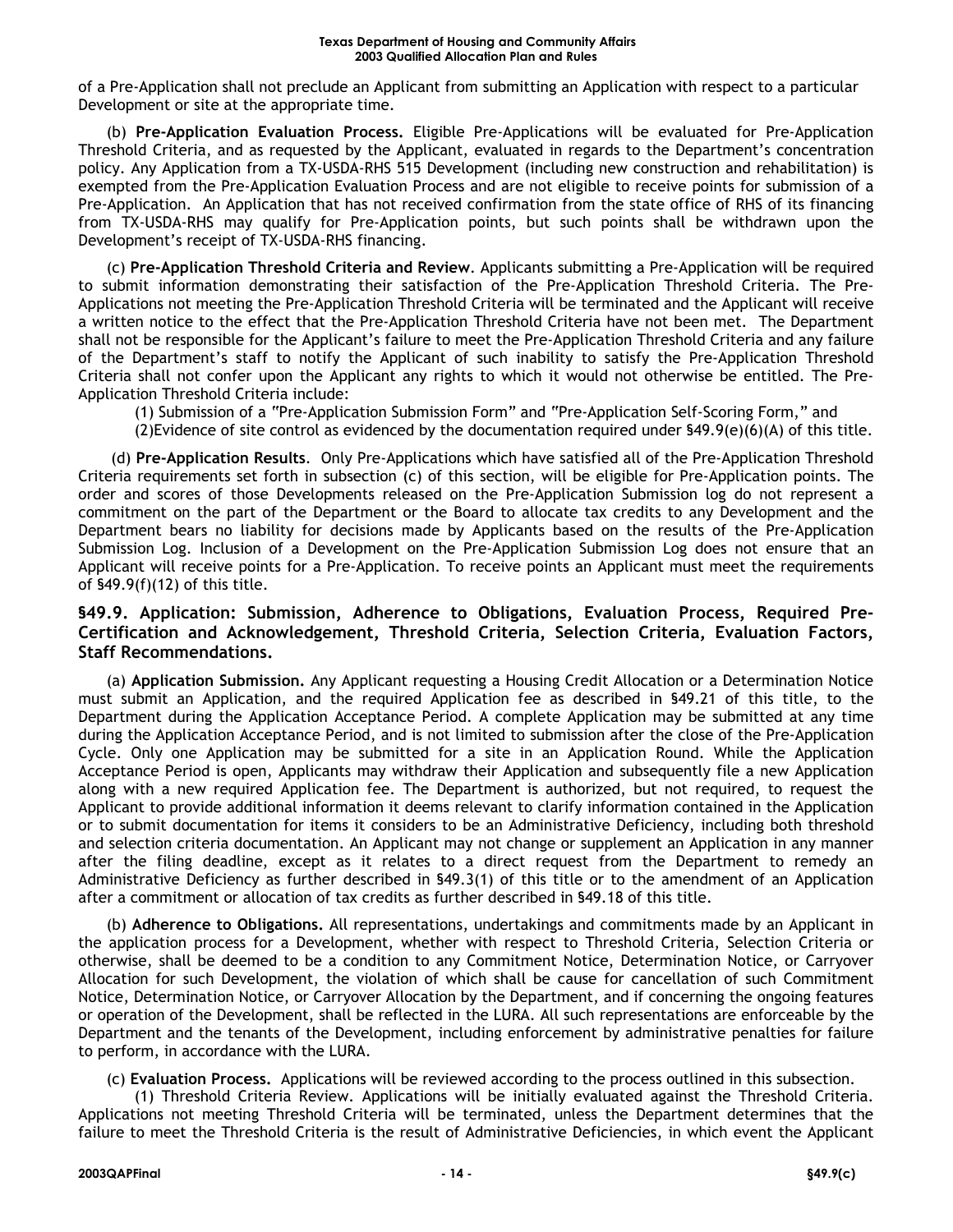of a Pre-Application shall not preclude an Applicant from submitting an Application with respect to a particular Development or site at the appropriate time.

(b) **Pre-Application Evaluation Process.** Eligible Pre-Applications will be evaluated for Pre-Application Threshold Criteria, and as requested by the Applicant, evaluated in regards to the Department's concentration policy. Any Application from a TX-USDA-RHS 515 Development (including new construction and rehabilitation) is exempted from the Pre-Application Evaluation Process and are not eligible to receive points for submission of a Pre-Application. An Application that has not received confirmation from the state office of RHS of its financing from TX-USDA-RHS may qualify for Pre-Application points, but such points shall be withdrawn upon the Development's receipt of TX-USDA-RHS financing.

(c) **Pre-Application Threshold Criteria and Review**. Applicants submitting a Pre-Application will be required to submit information demonstrating their satisfaction of the Pre-Application Threshold Criteria. The Pre-Applications not meeting the Pre-Application Threshold Criteria will be terminated and the Applicant will receive a written notice to the effect that the Pre-Application Threshold Criteria have not been met. The Department shall not be responsible for the Applicant's failure to meet the Pre-Application Threshold Criteria and any failure of the Department's staff to notify the Applicant of such inability to satisfy the Pre-Application Threshold Criteria shall not confer upon the Applicant any rights to which it would not otherwise be entitled. The Pre-Application Threshold Criteria include:

(1) Submission of a "Pre-Application Submission Form" and "Pre-Application Self-Scoring Form," and

(2)Evidence of site control as evidenced by the documentation required under §49.9(e)(6)(A) of this title.

(d) **Pre-Application Results**. Only Pre-Applications which have satisfied all of the Pre-Application Threshold Criteria requirements set forth in subsection (c) of this section, will be eligible for Pre-Application points. The order and scores of those Developments released on the Pre-Application Submission log do not represent a commitment on the part of the Department or the Board to allocate tax credits to any Development and the Department bears no liability for decisions made by Applicants based on the results of the Pre-Application Submission Log. Inclusion of a Development on the Pre-Application Submission Log does not ensure that an Applicant will receive points for a Pre-Application. To receive points an Applicant must meet the requirements of §49.9(f)(12) of this title.

### §49.9. Application: Submission, Adherence to Obligations, Evaluation Process, Required Pre-Certification and Acknowledgement, Threshold Criteria, Selection Criteria, Evaluation Factors, Staff Recommendations.

(a) **Application Submission.** Any Applicant requesting a Housing Credit Allocation or a Determination Notice must submit an Application, and the required Application fee as described in §49.21 of this title, to the Department during the Application Acceptance Period. A complete Application may be submitted at any time during the Application Acceptance Period, and is not limited to submission after the close of the Pre-Application Cycle. Only one Application may be submitted for a site in an Application Round. While the Application Acceptance Period is open, Applicants may withdraw their Application and subsequently file a new Application along with a new required Application fee. The Department is authorized, but not required, to request the Applicant to provide additional information it deems relevant to clarify information contained in the Application or to submit documentation for items it considers to be an Administrative Deficiency, including both threshold and selection criteria documentation. An Applicant may not change or supplement an Application in any manner after the filing deadline, except as it relates to a direct request from the Department to remedy an Administrative Deficiency as further described in §49.3(1) of this title or to the amendment of an Application after a commitment or allocation of tax credits as further described in §49.18 of this title.

(b) **Adherence to Obligations.** All representations, undertakings and commitments made by an Applicant in the application process for a Development, whether with respect to Threshold Criteria, Selection Criteria or otherwise, shall be deemed to be a condition to any Commitment Notice, Determination Notice, or Carryover Allocation for such Development, the violation of which shall be cause for cancellation of such Commitment Notice, Determination Notice, or Carryover Allocation by the Department, and if concerning the ongoing features or operation of the Development, shall be reflected in the LURA. All such representations are enforceable by the Department and the tenants of the Development, including enforcement by administrative penalties for failure to perform, in accordance with the LURA.

(c) **Evaluation Process.** Applications will be reviewed according to the process outlined in this subsection.

(1) Threshold Criteria Review. Applications will be initially evaluated against the Threshold Criteria. Applications not meeting Threshold Criteria will be terminated, unless the Department determines that the failure to meet the Threshold Criteria is the result of Administrative Deficiencies, in which event the Applicant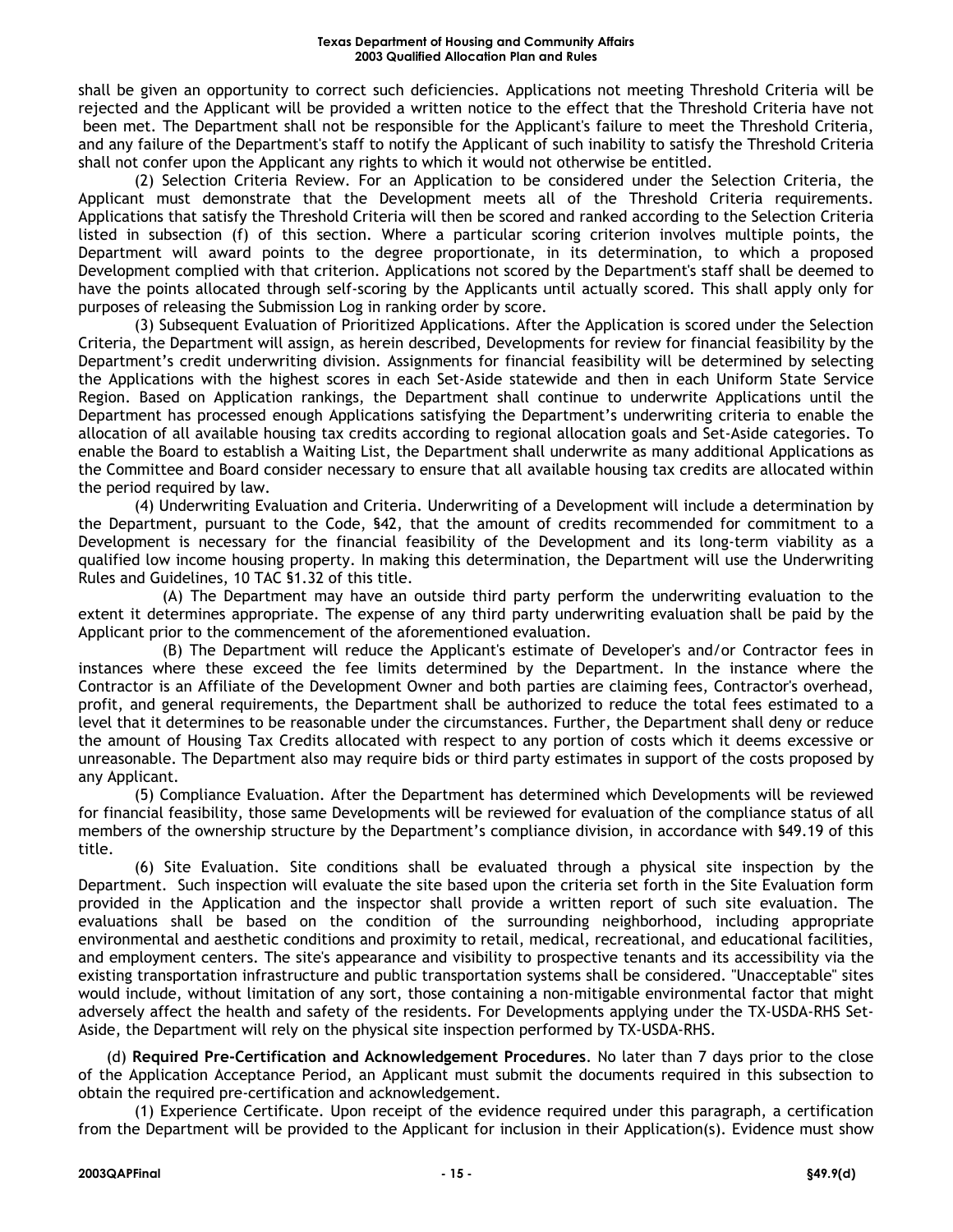shall be given an opportunity to correct such deficiencies. Applications not meeting Threshold Criteria will be rejected and the Applicant will be provided a written notice to the effect that the Threshold Criteria have not been met. The Department shall not be responsible for the Applicant's failure to meet the Threshold Criteria, and any failure of the Department's staff to notify the Applicant of such inability to satisfy the Threshold Criteria shall not confer upon the Applicant any rights to which it would not otherwise be entitled.

(2) Selection Criteria Review. For an Application to be considered under the Selection Criteria, the Applicant must demonstrate that the Development meets all of the Threshold Criteria requirements. Applications that satisfy the Threshold Criteria will then be scored and ranked according to the Selection Criteria listed in subsection (f) of this section. Where a particular scoring criterion involves multiple points, the Department will award points to the degree proportionate, in its determination, to which a proposed Development complied with that criterion. Applications not scored by the Department's staff shall be deemed to have the points allocated through self-scoring by the Applicants until actually scored. This shall apply only for purposes of releasing the Submission Log in ranking order by score.

(3) Subsequent Evaluation of Prioritized Applications. After the Application is scored under the Selection Criteria, the Department will assign, as herein described, Developments for review for financial feasibility by the Department's credit underwriting division. Assignments for financial feasibility will be determined by selecting the Applications with the highest scores in each Set-Aside statewide and then in each Uniform State Service Region. Based on Application rankings, the Department shall continue to underwrite Applications until the Department has processed enough Applications satisfying the Department's underwriting criteria to enable the allocation of all available housing tax credits according to regional allocation goals and Set-Aside categories. To enable the Board to establish a Waiting List, the Department shall underwrite as many additional Applications as the Committee and Board consider necessary to ensure that all available housing tax credits are allocated within the period required by law.

(4) Underwriting Evaluation and Criteria. Underwriting of a Development will include a determination by the Department, pursuant to the Code, §42, that the amount of credits recommended for commitment to a Development is necessary for the financial feasibility of the Development and its long-term viability as a qualified low income housing property. In making this determination, the Department will use the Underwriting Rules and Guidelines, 10 TAC §1.32 of this title.

(A) The Department may have an outside third party perform the underwriting evaluation to the extent it determines appropriate. The expense of any third party underwriting evaluation shall be paid by the Applicant prior to the commencement of the aforementioned evaluation.

(B) The Department will reduce the Applicant's estimate of Developer's and/or Contractor fees in instances where these exceed the fee limits determined by the Department. In the instance where the Contractor is an Affiliate of the Development Owner and both parties are claiming fees, Contractor's overhead, profit, and general requirements, the Department shall be authorized to reduce the total fees estimated to a level that it determines to be reasonable under the circumstances. Further, the Department shall deny or reduce the amount of Housing Tax Credits allocated with respect to any portion of costs which it deems excessive or unreasonable. The Department also may require bids or third party estimates in support of the costs proposed by any Applicant.

(5) Compliance Evaluation. After the Department has determined which Developments will be reviewed for financial feasibility, those same Developments will be reviewed for evaluation of the compliance status of all members of the ownership structure by the Department's compliance division, in accordance with §49.19 of this title.

(6) Site Evaluation. Site conditions shall be evaluated through a physical site inspection by the Department. Such inspection will evaluate the site based upon the criteria set forth in the Site Evaluation form provided in the Application and the inspector shall provide a written report of such site evaluation. The evaluations shall be based on the condition of the surrounding neighborhood, including appropriate environmental and aesthetic conditions and proximity to retail, medical, recreational, and educational facilities, and employment centers. The site's appearance and visibility to prospective tenants and its accessibility via the existing transportation infrastructure and public transportation systems shall be considered. "Unacceptable" sites would include, without limitation of any sort, those containing a non-mitigable environmental factor that might adversely affect the health and safety of the residents. For Developments applying under the TX-USDA-RHS Set-Aside, the Department will rely on the physical site inspection performed by TX-USDA-RHS.

(d) **Required Pre-Certification and Acknowledgement Procedures**. No later than 7 days prior to the close of the Application Acceptance Period, an Applicant must submit the documents required in this subsection to obtain the required pre-certification and acknowledgement.

(1) Experience Certificate. Upon receipt of the evidence required under this paragraph, a certification from the Department will be provided to the Applicant for inclusion in their Application(s). Evidence must show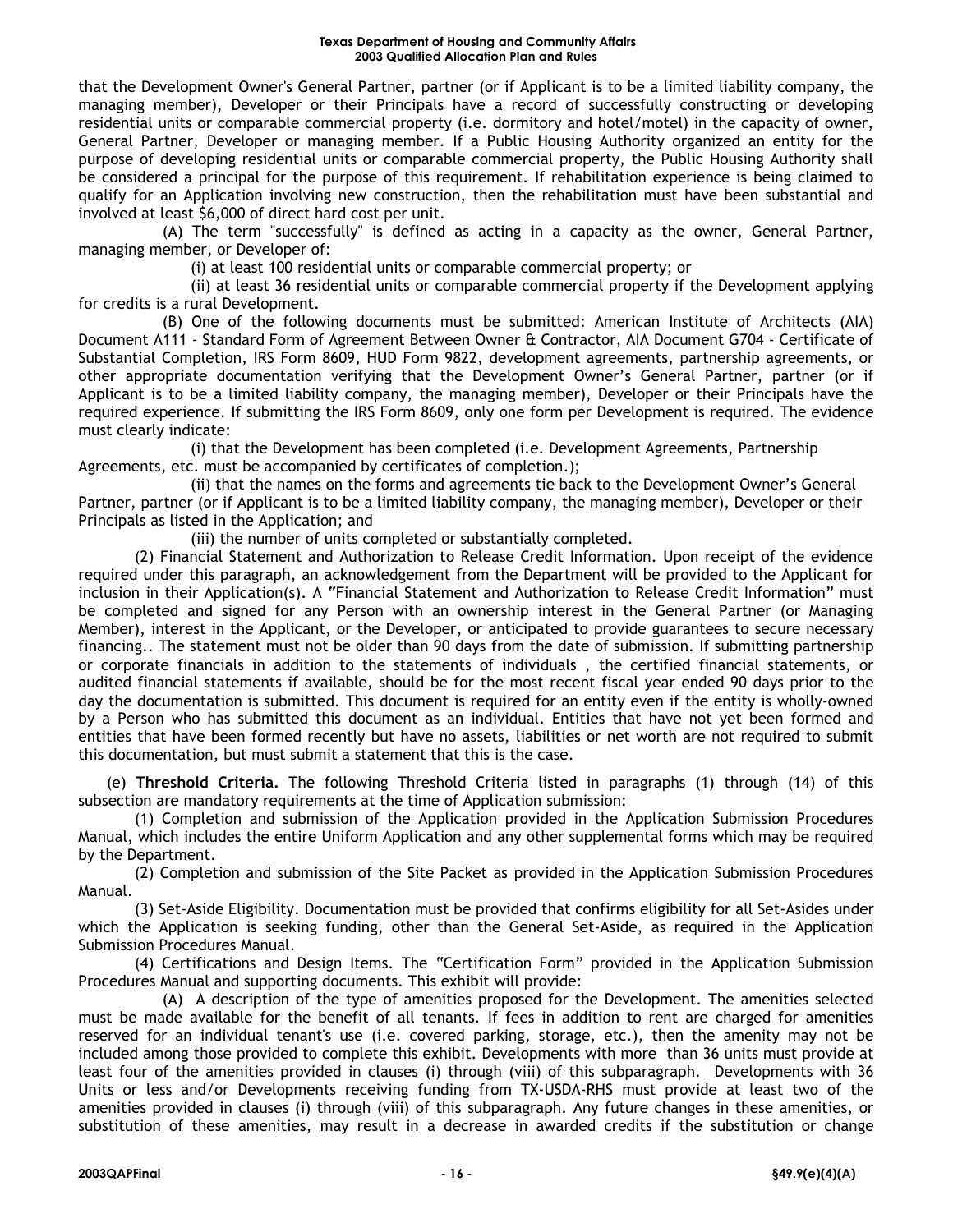that the Development Owner's General Partner, partner (or if Applicant is to be a limited liability company, the managing member), Developer or their Principals have a record of successfully constructing or developing residential units or comparable commercial property (i.e. dormitory and hotel/motel) in the capacity of owner, General Partner, Developer or managing member. If a Public Housing Authority organized an entity for the purpose of developing residential units or comparable commercial property, the Public Housing Authority shall be considered a principal for the purpose of this requirement. If rehabilitation experience is being claimed to qualify for an Application involving new construction, then the rehabilitation must have been substantial and involved at least $6,000 of direct hard cost per unit.

(A) The term "successfully" is defined as acting in a capacity as the owner, General Partner, managing member, or Developer of:

(i) at least 100 residential units or comparable commercial property; or

(ii) at least 36 residential units or comparable commercial property if the Development applying for credits is a rural Development.

(B) One of the following documents must be submitted: American Institute of Architects (AIA) Document A111 - Standard Form of Agreement Between Owner & Contractor, AIA Document G704 - Certificate of Substantial Completion, IRS Form 8609, HUD Form 9822, development agreements, partnership agreements, or other appropriate documentation verifying that the Development Owner's General Partner, partner (or if Applicant is to be a limited liability company, the managing member), Developer or their Principals have the required experience. If submitting the IRS Form 8609, only one form per Development is required. The evidence must clearly indicate:

(i) that the Development has been completed (i.e. Development Agreements, Partnership Agreements, etc. must be accompanied by certificates of completion.);

(ii) that the names on the forms and agreements tie back to the Development Owner's General Partner, partner (or if Applicant is to be a limited liability company, the managing member), Developer or their Principals as listed in the Application; and

(iii) the number of units completed or substantially completed.

(2) Financial Statement and Authorization to Release Credit Information. Upon receipt of the evidence required under this paragraph, an acknowledgement from the Department will be provided to the Applicant for inclusion in their Application(s). A "Financial Statement and Authorization to Release Credit Information" must be completed and signed for any Person with an ownership interest in the General Partner (or Managing Member), interest in the Applicant, or the Developer, or anticipated to provide guarantees to secure necessary financing.. The statement must not be older than 90 days from the date of submission. If submitting partnership or corporate financials in addition to the statements of individuals , the certified financial statements, or audited financial statements if available, should be for the most recent fiscal year ended 90 days prior to the day the documentation is submitted. This document is required for an entity even if the entity is wholly-owned by a Person who has submitted this document as an individual. Entities that have not yet been formed and entities that have been formed recently but have no assets, liabilities or net worth are not required to submit this documentation, but must submit a statement that this is the case.

(e) **Threshold Criteria.** The following Threshold Criteria listed in paragraphs (1) through (14) of this subsection are mandatory requirements at the time of Application submission:

(1) Completion and submission of the Application provided in the Application Submission Procedures Manual, which includes the entire Uniform Application and any other supplemental forms which may be required by the Department.

(2) Completion and submission of the Site Packet as provided in the Application Submission Procedures Manual.

(3) Set-Aside Eligibility. Documentation must be provided that confirms eligibility for all Set-Asides under which the Application is seeking funding, other than the General Set-Aside, as required in the Application Submission Procedures Manual.

(4) Certifications and Design Items. The "Certification Form" provided in the Application Submission Procedures Manual and supporting documents. This exhibit will provide:

(A) A description of the type of amenities proposed for the Development. The amenities selected must be made available for the benefit of all tenants. If fees in addition to rent are charged for amenities reserved for an individual tenant's use (i.e. covered parking, storage, etc.), then the amenity may not be included among those provided to complete this exhibit. Developments with more than 36 units must provide at least four of the amenities provided in clauses (i) through (viii) of this subparagraph. Developments with 36 Units or less and/or Developments receiving funding from TX-USDA-RHS must provide at least two of the amenities provided in clauses (i) through (viii) of this subparagraph. Any future changes in these amenities, or substitution of these amenities, may result in a decrease in awarded credits if the substitution or change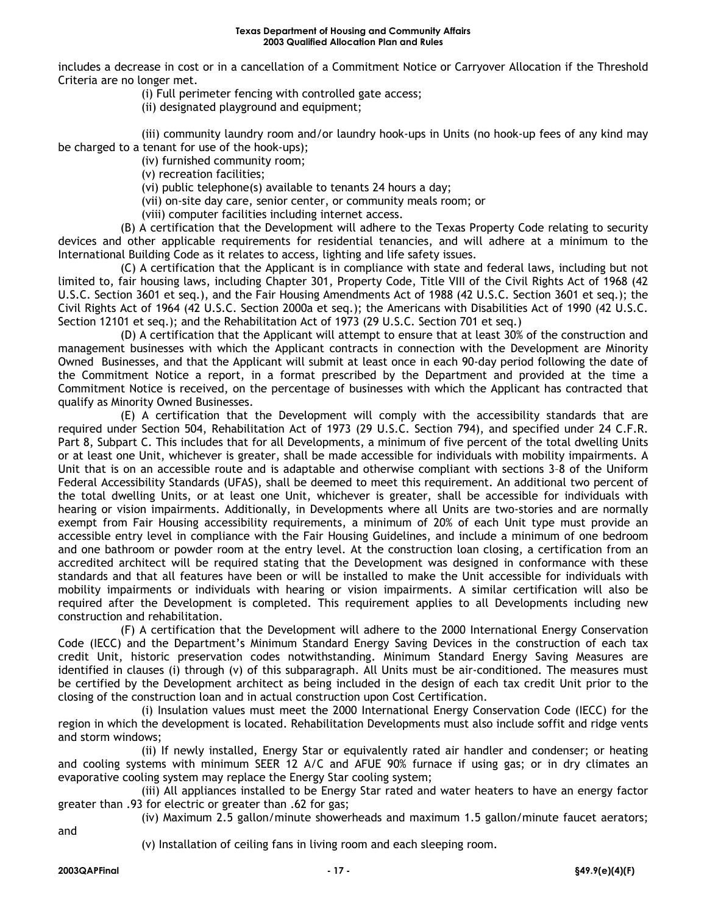includes a decrease in cost or in a cancellation of a Commitment Notice or Carryover Allocation if the Threshold Criteria are no longer met.

(i) Full perimeter fencing with controlled gate access;

(ii) designated playground and equipment;

(iii) community laundry room and/or laundry hook-ups in Units (no hook-up fees of any kind may be charged to a tenant for use of the hook-ups);

(iv) furnished community room;

(v) recreation facilities;

(vi) public telephone(s) available to tenants 24 hours a day;

(vii) on-site day care, senior center, or community meals room; or

(viii) computer facilities including internet access.

(B) A certification that the Development will adhere to the Texas Property Code relating to security devices and other applicable requirements for residential tenancies, and will adhere at a minimum to the International Building Code as it relates to access, lighting and life safety issues.

(C) A certification that the Applicant is in compliance with state and federal laws, including but not limited to, fair housing laws, including Chapter 301, Property Code, Title VIII of the Civil Rights Act of 1968 (42 U.S.C. Section 3601 et seq.), and the Fair Housing Amendments Act of 1988 (42 U.S.C. Section 3601 et seq.); the Civil Rights Act of 1964 (42 U.S.C. Section 2000a et seq.); the Americans with Disabilities Act of 1990 (42 U.S.C. Section 12101 et seq.); and the Rehabilitation Act of 1973 (29 U.S.C. Section 701 et seq.)

(D) A certification that the Applicant will attempt to ensure that at least 30% of the construction and management businesses with which the Applicant contracts in connection with the Development are Minority Owned Businesses, and that the Applicant will submit at least once in each 90-day period following the date of the Commitment Notice a report, in a format prescribed by the Department and provided at the time a Commitment Notice is received, on the percentage of businesses with which the Applicant has contracted that qualify as Minority Owned Businesses.

(E) A certification that the Development will comply with the accessibility standards that are required under Section 504, Rehabilitation Act of 1973 (29 U.S.C. Section 794), and specified under 24 C.F.R. Part 8, Subpart C. This includes that for all Developments, a minimum of five percent of the total dwelling Units or at least one Unit, whichever is greater, shall be made accessible for individuals with mobility impairments. A Unit that is on an accessible route and is adaptable and otherwise compliant with sections 3–8 of the Uniform Federal Accessibility Standards (UFAS), shall be deemed to meet this requirement. An additional two percent of the total dwelling Units, or at least one Unit, whichever is greater, shall be accessible for individuals with hearing or vision impairments. Additionally, in Developments where all Units are two-stories and are normally exempt from Fair Housing accessibility requirements, a minimum of 20% of each Unit type must provide an accessible entry level in compliance with the Fair Housing Guidelines, and include a minimum of one bedroom and one bathroom or powder room at the entry level. At the construction loan closing, a certification from an accredited architect will be required stating that the Development was designed in conformance with these standards and that all features have been or will be installed to make the Unit accessible for individuals with mobility impairments or individuals with hearing or vision impairments. A similar certification will also be required after the Development is completed. This requirement applies to all Developments including new construction and rehabilitation.

(F) A certification that the Development will adhere to the 2000 International Energy Conservation Code (IECC) and the Department's Minimum Standard Energy Saving Devices in the construction of each tax credit Unit, historic preservation codes notwithstanding. Minimum Standard Energy Saving Measures are identified in clauses (i) through (v) of this subparagraph. All Units must be air-conditioned. The measures must be certified by the Development architect as being included in the design of each tax credit Unit prior to the closing of the construction loan and in actual construction upon Cost Certification.

(i) Insulation values must meet the 2000 International Energy Conservation Code (IECC) for the region in which the development is located. Rehabilitation Developments must also include soffit and ridge vents and storm windows;

(ii) If newly installed, Energy Star or equivalently rated air handler and condenser; or heating and cooling systems with minimum SEER 12 A/C and AFUE 90% furnace if using gas; or in dry climates an evaporative cooling system may replace the Energy Star cooling system;

(iii) All appliances installed to be Energy Star rated and water heaters to have an energy factor greater than .93 for electric or greater than .62 for gas;

(iv) Maximum 2.5 gallon/minute showerheads and maximum 1.5 gallon/minute faucet aerators; and

(v) Installation of ceiling fans in living room and each sleeping room.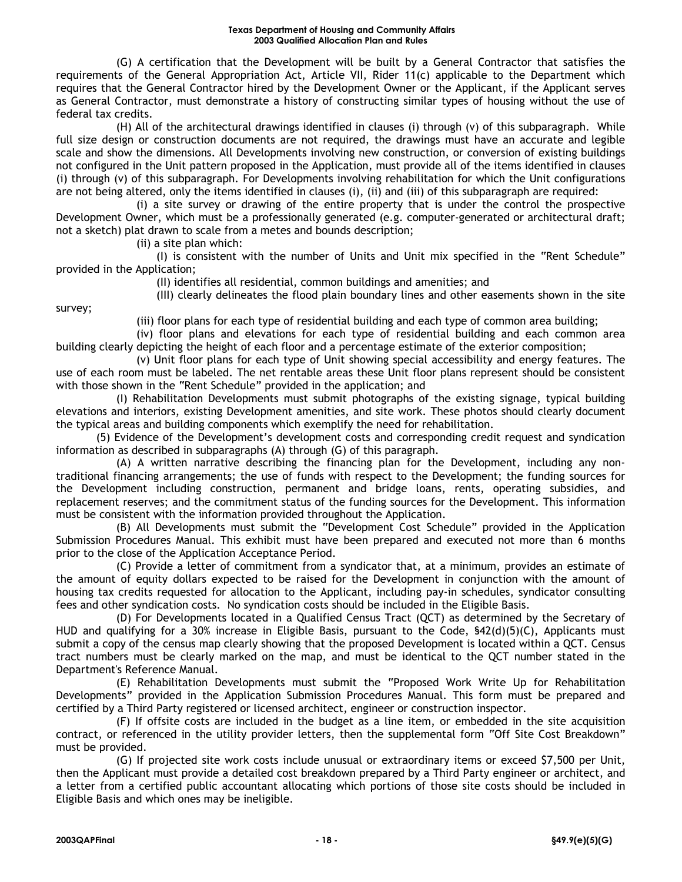(G) A certification that the Development will be built by a General Contractor that satisfies the requirements of the General Appropriation Act, Article VII, Rider 11(c) applicable to the Department which requires that the General Contractor hired by the Development Owner or the Applicant, if the Applicant serves as General Contractor, must demonstrate a history of constructing similar types of housing without the use of federal tax credits.

(H) All of the architectural drawings identified in clauses (i) through (v) of this subparagraph. While full size design or construction documents are not required, the drawings must have an accurate and legible scale and show the dimensions. All Developments involving new construction, or conversion of existing buildings not configured in the Unit pattern proposed in the Application, must provide all of the items identified in clauses (i) through (v) of this subparagraph. For Developments involving rehabilitation for which the Unit configurations are not being altered, only the items identified in clauses (i), (ii) and (iii) of this subparagraph are required:

(i) a site survey or drawing of the entire property that is under the control the prospective Development Owner, which must be a professionally generated (e.g. computer-generated or architectural draft; not a sketch) plat drawn to scale from a metes and bounds description;

(ii) a site plan which:

(I) is consistent with the number of Units and Unit mix specified in the "Rent Schedule" provided in the Application;

(II) identifies all residential, common buildings and amenities; and

(III) clearly delineates the flood plain boundary lines and other easements shown in the site survey;

(iii) floor plans for each type of residential building and each type of common area building;

(iv) floor plans and elevations for each type of residential building and each common area building clearly depicting the height of each floor and a percentage estimate of the exterior composition;

(v) Unit floor plans for each type of Unit showing special accessibility and energy features. The use of each room must be labeled. The net rentable areas these Unit floor plans represent should be consistent with those shown in the "Rent Schedule" provided in the application; and

(I) Rehabilitation Developments must submit photographs of the existing signage, typical building elevations and interiors, existing Development amenities, and site work. These photos should clearly document the typical areas and building components which exemplify the need for rehabilitation.

(5) Evidence of the Development's development costs and corresponding credit request and syndication information as described in subparagraphs (A) through (G) of this paragraph.

(A) A written narrative describing the financing plan for the Development, including any non-traditional financing arrangements; the use of funds with respect to the Development; the funding sources for the Development including construction, permanent and bridge loans, rents, operating subsidies, and replacement reserves; and the commitment status of the funding sources for the Development. This information must be consistent with the information provided throughout the Application.

(B) All Developments must submit the "Development Cost Schedule" provided in the Application Submission Procedures Manual. This exhibit must have been prepared and executed not more than 6 months prior to the close of the Application Acceptance Period.

(C) Provide a letter of commitment from a syndicator that, at a minimum, provides an estimate of the amount of equity dollars expected to be raised for the Development in conjunction with the amount of housing tax credits requested for allocation to the Applicant, including pay-in schedules, syndicator consulting fees and other syndication costs. No syndication costs should be included in the Eligible Basis.

(D) For Developments located in a Qualified Census Tract (QCT) as determined by the Secretary of HUD and qualifying for a 30% increase in Eligible Basis, pursuant to the Code, §42(d)(5)(C), Applicants must submit a copy of the census map clearly showing that the proposed Development is located within a QCT. Census tract numbers must be clearly marked on the map, and must be identical to the QCT number stated in the Department's Reference Manual.

(E) Rehabilitation Developments must submit the "Proposed Work Write Up for Rehabilitation Developments" provided in the Application Submission Procedures Manual. This form must be prepared and certified by a Third Party registered or licensed architect, engineer or construction inspector.

(F) If offsite costs are included in the budget as a line item, or embedded in the site acquisition contract, or referenced in the utility provider letters, then the supplemental form "Off Site Cost Breakdown" must be provided.

(G) If projected site work costs include unusual or extraordinary items or exceed $7,500 per Unit, then the Applicant must provide a detailed cost breakdown prepared by a Third Party engineer or architect, and a letter from a certified public accountant allocating which portions of those site costs should be included in Eligible Basis and which ones may be ineligible.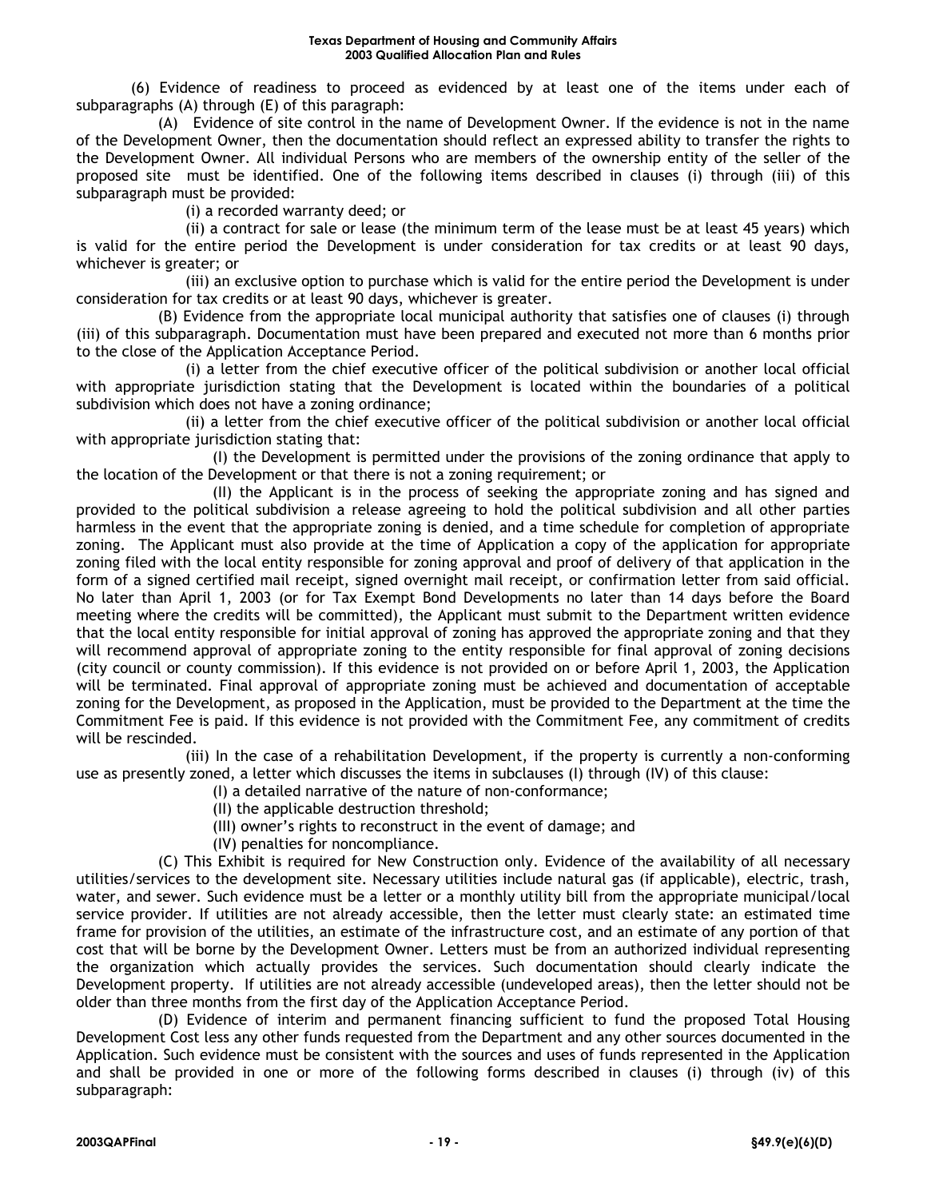(6) Evidence of readiness to proceed as evidenced by at least one of the items under each of subparagraphs (A) through (E) of this paragraph:

(A) Evidence of site control in the name of Development Owner. If the evidence is not in the name of the Development Owner, then the documentation should reflect an expressed ability to transfer the rights to the Development Owner. All individual Persons who are members of the ownership entity of the seller of the proposed site must be identified. One of the following items described in clauses (i) through (iii) of this subparagraph must be provided:

(i) a recorded warranty deed; or

(ii) a contract for sale or lease (the minimum term of the lease must be at least 45 years) which is valid for the entire period the Development is under consideration for tax credits or at least 90 days, whichever is greater; or

(iii) an exclusive option to purchase which is valid for the entire period the Development is under consideration for tax credits or at least 90 days, whichever is greater.

(B) Evidence from the appropriate local municipal authority that satisfies one of clauses (i) through (iii) of this subparagraph. Documentation must have been prepared and executed not more than 6 months prior to the close of the Application Acceptance Period.

(i) a letter from the chief executive officer of the political subdivision or another local official with appropriate jurisdiction stating that the Development is located within the boundaries of a political subdivision which does not have a zoning ordinance;

(ii) a letter from the chief executive officer of the political subdivision or another local official with appropriate jurisdiction stating that:

(I) the Development is permitted under the provisions of the zoning ordinance that apply to the location of the Development or that there is not a zoning requirement; or

(II) the Applicant is in the process of seeking the appropriate zoning and has signed and provided to the political subdivision a release agreeing to hold the political subdivision and all other parties harmless in the event that the appropriate zoning is denied, and a time schedule for completion of appropriate zoning. The Applicant must also provide at the time of Application a copy of the application for appropriate zoning filed with the local entity responsible for zoning approval and proof of delivery of that application in the form of a signed certified mail receipt, signed overnight mail receipt, or confirmation letter from said official. No later than April 1, 2003 (or for Tax Exempt Bond Developments no later than 14 days before the Board meeting where the credits will be committed), the Applicant must submit to the Department written evidence that the local entity responsible for initial approval of zoning has approved the appropriate zoning and that they will recommend approval of appropriate zoning to the entity responsible for final approval of zoning decisions (city council or county commission). If this evidence is not provided on or before April 1, 2003, the Application will be terminated. Final approval of appropriate zoning must be achieved and documentation of acceptable zoning for the Development, as proposed in the Application, must be provided to the Department at the time the Commitment Fee is paid. If this evidence is not provided with the Commitment Fee, any commitment of credits will be rescinded.

(iii) In the case of a rehabilitation Development, if the property is currently a non-conforming use as presently zoned, a letter which discusses the items in subclauses (I) through (IV) of this clause:

(I) a detailed narrative of the nature of non-conformance;

(II) the applicable destruction threshold;

(III) owner's rights to reconstruct in the event of damage; and

(IV) penalties for noncompliance.

(C) This Exhibit is required for New Construction only. Evidence of the availability of all necessary utilities/services to the development site. Necessary utilities include natural gas (if applicable), electric, trash, water, and sewer. Such evidence must be a letter or a monthly utility bill from the appropriate municipal/local service provider. If utilities are not already accessible, then the letter must clearly state: an estimated time frame for provision of the utilities, an estimate of the infrastructure cost, and an estimate of any portion of that cost that will be borne by the Development Owner. Letters must be from an authorized individual representing the organization which actually provides the services. Such documentation should clearly indicate the Development property. If utilities are not already accessible (undeveloped areas), then the letter should not be older than three months from the first day of the Application Acceptance Period.

(D) Evidence of interim and permanent financing sufficient to fund the proposed Total Housing Development Cost less any other funds requested from the Department and any other sources documented in the Application. Such evidence must be consistent with the sources and uses of funds represented in the Application and shall be provided in one or more of the following forms described in clauses (i) through (iv) of this subparagraph: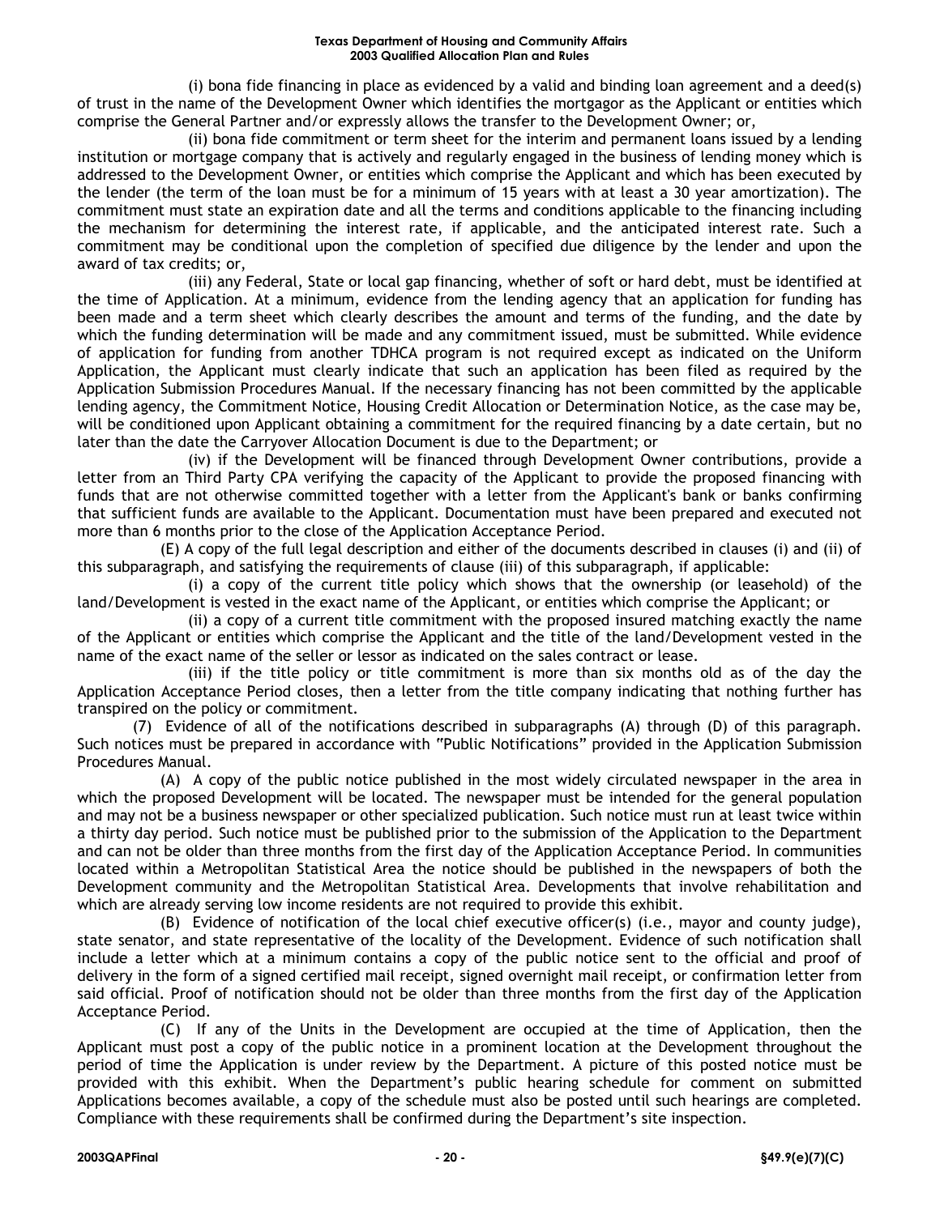(i) bona fide financing in place as evidenced by a valid and binding loan agreement and a deed(s) of trust in the name of the Development Owner which identifies the mortgagor as the Applicant or entities which comprise the General Partner and/or expressly allows the transfer to the Development Owner; or,

(ii) bona fide commitment or term sheet for the interim and permanent loans issued by a lending institution or mortgage company that is actively and regularly engaged in the business of lending money which is addressed to the Development Owner, or entities which comprise the Applicant and which has been executed by the lender (the term of the loan must be for a minimum of 15 years with at least a 30 year amortization). The commitment must state an expiration date and all the terms and conditions applicable to the financing including the mechanism for determining the interest rate, if applicable, and the anticipated interest rate. Such a commitment may be conditional upon the completion of specified due diligence by the lender and upon the award of tax credits; or,

(iii) any Federal, State or local gap financing, whether of soft or hard debt, must be identified at the time of Application. At a minimum, evidence from the lending agency that an application for funding has been made and a term sheet which clearly describes the amount and terms of the funding, and the date by which the funding determination will be made and any commitment issued, must be submitted. While evidence of application for funding from another TDHCA program is not required except as indicated on the Uniform Application, the Applicant must clearly indicate that such an application has been filed as required by the Application Submission Procedures Manual. If the necessary financing has not been committed by the applicable lending agency, the Commitment Notice, Housing Credit Allocation or Determination Notice, as the case may be, will be conditioned upon Applicant obtaining a commitment for the required financing by a date certain, but no later than the date the Carryover Allocation Document is due to the Department; or

(iv) if the Development will be financed through Development Owner contributions, provide a letter from an Third Party CPA verifying the capacity of the Applicant to provide the proposed financing with funds that are not otherwise committed together with a letter from the Applicant's bank or banks confirming that sufficient funds are available to the Applicant. Documentation must have been prepared and executed not more than 6 months prior to the close of the Application Acceptance Period.

(E) A copy of the full legal description and either of the documents described in clauses (i) and (ii) of this subparagraph, and satisfying the requirements of clause (iii) of this subparagraph, if applicable:

(i) a copy of the current title policy which shows that the ownership (or leasehold) of the land/Development is vested in the exact name of the Applicant, or entities which comprise the Applicant; or

(ii) a copy of a current title commitment with the proposed insured matching exactly the name of the Applicant or entities which comprise the Applicant and the title of the land/Development vested in the name of the exact name of the seller or lessor as indicated on the sales contract or lease.

(iii) if the title policy or title commitment is more than six months old as of the day the Application Acceptance Period closes, then a letter from the title company indicating that nothing further has transpired on the policy or commitment.

(7) Evidence of all of the notifications described in subparagraphs (A) through (D) of this paragraph. Such notices must be prepared in accordance with "Public Notifications" provided in the Application Submission Procedures Manual.

(A) A copy of the public notice published in the most widely circulated newspaper in the area in which the proposed Development will be located. The newspaper must be intended for the general population and may not be a business newspaper or other specialized publication. Such notice must run at least twice within a thirty day period. Such notice must be published prior to the submission of the Application to the Department and can not be older than three months from the first day of the Application Acceptance Period. In communities located within a Metropolitan Statistical Area the notice should be published in the newspapers of both the Development community and the Metropolitan Statistical Area. Developments that involve rehabilitation and which are already serving low income residents are not required to provide this exhibit.

(B) Evidence of notification of the local chief executive officer(s) (i.e., mayor and county judge), state senator, and state representative of the locality of the Development. Evidence of such notification shall include a letter which at a minimum contains a copy of the public notice sent to the official and proof of delivery in the form of a signed certified mail receipt, signed overnight mail receipt, or confirmation letter from said official. Proof of notification should not be older than three months from the first day of the Application Acceptance Period.

(C) If any of the Units in the Development are occupied at the time of Application, then the Applicant must post a copy of the public notice in a prominent location at the Development throughout the period of time the Application is under review by the Department. A picture of this posted notice must be provided with this exhibit. When the Department's public hearing schedule for comment on submitted Applications becomes available, a copy of the schedule must also be posted until such hearings are completed. Compliance with these requirements shall be confirmed during the Department's site inspection.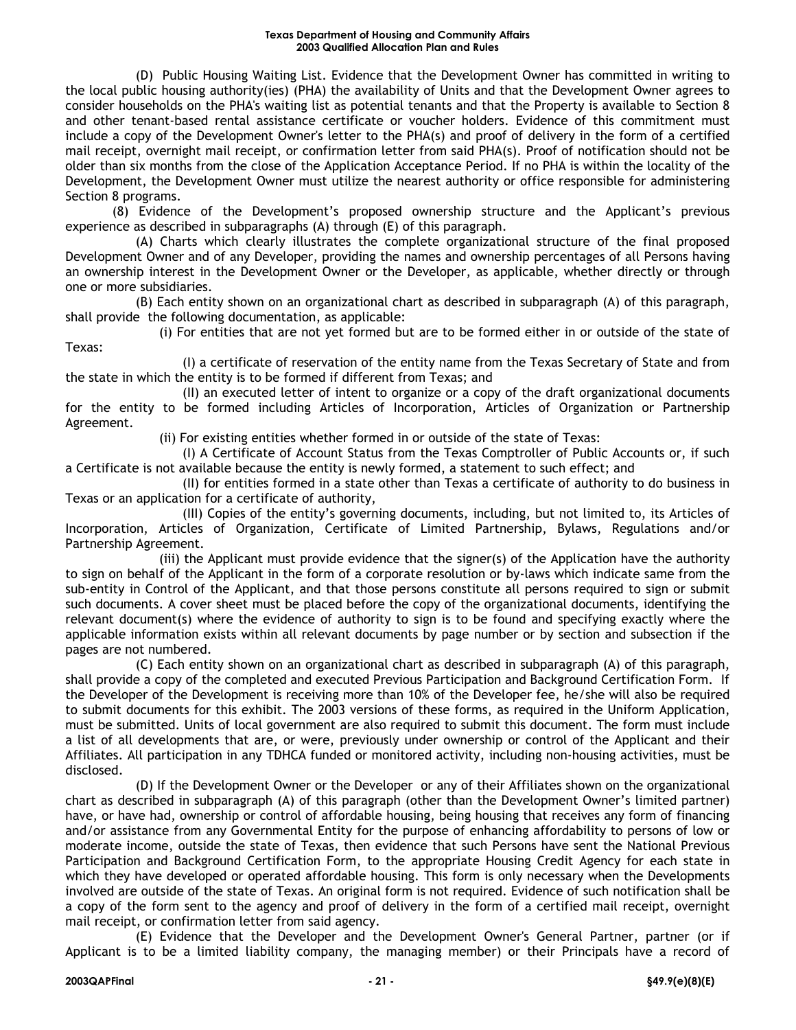(D) Public Housing Waiting List. Evidence that the Development Owner has committed in writing to the local public housing authority(ies) (PHA) the availability of Units and that the Development Owner agrees to consider households on the PHA's waiting list as potential tenants and that the Property is available to Section 8 and other tenant-based rental assistance certificate or voucher holders. Evidence of this commitment must include a copy of the Development Owner's letter to the PHA(s) and proof of delivery in the form of a certified mail receipt, overnight mail receipt, or confirmation letter from said PHA(s). Proof of notification should not be older than six months from the close of the Application Acceptance Period. If no PHA is within the locality of the Development, the Development Owner must utilize the nearest authority or office responsible for administering Section 8 programs.

(8) Evidence of the Development's proposed ownership structure and the Applicant's previous experience as described in subparagraphs (A) through (E) of this paragraph.

(A) Charts which clearly illustrates the complete organizational structure of the final proposed Development Owner and of any Developer, providing the names and ownership percentages of all Persons having an ownership interest in the Development Owner or the Developer, as applicable, whether directly or through one or more subsidiaries.

(B) Each entity shown on an organizational chart as described in subparagraph (A) of this paragraph, shall provide the following documentation, as applicable:

(i) For entities that are not yet formed but are to be formed either in or outside of the state of Texas:

(I) a certificate of reservation of the entity name from the Texas Secretary of State and from the state in which the entity is to be formed if different from Texas; and

(II) an executed letter of intent to organize or a copy of the draft organizational documents for the entity to be formed including Articles of Incorporation, Articles of Organization or Partnership Agreement.

(ii) For existing entities whether formed in or outside of the state of Texas:

(I) A Certificate of Account Status from the Texas Comptroller of Public Accounts or, if such a Certificate is not available because the entity is newly formed, a statement to such effect; and

(II) for entities formed in a state other than Texas a certificate of authority to do business in Texas or an application for a certificate of authority,

(III) Copies of the entity's governing documents, including, but not limited to, its Articles of Incorporation, Articles of Organization, Certificate of Limited Partnership, Bylaws, Regulations and/or Partnership Agreement.

(iii) the Applicant must provide evidence that the signer(s) of the Application have the authority to sign on behalf of the Applicant in the form of a corporate resolution or by-laws which indicate same from the sub-entity in Control of the Applicant, and that those persons constitute all persons required to sign or submit such documents. A cover sheet must be placed before the copy of the organizational documents, identifying the relevant document(s) where the evidence of authority to sign is to be found and specifying exactly where the applicable information exists within all relevant documents by page number or by section and subsection if the pages are not numbered.

(C) Each entity shown on an organizational chart as described in subparagraph (A) of this paragraph, shall provide a copy of the completed and executed Previous Participation and Background Certification Form. If the Developer of the Development is receiving more than 10% of the Developer fee, he/she will also be required to submit documents for this exhibit. The 2003 versions of these forms, as required in the Uniform Application, must be submitted. Units of local government are also required to submit this document. The form must include a list of all developments that are, or were, previously under ownership or control of the Applicant and their Affiliates. All participation in any TDHCA funded or monitored activity, including non-housing activities, must be disclosed.

(D) If the Development Owner or the Developer or any of their Affiliates shown on the organizational chart as described in subparagraph (A) of this paragraph (other than the Development Owner's limited partner) have, or have had, ownership or control of affordable housing, being housing that receives any form of financing and/or assistance from any Governmental Entity for the purpose of enhancing affordability to persons of low or moderate income, outside the state of Texas, then evidence that such Persons have sent the National Previous Participation and Background Certification Form, to the appropriate Housing Credit Agency for each state in which they have developed or operated affordable housing. This form is only necessary when the Developments involved are outside of the state of Texas. An original form is not required. Evidence of such notification shall be a copy of the form sent to the agency and proof of delivery in the form of a certified mail receipt, overnight mail receipt, or confirmation letter from said agency.

(E) Evidence that the Developer and the Development Owner's General Partner, partner (or if Applicant is to be a limited liability company, the managing member) or their Principals have a record of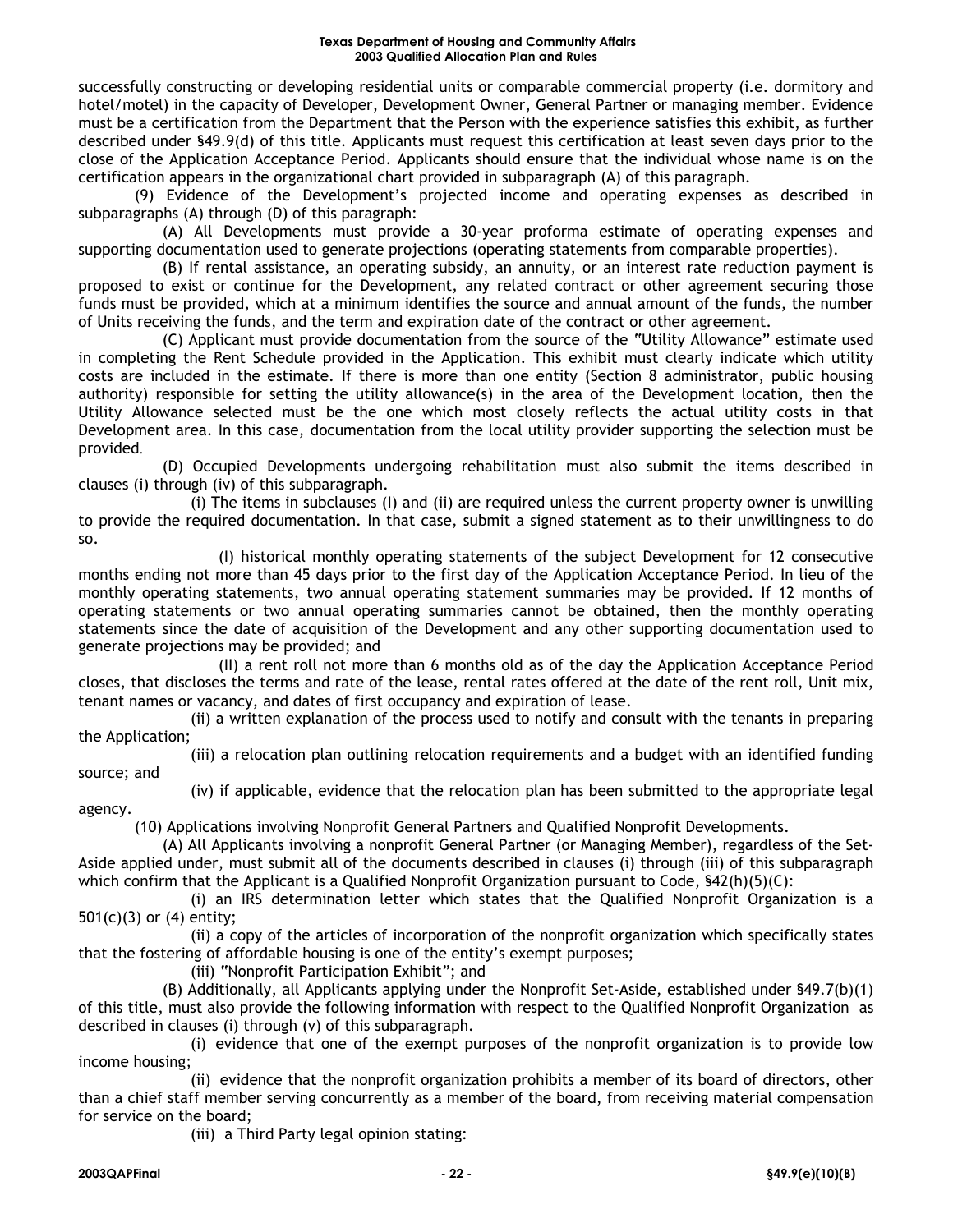successfully constructing or developing residential units or comparable commercial property (i.e. dormitory and hotel/motel) in the capacity of Developer, Development Owner, General Partner or managing member. Evidence must be a certification from the Department that the Person with the experience satisfies this exhibit, as further described under §49.9(d) of this title. Applicants must request this certification at least seven days prior to the close of the Application Acceptance Period. Applicants should ensure that the individual whose name is on the certification appears in the organizational chart provided in subparagraph (A) of this paragraph.

(9) Evidence of the Development's projected income and operating expenses as described in subparagraphs (A) through (D) of this paragraph:

(A) All Developments must provide a 30-year proforma estimate of operating expenses and supporting documentation used to generate projections (operating statements from comparable properties).

(B) If rental assistance, an operating subsidy, an annuity, or an interest rate reduction payment is proposed to exist or continue for the Development, any related contract or other agreement securing those funds must be provided, which at a minimum identifies the source and annual amount of the funds, the number of Units receiving the funds, and the term and expiration date of the contract or other agreement.

(C) Applicant must provide documentation from the source of the "Utility Allowance" estimate used in completing the Rent Schedule provided in the Application. This exhibit must clearly indicate which utility costs are included in the estimate. If there is more than one entity (Section 8 administrator, public housing authority) responsible for setting the utility allowance(s) in the area of the Development location, then the Utility Allowance selected must be the one which most closely reflects the actual utility costs in that Development area. In this case, documentation from the local utility provider supporting the selection must be provided.

(D) Occupied Developments undergoing rehabilitation must also submit the items described in clauses (i) through (iv) of this subparagraph.

(i) The items in subclauses (I) and (ii) are required unless the current property owner is unwilling to provide the required documentation. In that case, submit a signed statement as to their unwillingness to do so.

(I) historical monthly operating statements of the subject Development for 12 consecutive months ending not more than 45 days prior to the first day of the Application Acceptance Period. In lieu of the monthly operating statements, two annual operating statement summaries may be provided. If 12 months of operating statements or two annual operating summaries cannot be obtained, then the monthly operating statements since the date of acquisition of the Development and any other supporting documentation used to generate projections may be provided; and

(II) a rent roll not more than 6 months old as of the day the Application Acceptance Period closes, that discloses the terms and rate of the lease, rental rates offered at the date of the rent roll, Unit mix, tenant names or vacancy, and dates of first occupancy and expiration of lease.

(ii) a written explanation of the process used to notify and consult with the tenants in preparing the Application;

(iii) a relocation plan outlining relocation requirements and a budget with an identified funding source; and

(iv) if applicable, evidence that the relocation plan has been submitted to the appropriate legal agency.

(10) Applications involving Nonprofit General Partners and Qualified Nonprofit Developments.

(A) All Applicants involving a nonprofit General Partner (or Managing Member), regardless of the Set-Aside applied under, must submit all of the documents described in clauses (i) through (iii) of this subparagraph which confirm that the Applicant is a Qualified Nonprofit Organization pursuant to Code, §42(h)(5)(C):

(i) an IRS determination letter which states that the Qualified Nonprofit Organization is a 501(c)(3) or (4) entity;

(ii) a copy of the articles of incorporation of the nonprofit organization which specifically states that the fostering of affordable housing is one of the entity's exempt purposes;

(iii) "Nonprofit Participation Exhibit"; and

(B) Additionally, all Applicants applying under the Nonprofit Set-Aside, established under §49.7(b)(1) of this title, must also provide the following information with respect to the Qualified Nonprofit Organization as described in clauses (i) through (v) of this subparagraph.

(i) evidence that one of the exempt purposes of the nonprofit organization is to provide low income housing;

(ii) evidence that the nonprofit organization prohibits a member of its board of directors, other than a chief staff member serving concurrently as a member of the board, from receiving material compensation for service on the board;

(iii) a Third Party legal opinion stating: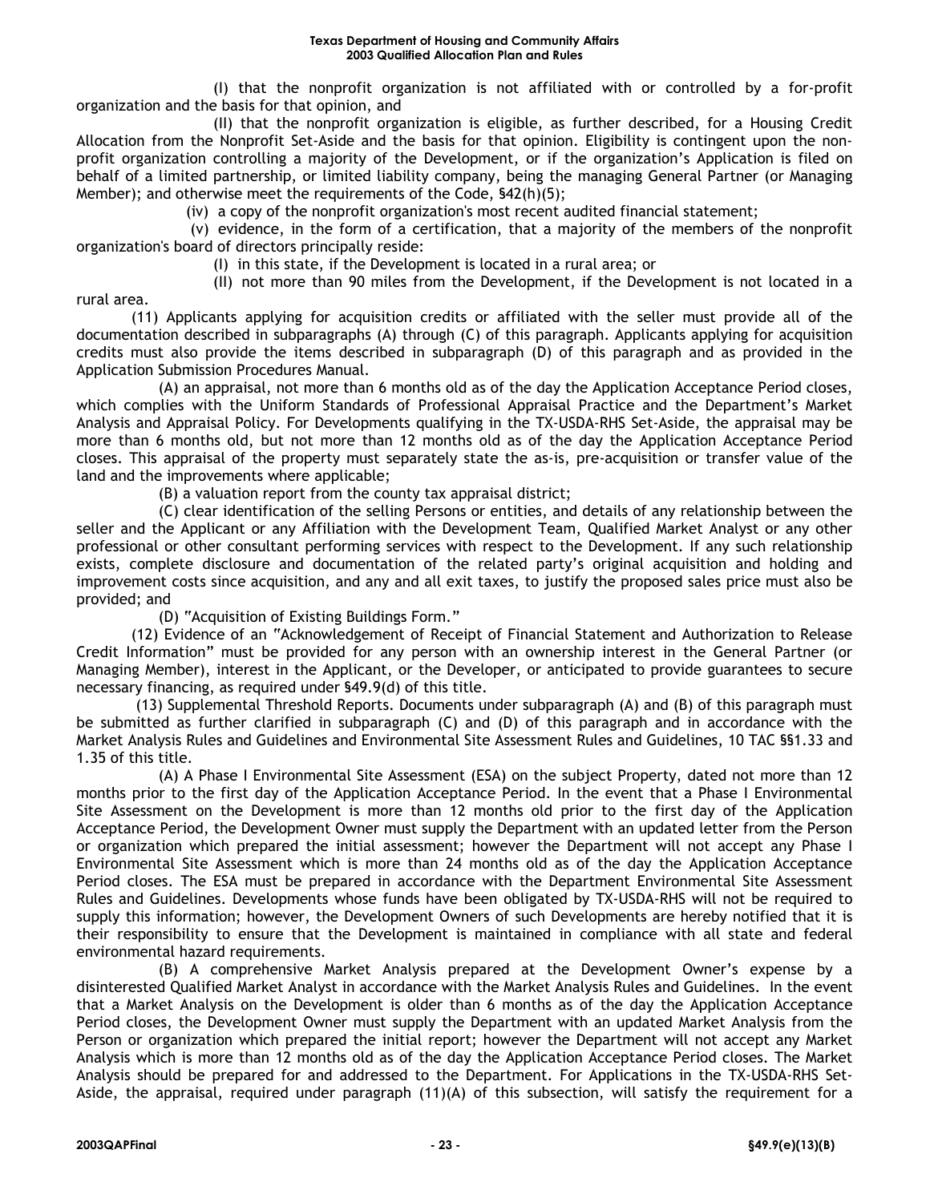(I) that the nonprofit organization is not affiliated with or controlled by a for-profit organization and the basis for that opinion, and

(II) that the nonprofit organization is eligible, as further described, for a Housing Credit Allocation from the Nonprofit Set-Aside and the basis for that opinion. Eligibility is contingent upon the non-profit organization controlling a majority of the Development, or if the organization's Application is filed on behalf of a limited partnership, or limited liability company, being the managing General Partner (or Managing Member); and otherwise meet the requirements of the Code, §42(h)(5);

(iv) a copy of the nonprofit organization's most recent audited financial statement;

(v) evidence, in the form of a certification, that a majority of the members of the nonprofit organization's board of directors principally reside:

(I) in this state, if the Development is located in a rural area; or

(II) not more than 90 miles from the Development, if the Development is not located in a rural area.

(11) Applicants applying for acquisition credits or affiliated with the seller must provide all of the documentation described in subparagraphs (A) through (C) of this paragraph. Applicants applying for acquisition credits must also provide the items described in subparagraph (D) of this paragraph and as provided in the Application Submission Procedures Manual.

(A) an appraisal, not more than 6 months old as of the day the Application Acceptance Period closes, which complies with the Uniform Standards of Professional Appraisal Practice and the Department's Market Analysis and Appraisal Policy. For Developments qualifying in the TX-USDA-RHS Set-Aside, the appraisal may be more than 6 months old, but not more than 12 months old as of the day the Application Acceptance Period closes. This appraisal of the property must separately state the as-is, pre-acquisition or transfer value of the land and the improvements where applicable;

(B) a valuation report from the county tax appraisal district;

(C) clear identification of the selling Persons or entities, and details of any relationship between the seller and the Applicant or any Affiliation with the Development Team, Qualified Market Analyst or any other professional or other consultant performing services with respect to the Development. If any such relationship exists, complete disclosure and documentation of the related party's original acquisition and holding and improvement costs since acquisition, and any and all exit taxes, to justify the proposed sales price must also be provided; and

(D) "Acquisition of Existing Buildings Form."

(12) Evidence of an "Acknowledgement of Receipt of Financial Statement and Authorization to Release Credit Information" must be provided for any person with an ownership interest in the General Partner (or Managing Member), interest in the Applicant, or the Developer, or anticipated to provide guarantees to secure necessary financing, as required under §49.9(d) of this title.

(13) Supplemental Threshold Reports. Documents under subparagraph (A) and (B) of this paragraph must be submitted as further clarified in subparagraph (C) and (D) of this paragraph and in accordance with the Market Analysis Rules and Guidelines and Environmental Site Assessment Rules and Guidelines, 10 TAC §§1.33 and 1.35 of this title.

(A) A Phase I Environmental Site Assessment (ESA) on the subject Property, dated not more than 12 months prior to the first day of the Application Acceptance Period. In the event that a Phase I Environmental Site Assessment on the Development is more than 12 months old prior to the first day of the Application Acceptance Period, the Development Owner must supply the Department with an updated letter from the Person or organization which prepared the initial assessment; however the Department will not accept any Phase I Environmental Site Assessment which is more than 24 months old as of the day the Application Acceptance Period closes. The ESA must be prepared in accordance with the Department Environmental Site Assessment Rules and Guidelines. Developments whose funds have been obligated by TX-USDA-RHS will not be required to supply this information; however, the Development Owners of such Developments are hereby notified that it is their responsibility to ensure that the Development is maintained in compliance with all state and federal environmental hazard requirements.

(B) A comprehensive Market Analysis prepared at the Development Owner's expense by a disinterested Qualified Market Analyst in accordance with the Market Analysis Rules and Guidelines. In the event that a Market Analysis on the Development is older than 6 months as of the day the Application Acceptance Period closes, the Development Owner must supply the Department with an updated Market Analysis from the Person or organization which prepared the initial report; however the Department will not accept any Market Analysis which is more than 12 months old as of the day the Application Acceptance Period closes. The Market Analysis should be prepared for and addressed to the Department. For Applications in the TX-USDA-RHS Set-Aside, the appraisal, required under paragraph (11)(A) of this subsection, will satisfy the requirement for a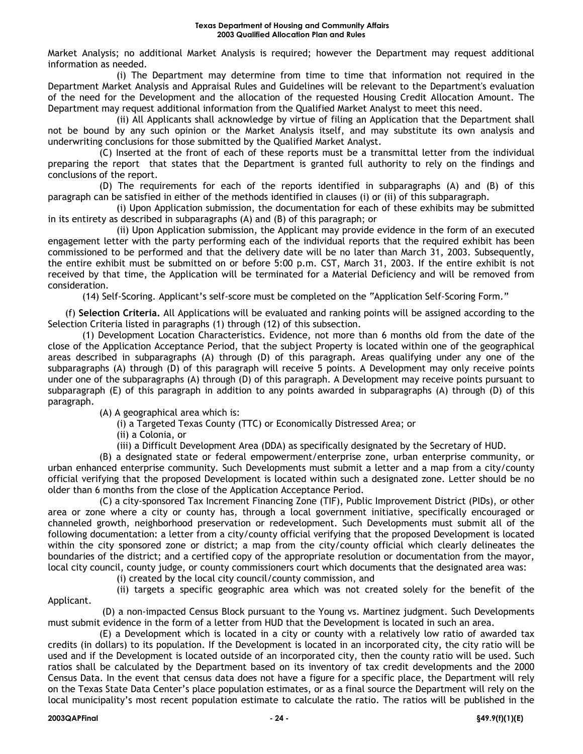Market Analysis; no additional Market Analysis is required; however the Department may request additional information as needed.

(i) The Department may determine from time to time that information not required in the Department Market Analysis and Appraisal Rules and Guidelines will be relevant to the Department's evaluation of the need for the Development and the allocation of the requested Housing Credit Allocation Amount. The Department may request additional information from the Qualified Market Analyst to meet this need.

(ii) All Applicants shall acknowledge by virtue of filing an Application that the Department shall not be bound by any such opinion or the Market Analysis itself, and may substitute its own analysis and underwriting conclusions for those submitted by the Qualified Market Analyst.

(C) Inserted at the front of each of these reports must be a transmittal letter from the individual preparing the report that states that the Department is granted full authority to rely on the findings and conclusions of the report.

(D) The requirements for each of the reports identified in subparagraphs (A) and (B) of this paragraph can be satisfied in either of the methods identified in clauses (i) or (ii) of this subparagraph.

(i) Upon Application submission, the documentation for each of these exhibits may be submitted in its entirety as described in subparagraphs (A) and (B) of this paragraph; or

(ii) Upon Application submission, the Applicant may provide evidence in the form of an executed engagement letter with the party performing each of the individual reports that the required exhibit has been commissioned to be performed and that the delivery date will be no later than March 31, 2003. Subsequently, the entire exhibit must be submitted on or before 5:00 p.m. CST, March 31, 2003. If the entire exhibit is not received by that time, the Application will be terminated for a Material Deficiency and will be removed from consideration.

(14) Self-Scoring. Applicant's self-score must be completed on the "Application Self-Scoring Form."

(f) **Selection Criteria.** All Applications will be evaluated and ranking points will be assigned according to the Selection Criteria listed in paragraphs (1) through (12) of this subsection.

(1) Development Location Characteristics. Evidence, not more than 6 months old from the date of the close of the Application Acceptance Period, that the subject Property is located within one of the geographical areas described in subparagraphs (A) through (D) of this paragraph. Areas qualifying under any one of the subparagraphs (A) through (D) of this paragraph will receive 5 points. A Development may only receive points under one of the subparagraphs (A) through (D) of this paragraph. A Development may receive points pursuant to subparagraph (E) of this paragraph in addition to any points awarded in subparagraphs (A) through (D) of this paragraph.

(A) A geographical area which is:

(i) a Targeted Texas County (TTC) or Economically Distressed Area; or

(ii) a Colonia, or

(iii) a Difficult Development Area (DDA) as specifically designated by the Secretary of HUD.

(B) a designated state or federal empowerment/enterprise zone, urban enterprise community, or urban enhanced enterprise community. Such Developments must submit a letter and a map from a city/county official verifying that the proposed Development is located within such a designated zone. Letter should be no older than 6 months from the close of the Application Acceptance Period.

(C) a city-sponsored Tax Increment Financing Zone (TIF), Public Improvement District (PIDs), or other area or zone where a city or county has, through a local government initiative, specifically encouraged or channeled growth, neighborhood preservation or redevelopment. Such Developments must submit all of the following documentation: a letter from a city/county official verifying that the proposed Development is located within the city sponsored zone or district; a map from the city/county official which clearly delineates the boundaries of the district; and a certified copy of the appropriate resolution or documentation from the mayor, local city council, county judge, or county commissioners court which documents that the designated area was:

(i) created by the local city council/county commission, and

(ii) targets a specific geographic area which was not created solely for the benefit of the Applicant.

(D) a non-impacted Census Block pursuant to the Young vs. Martinez judgment. Such Developments must submit evidence in the form of a letter from HUD that the Development is located in such an area.

(E) a Development which is located in a city or county with a relatively low ratio of awarded tax credits (in dollars) to its population. If the Development is located in an incorporated city, the city ratio will be used and if the Development is located outside of an incorporated city, then the county ratio will be used. Such ratios shall be calculated by the Department based on its inventory of tax credit developments and the 2000 Census Data. In the event that census data does not have a figure for a specific place, the Department will rely on the Texas State Data Center's place population estimates, or as a final source the Department will rely on the local municipality's most recent population estimate to calculate the ratio. The ratios will be published in the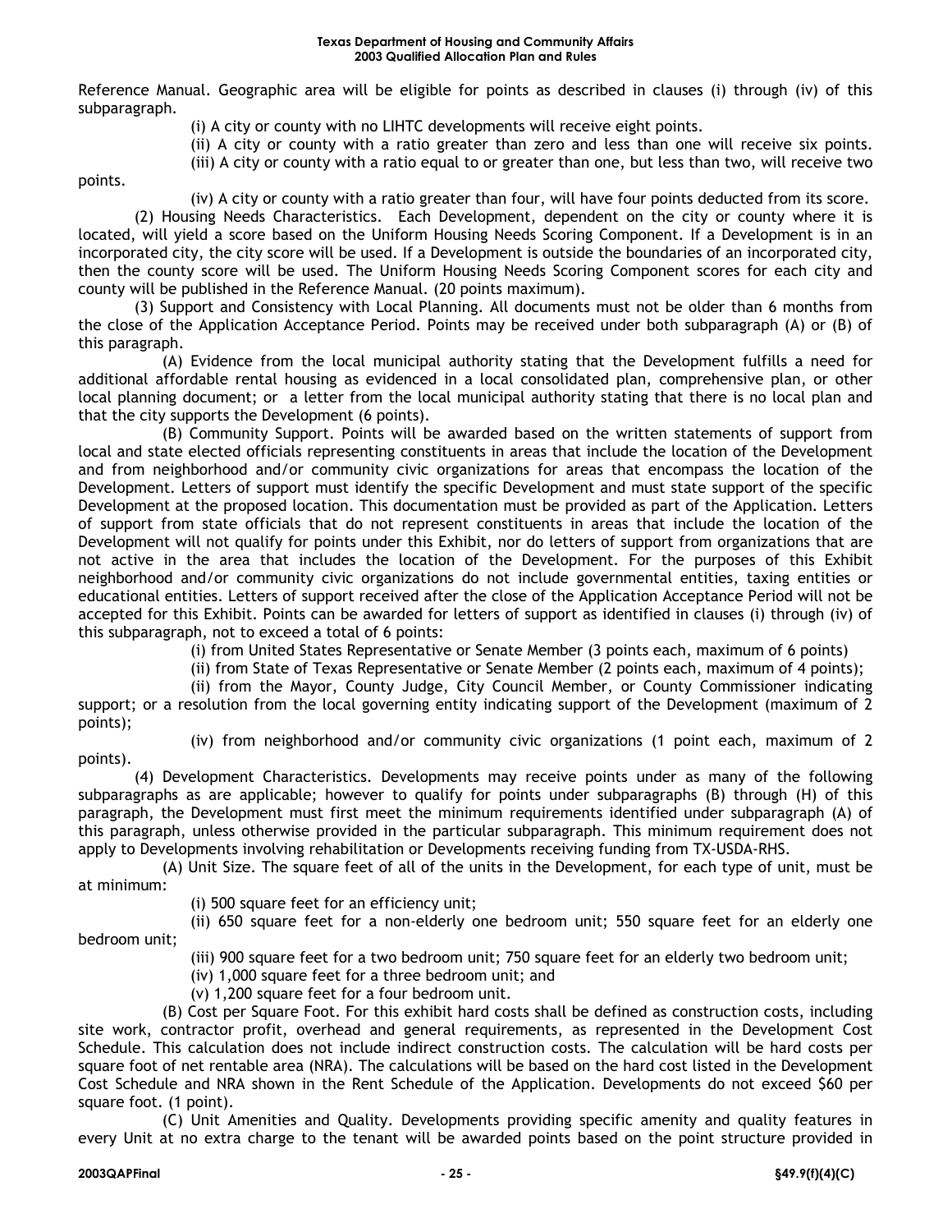Reference Manual. Geographic area will be eligible for points as described in clauses (i) through (iv) of this subparagraph.

(i) A city or county with no LIHTC developments will receive eight points.

(ii) A city or county with a ratio greater than zero and less than one will receive six points.

(iii) A city or county with a ratio equal to or greater than one, but less than two, will receive two points.

(iv) A city or county with a ratio greater than four, will have four points deducted from its score.

(2) Housing Needs Characteristics. Each Development, dependent on the city or county where it is located, will yield a score based on the Uniform Housing Needs Scoring Component. If a Development is in an incorporated city, the city score will be used. If a Development is outside the boundaries of an incorporated city, then the county score will be used. The Uniform Housing Needs Scoring Component scores for each city and county will be published in the Reference Manual. (20 points maximum).

(3) Support and Consistency with Local Planning. All documents must not be older than 6 months from the close of the Application Acceptance Period. Points may be received under both subparagraph (A) or (B) of this paragraph.

(A) Evidence from the local municipal authority stating that the Development fulfills a need for additional affordable rental housing as evidenced in a local consolidated plan, comprehensive plan, or other local planning document; or a letter from the local municipal authority stating that there is no local plan and that the city supports the Development (6 points).

(B) Community Support. Points will be awarded based on the written statements of support from local and state elected officials representing constituents in areas that include the location of the Development and from neighborhood and/or community civic organizations for areas that encompass the location of the Development. Letters of support must identify the specific Development and must state support of the specific Development at the proposed location. This documentation must be provided as part of the Application. Letters of support from state officials that do not represent constituents in areas that include the location of the Development will not qualify for points under this Exhibit, nor do letters of support from organizations that are not active in the area that includes the location of the Development. For the purposes of this Exhibit neighborhood and/or community civic organizations do not include governmental entities, taxing entities or educational entities. Letters of support received after the close of the Application Acceptance Period will not be accepted for this Exhibit. Points can be awarded for letters of support as identified in clauses (i) through (iv) of this subparagraph, not to exceed a total of 6 points:

(i) from United States Representative or Senate Member (3 points each, maximum of 6 points)

(ii) from State of Texas Representative or Senate Member (2 points each, maximum of 4 points);

(ii) from the Mayor, County Judge, City Council Member, or County Commissioner indicating support; or a resolution from the local governing entity indicating support of the Development (maximum of 2 points);

(iv) from neighborhood and/or community civic organizations (1 point each, maximum of 2 points).

(4) Development Characteristics. Developments may receive points under as many of the following subparagraphs as are applicable; however to qualify for points under subparagraphs (B) through (H) of this paragraph, the Development must first meet the minimum requirements identified under subparagraph (A) of this paragraph, unless otherwise provided in the particular subparagraph. This minimum requirement does not apply to Developments involving rehabilitation or Developments receiving funding from TX-USDA-RHS.

(A) Unit Size. The square feet of all of the units in the Development, for each type of unit, must be at minimum:

(i) 500 square feet for an efficiency unit;

(ii) 650 square feet for a non-elderly one bedroom unit; 550 square feet for an elderly one bedroom unit;

(iii) 900 square feet for a two bedroom unit; 750 square feet for an elderly two bedroom unit;

(iv) 1,000 square feet for a three bedroom unit; and

(v) 1,200 square feet for a four bedroom unit.

(B) Cost per Square Foot. For this exhibit hard costs shall be defined as construction costs, including site work, contractor profit, overhead and general requirements, as represented in the Development Cost Schedule. This calculation does not include indirect construction costs. The calculation will be hard costs per square foot of net rentable area (NRA). The calculations will be based on the hard cost listed in the Development Cost Schedule and NRA shown in the Rent Schedule of the Application. Developments do not exceed $60 per square foot. (1 point).

(C) Unit Amenities and Quality. Developments providing specific amenity and quality features in every Unit at no extra charge to the tenant will be awarded points based on the point structure provided in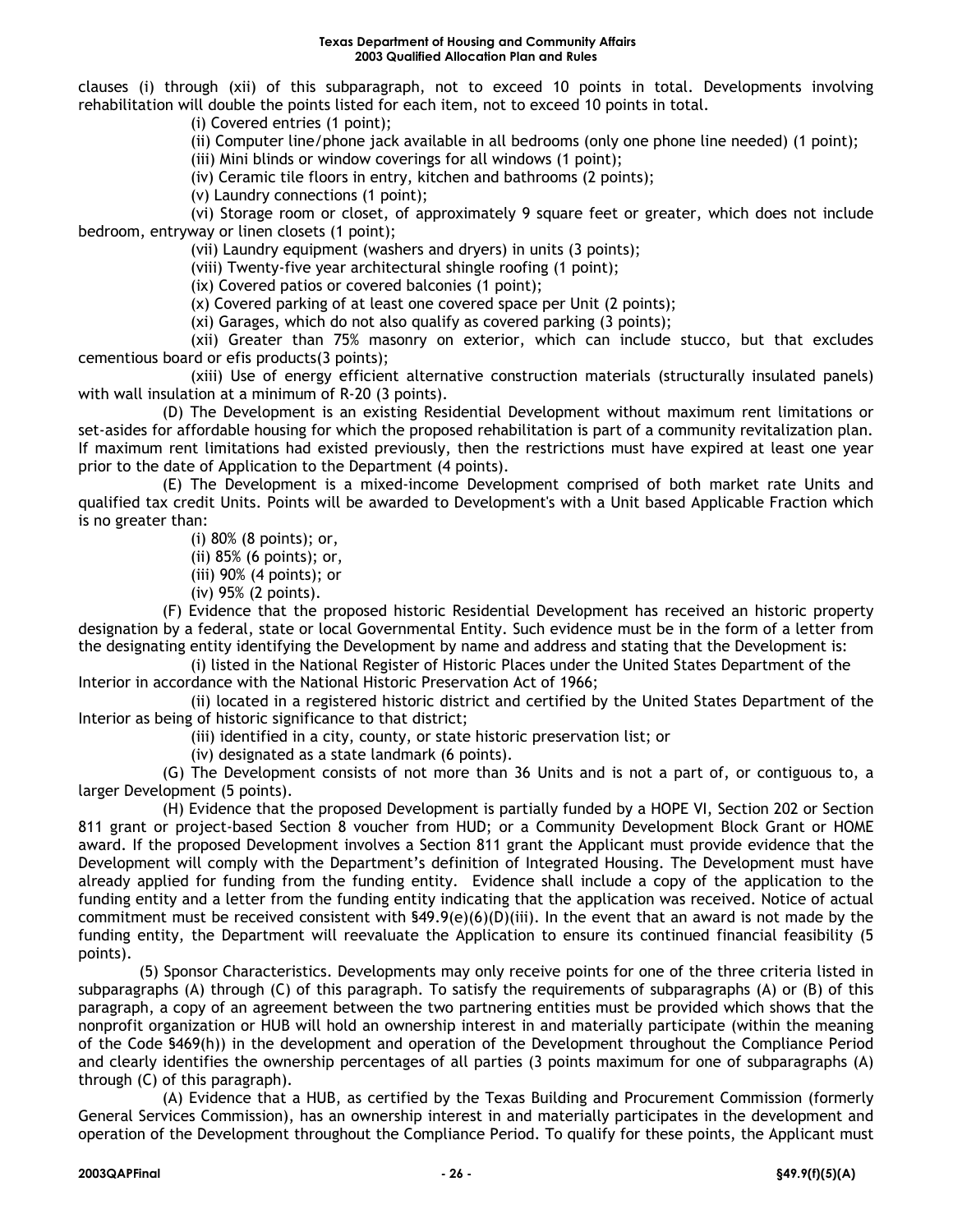clauses (i) through (xii) of this subparagraph, not to exceed 10 points in total. Developments involving rehabilitation will double the points listed for each item, not to exceed 10 points in total.

(i) Covered entries (1 point);

(ii) Computer line/phone jack available in all bedrooms (only one phone line needed) (1 point);

(iii) Mini blinds or window coverings for all windows (1 point);

(iv) Ceramic tile floors in entry, kitchen and bathrooms (2 points);

(v) Laundry connections (1 point);

(vi) Storage room or closet, of approximately 9 square feet or greater, which does not include bedroom, entryway or linen closets (1 point);

(vii) Laundry equipment (washers and dryers) in units (3 points);

(viii) Twenty-five year architectural shingle roofing (1 point);

(ix) Covered patios or covered balconies (1 point);

(x) Covered parking of at least one covered space per Unit (2 points);

(xi) Garages, which do not also qualify as covered parking (3 points);

(xii) Greater than 75% masonry on exterior, which can include stucco, but that excludes cementious board or efis products(3 points);

(xiii) Use of energy efficient alternative construction materials (structurally insulated panels) with wall insulation at a minimum of R-20 (3 points).

(D) The Development is an existing Residential Development without maximum rent limitations or set-asides for affordable housing for which the proposed rehabilitation is part of a community revitalization plan. If maximum rent limitations had existed previously, then the restrictions must have expired at least one year prior to the date of Application to the Department (4 points).

(E) The Development is a mixed-income Development comprised of both market rate Units and qualified tax credit Units. Points will be awarded to Development's with a Unit based Applicable Fraction which is no greater than:

(i) 80% (8 points); or,

(ii) 85% (6 points); or,

(iii) 90% (4 points); or

(iv) 95% (2 points).

(F) Evidence that the proposed historic Residential Development has received an historic property designation by a federal, state or local Governmental Entity. Such evidence must be in the form of a letter from the designating entity identifying the Development by name and address and stating that the Development is:

(i) listed in the National Register of Historic Places under the United States Department of the Interior in accordance with the National Historic Preservation Act of 1966;

(ii) located in a registered historic district and certified by the United States Department of the Interior as being of historic significance to that district;

(iii) identified in a city, county, or state historic preservation list; or

(iv) designated as a state landmark (6 points).

(G) The Development consists of not more than 36 Units and is not a part of, or contiguous to, a larger Development (5 points).

(H) Evidence that the proposed Development is partially funded by a HOPE VI, Section 202 or Section 811 grant or project-based Section 8 voucher from HUD; or a Community Development Block Grant or HOME award. If the proposed Development involves a Section 811 grant the Applicant must provide evidence that the Development will comply with the Department's definition of Integrated Housing. The Development must have already applied for funding from the funding entity. Evidence shall include a copy of the application to the funding entity and a letter from the funding entity indicating that the application was received. Notice of actual commitment must be received consistent with §49.9(e)(6)(D)(iii). In the event that an award is not made by the funding entity, the Department will reevaluate the Application to ensure its continued financial feasibility (5 points).

(5) Sponsor Characteristics. Developments may only receive points for one of the three criteria listed in subparagraphs (A) through (C) of this paragraph. To satisfy the requirements of subparagraphs (A) or (B) of this paragraph, a copy of an agreement between the two partnering entities must be provided which shows that the nonprofit organization or HUB will hold an ownership interest in and materially participate (within the meaning of the Code §469(h)) in the development and operation of the Development throughout the Compliance Period and clearly identifies the ownership percentages of all parties (3 points maximum for one of subparagraphs (A) through (C) of this paragraph).

(A) Evidence that a HUB, as certified by the Texas Building and Procurement Commission (formerly General Services Commission), has an ownership interest in and materially participates in the development and operation of the Development throughout the Compliance Period. To qualify for these points, the Applicant must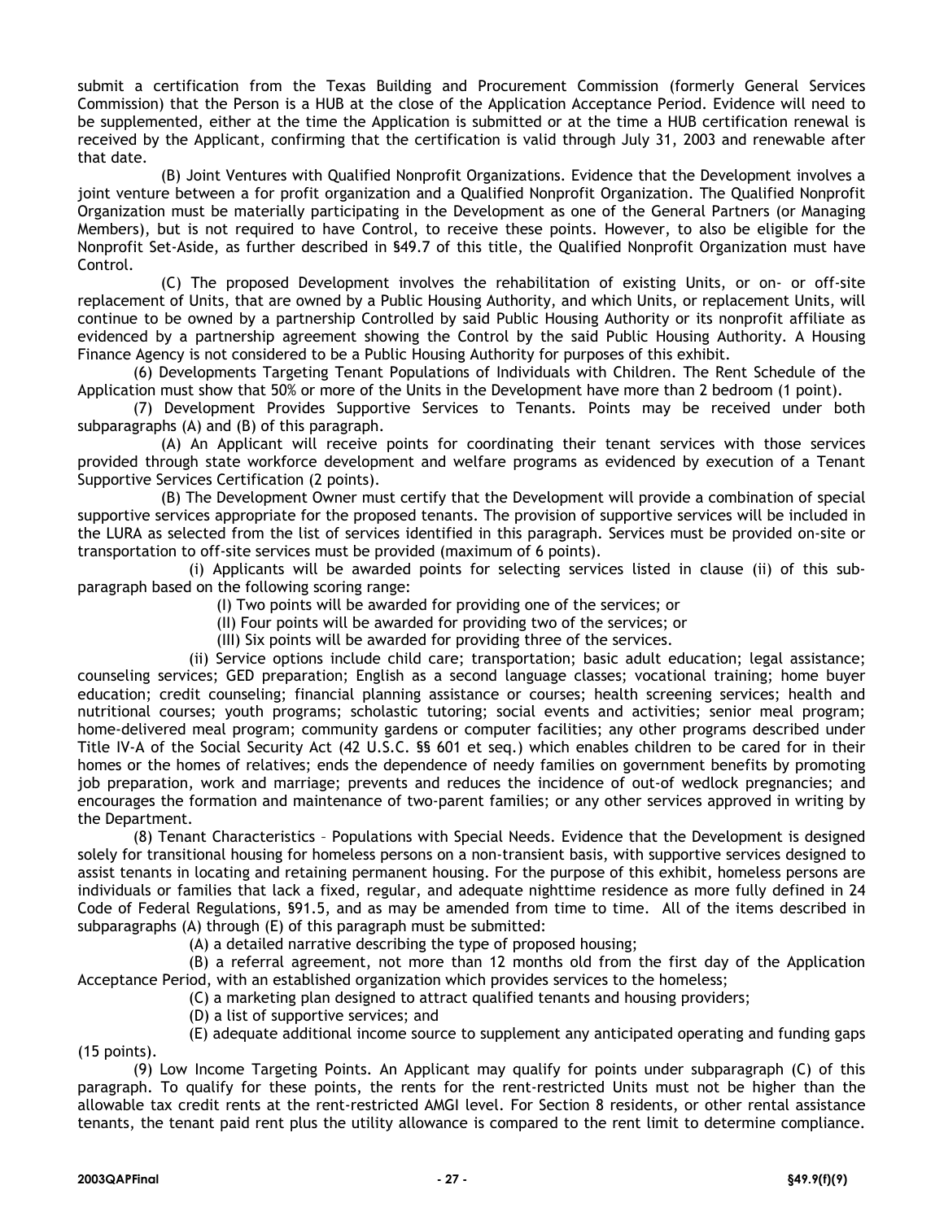submit a certification from the Texas Building and Procurement Commission (formerly General Services Commission) that the Person is a HUB at the close of the Application Acceptance Period. Evidence will need to be supplemented, either at the time the Application is submitted or at the time a HUB certification renewal is received by the Applicant, confirming that the certification is valid through July 31, 2003 and renewable after that date.

(B) Joint Ventures with Qualified Nonprofit Organizations. Evidence that the Development involves a joint venture between a for profit organization and a Qualified Nonprofit Organization. The Qualified Nonprofit Organization must be materially participating in the Development as one of the General Partners (or Managing Members), but is not required to have Control, to receive these points. However, to also be eligible for the Nonprofit Set-Aside, as further described in §49.7 of this title, the Qualified Nonprofit Organization must have Control.

(C) The proposed Development involves the rehabilitation of existing Units, or on- or off-site replacement of Units, that are owned by a Public Housing Authority, and which Units, or replacement Units, will continue to be owned by a partnership Controlled by said Public Housing Authority or its nonprofit affiliate as evidenced by a partnership agreement showing the Control by the said Public Housing Authority. A Housing Finance Agency is not considered to be a Public Housing Authority for purposes of this exhibit.

(6) Developments Targeting Tenant Populations of Individuals with Children. The Rent Schedule of the Application must show that 50% or more of the Units in the Development have more than 2 bedroom (1 point).

(7) Development Provides Supportive Services to Tenants. Points may be received under both subparagraphs (A) and (B) of this paragraph.

(A) An Applicant will receive points for coordinating their tenant services with those services provided through state workforce development and welfare programs as evidenced by execution of a Tenant Supportive Services Certification (2 points).

(B) The Development Owner must certify that the Development will provide a combination of special supportive services appropriate for the proposed tenants. The provision of supportive services will be included in the LURA as selected from the list of services identified in this paragraph. Services must be provided on-site or transportation to off-site services must be provided (maximum of 6 points).

(i) Applicants will be awarded points for selecting services listed in clause (ii) of this subparagraph based on the following scoring range:

(I) Two points will be awarded for providing one of the services; or

(II) Four points will be awarded for providing two of the services; or

(III) Six points will be awarded for providing three of the services.

(ii) Service options include child care; transportation; basic adult education; legal assistance; counseling services; GED preparation; English as a second language classes; vocational training; home buyer education; credit counseling; financial planning assistance or courses; health screening services; health and nutritional courses; youth programs; scholastic tutoring; social events and activities; senior meal program; home-delivered meal program; community gardens or computer facilities; any other programs described under Title IV-A of the Social Security Act (42 U.S.C. §§ 601 et seq.) which enables children to be cared for in their homes or the homes of relatives; ends the dependence of needy families on government benefits by promoting job preparation, work and marriage; prevents and reduces the incidence of out-of wedlock pregnancies; and encourages the formation and maintenance of two-parent families; or any other services approved in writing by the Department.

(8) Tenant Characteristics – Populations with Special Needs. Evidence that the Development is designed solely for transitional housing for homeless persons on a non-transient basis, with supportive services designed to assist tenants in locating and retaining permanent housing. For the purpose of this exhibit, homeless persons are individuals or families that lack a fixed, regular, and adequate nighttime residence as more fully defined in 24 Code of Federal Regulations, §91.5, and as may be amended from time to time. All of the items described in subparagraphs (A) through (E) of this paragraph must be submitted:

(A) a detailed narrative describing the type of proposed housing;

(B) a referral agreement, not more than 12 months old from the first day of the Application Acceptance Period, with an established organization which provides services to the homeless;

(C) a marketing plan designed to attract qualified tenants and housing providers;

(D) a list of supportive services; and

(E) adequate additional income source to supplement any anticipated operating and funding gaps (15 points).

(9) Low Income Targeting Points. An Applicant may qualify for points under subparagraph (C) of this paragraph. To qualify for these points, the rents for the rent-restricted Units must not be higher than the allowable tax credit rents at the rent-restricted AMGI level. For Section 8 residents, or other rental assistance tenants, the tenant paid rent plus the utility allowance is compared to the rent limit to determine compliance.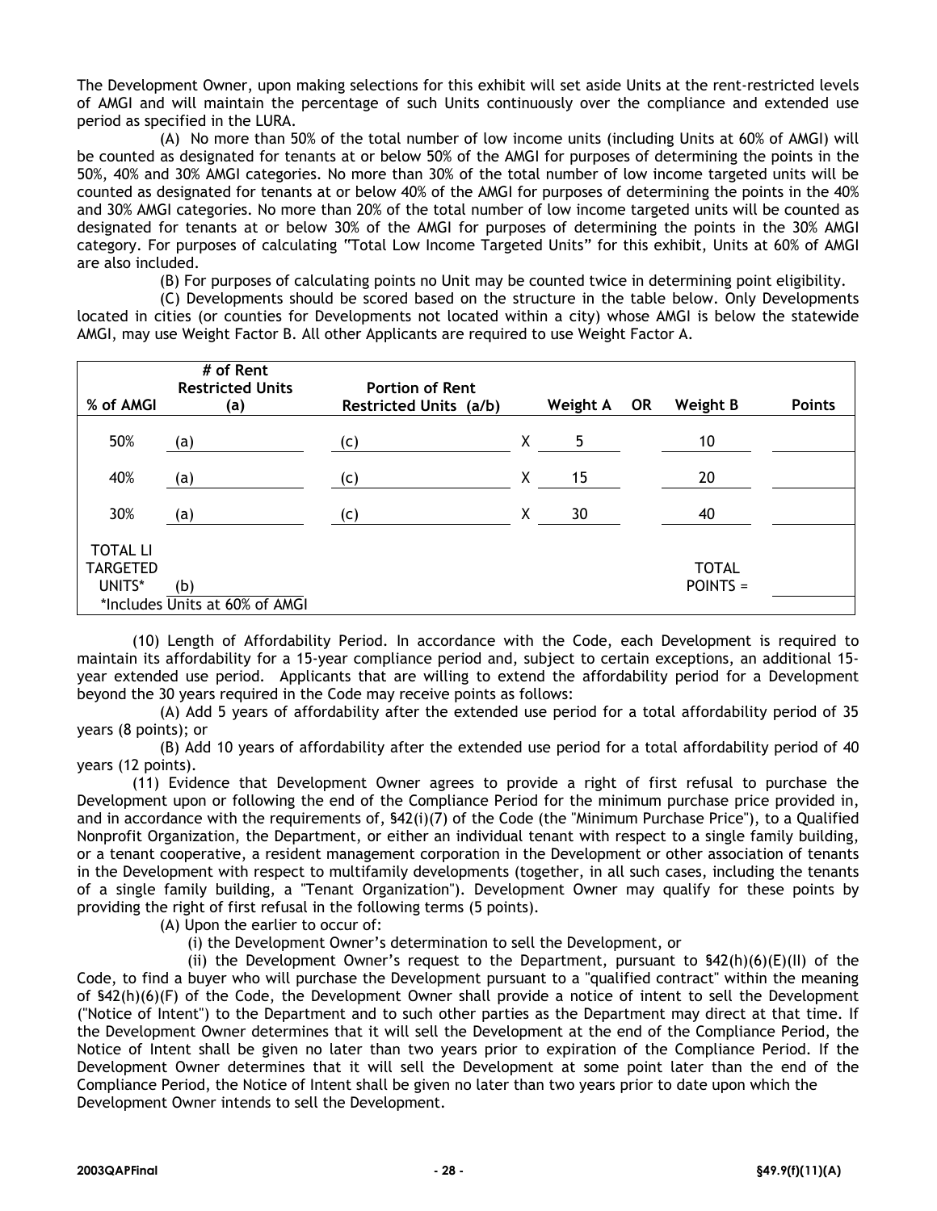The Development Owner, upon making selections for this exhibit will set aside Units at the rent-restricted levels of AMGI and will maintain the percentage of such Units continuously over the compliance and extended use period as specified in the LURA.

(A) No more than 50% of the total number of low income units (including Units at 60% of AMGI) will be counted as designated for tenants at or below 50% of the AMGI for purposes of determining the points in the 50%, 40% and 30% AMGI categories. No more than 30% of the total number of low income targeted units will be counted as designated for tenants at or below 40% of the AMGI for purposes of determining the points in the 40% and 30% AMGI categories. No more than 20% of the total number of low income targeted units will be counted as designated for tenants at or below 30% of the AMGI for purposes of determining the points in the 30% AMGI category. For purposes of calculating "Total Low Income Targeted Units" for this exhibit, Units at 60% of AMGI are also included.

(B) For purposes of calculating points no Unit may be counted twice in determining point eligibility.

(C) Developments should be scored based on the structure in the table below. Only Developments located in cities (or counties for Developments not located within a city) whose AMGI is below the statewide AMGI, may use Weight Factor B. All other Applicants are required to use Weight Factor A.

| % of AMGI | # of Rent Restricted Units (a) | Portion of Rent Restricted Units (a/b) | | Weight A | OR | Weight B | Points |
|---|---|---|---|---|---|---|---|
| 50% | (a) | (c) | X | 5 | | 10 | |
| 40% | (a) | (c) | X | 15 | | 20 | |
| 30% | (a) | (c) | X | 30 | | 40 | |
| TOTAL LI TARGETED UNITS* | (b) | | | | | TOTAL POINTS = | |

*Includes Units at 60% of AMGI

(10) Length of Affordability Period. In accordance with the Code, each Development is required to maintain its affordability for a 15-year compliance period and, subject to certain exceptions, an additional 15-year extended use period. Applicants that are willing to extend the affordability period for a Development beyond the 30 years required in the Code may receive points as follows:

(A) Add 5 years of affordability after the extended use period for a total affordability period of 35 years (8 points); or

(B) Add 10 years of affordability after the extended use period for a total affordability period of 40 years (12 points).

(11) Evidence that Development Owner agrees to provide a right of first refusal to purchase the Development upon or following the end of the Compliance Period for the minimum purchase price provided in, and in accordance with the requirements of, §42(i)(7) of the Code (the "Minimum Purchase Price"), to a Qualified Nonprofit Organization, the Department, or either an individual tenant with respect to a single family building, or a tenant cooperative, a resident management corporation in the Development or other association of tenants in the Development with respect to multifamily developments (together, in all such cases, including the tenants of a single family building, a "Tenant Organization"). Development Owner may qualify for these points by providing the right of first refusal in the following terms (5 points).

(A) Upon the earlier to occur of:

(i) the Development Owner's determination to sell the Development, or

(ii) the Development Owner's request to the Department, pursuant to §42(h)(6)(E)(II) of the Code, to find a buyer who will purchase the Development pursuant to a "qualified contract" within the meaning of §42(h)(6)(F) of the Code, the Development Owner shall provide a notice of intent to sell the Development ("Notice of Intent") to the Department and to such other parties as the Department may direct at that time. If the Development Owner determines that it will sell the Development at the end of the Compliance Period, the Notice of Intent shall be given no later than two years prior to expiration of the Compliance Period. If the Development Owner determines that it will sell the Development at some point later than the end of the Compliance Period, the Notice of Intent shall be given no later than two years prior to date upon which the Development Owner intends to sell the Development.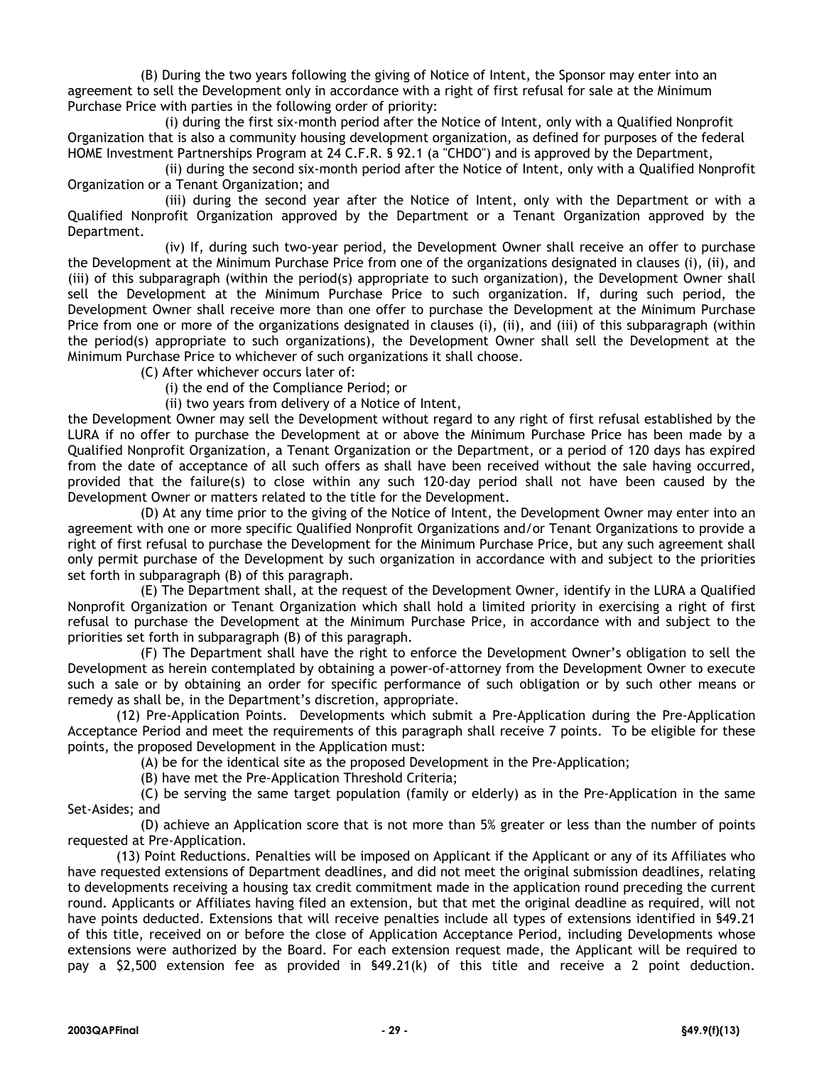(B) During the two years following the giving of Notice of Intent, the Sponsor may enter into an agreement to sell the Development only in accordance with a right of first refusal for sale at the Minimum Purchase Price with parties in the following order of priority:

(i) during the first six-month period after the Notice of Intent, only with a Qualified Nonprofit Organization that is also a community housing development organization, as defined for purposes of the federal HOME Investment Partnerships Program at 24 C.F.R. § 92.1 (a "CHDO") and is approved by the Department,

(ii) during the second six-month period after the Notice of Intent, only with a Qualified Nonprofit Organization or a Tenant Organization; and

(iii) during the second year after the Notice of Intent, only with the Department or with a Qualified Nonprofit Organization approved by the Department or a Tenant Organization approved by the Department.

(iv) If, during such two-year period, the Development Owner shall receive an offer to purchase the Development at the Minimum Purchase Price from one of the organizations designated in clauses (i), (ii), and (iii) of this subparagraph (within the period(s) appropriate to such organization), the Development Owner shall sell the Development at the Minimum Purchase Price to such organization. If, during such period, the Development Owner shall receive more than one offer to purchase the Development at the Minimum Purchase Price from one or more of the organizations designated in clauses (i), (ii), and (iii) of this subparagraph (within the period(s) appropriate to such organizations), the Development Owner shall sell the Development at the Minimum Purchase Price to whichever of such organizations it shall choose.

(C) After whichever occurs later of:

(i) the end of the Compliance Period; or

(ii) two years from delivery of a Notice of Intent,

the Development Owner may sell the Development without regard to any right of first refusal established by the LURA if no offer to purchase the Development at or above the Minimum Purchase Price has been made by a Qualified Nonprofit Organization, a Tenant Organization or the Department, or a period of 120 days has expired from the date of acceptance of all such offers as shall have been received without the sale having occurred, provided that the failure(s) to close within any such 120-day period shall not have been caused by the Development Owner or matters related to the title for the Development.

(D) At any time prior to the giving of the Notice of Intent, the Development Owner may enter into an agreement with one or more specific Qualified Nonprofit Organizations and/or Tenant Organizations to provide a right of first refusal to purchase the Development for the Minimum Purchase Price, but any such agreement shall only permit purchase of the Development by such organization in accordance with and subject to the priorities set forth in subparagraph (B) of this paragraph.

(E) The Department shall, at the request of the Development Owner, identify in the LURA a Qualified Nonprofit Organization or Tenant Organization which shall hold a limited priority in exercising a right of first refusal to purchase the Development at the Minimum Purchase Price, in accordance with and subject to the priorities set forth in subparagraph (B) of this paragraph.

(F) The Department shall have the right to enforce the Development Owner's obligation to sell the Development as herein contemplated by obtaining a power-of-attorney from the Development Owner to execute such a sale or by obtaining an order for specific performance of such obligation or by such other means or remedy as shall be, in the Department's discretion, appropriate.

(12) Pre-Application Points. Developments which submit a Pre-Application during the Pre-Application Acceptance Period and meet the requirements of this paragraph shall receive 7 points. To be eligible for these points, the proposed Development in the Application must:

(A) be for the identical site as the proposed Development in the Pre-Application;

(B) have met the Pre-Application Threshold Criteria;

(C) be serving the same target population (family or elderly) as in the Pre-Application in the same Set-Asides; and

(D) achieve an Application score that is not more than 5% greater or less than the number of points requested at Pre-Application.

(13) Point Reductions. Penalties will be imposed on Applicant if the Applicant or any of its Affiliates who have requested extensions of Department deadlines, and did not meet the original submission deadlines, relating to developments receiving a housing tax credit commitment made in the application round preceding the current round. Applicants or Affiliates having filed an extension, but that met the original deadline as required, will not have points deducted. Extensions that will receive penalties include all types of extensions identified in §49.21 of this title, received on or before the close of Application Acceptance Period, including Developments whose extensions were authorized by the Board. For each extension request made, the Applicant will be required to pay a $2,500 extension fee as provided in §49.21(k) of this title and receive a 2 point deduction.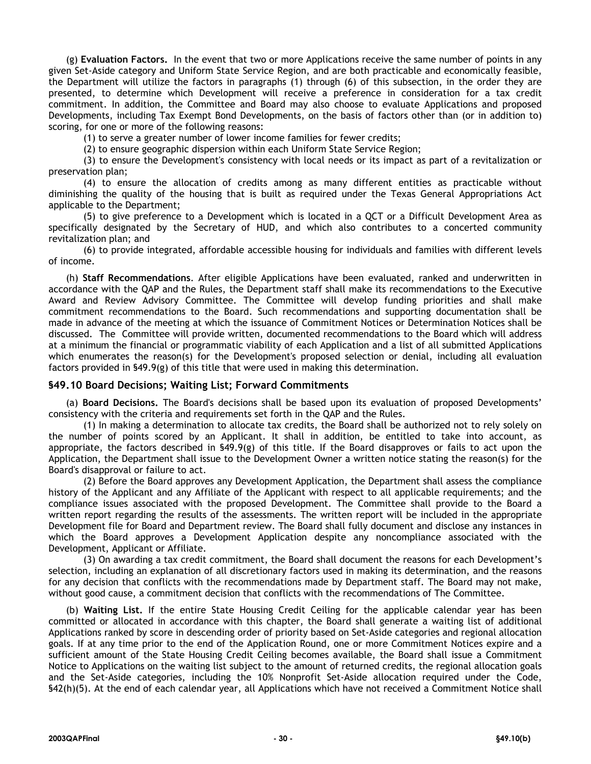(g) **Evaluation Factors.** In the event that two or more Applications receive the same number of points in any given Set-Aside category and Uniform State Service Region, and are both practicable and economically feasible, the Department will utilize the factors in paragraphs (1) through (6) of this subsection, in the order they are presented, to determine which Development will receive a preference in consideration for a tax credit commitment. In addition, the Committee and Board may also choose to evaluate Applications and proposed Developments, including Tax Exempt Bond Developments, on the basis of factors other than (or in addition to) scoring, for one or more of the following reasons:

(1) to serve a greater number of lower income families for fewer credits;

(2) to ensure geographic dispersion within each Uniform State Service Region;

(3) to ensure the Development's consistency with local needs or its impact as part of a revitalization or preservation plan;

(4) to ensure the allocation of credits among as many different entities as practicable without diminishing the quality of the housing that is built as required under the Texas General Appropriations Act applicable to the Department;

(5) to give preference to a Development which is located in a QCT or a Difficult Development Area as specifically designated by the Secretary of HUD, and which also contributes to a concerted community revitalization plan; and

(6) to provide integrated, affordable accessible housing for individuals and families with different levels of income.

(h) **Staff Recommendations**. After eligible Applications have been evaluated, ranked and underwritten in accordance with the QAP and the Rules, the Department staff shall make its recommendations to the Executive Award and Review Advisory Committee. The Committee will develop funding priorities and shall make commitment recommendations to the Board. Such recommendations and supporting documentation shall be made in advance of the meeting at which the issuance of Commitment Notices or Determination Notices shall be discussed. The Committee will provide written, documented recommendations to the Board which will address at a minimum the financial or programmatic viability of each Application and a list of all submitted Applications which enumerates the reason(s) for the Development's proposed selection or denial, including all evaluation factors provided in §49.9(g) of this title that were used in making this determination.

## §49.10 Board Decisions; Waiting List; Forward Commitments

(a) **Board Decisions.** The Board's decisions shall be based upon its evaluation of proposed Developments' consistency with the criteria and requirements set forth in the QAP and the Rules.

(1) In making a determination to allocate tax credits, the Board shall be authorized not to rely solely on the number of points scored by an Applicant. It shall in addition, be entitled to take into account, as appropriate, the factors described in §49.9(g) of this title. If the Board disapproves or fails to act upon the Application, the Department shall issue to the Development Owner a written notice stating the reason(s) for the Board's disapproval or failure to act.

(2) Before the Board approves any Development Application, the Department shall assess the compliance history of the Applicant and any Affiliate of the Applicant with respect to all applicable requirements; and the compliance issues associated with the proposed Development. The Committee shall provide to the Board a written report regarding the results of the assessments. The written report will be included in the appropriate Development file for Board and Department review. The Board shall fully document and disclose any instances in which the Board approves a Development Application despite any noncompliance associated with the Development, Applicant or Affiliate.

(3) On awarding a tax credit commitment, the Board shall document the reasons for each Development's selection, including an explanation of all discretionary factors used in making its determination, and the reasons for any decision that conflicts with the recommendations made by Department staff. The Board may not make, without good cause, a commitment decision that conflicts with the recommendations of The Committee.

(b) **Waiting List.** If the entire State Housing Credit Ceiling for the applicable calendar year has been committed or allocated in accordance with this chapter, the Board shall generate a waiting list of additional Applications ranked by score in descending order of priority based on Set-Aside categories and regional allocation goals. If at any time prior to the end of the Application Round, one or more Commitment Notices expire and a sufficient amount of the State Housing Credit Ceiling becomes available, the Board shall issue a Commitment Notice to Applications on the waiting list subject to the amount of returned credits, the regional allocation goals and the Set-Aside categories, including the 10% Nonprofit Set-Aside allocation required under the Code, §42(h)(5). At the end of each calendar year, all Applications which have not received a Commitment Notice shall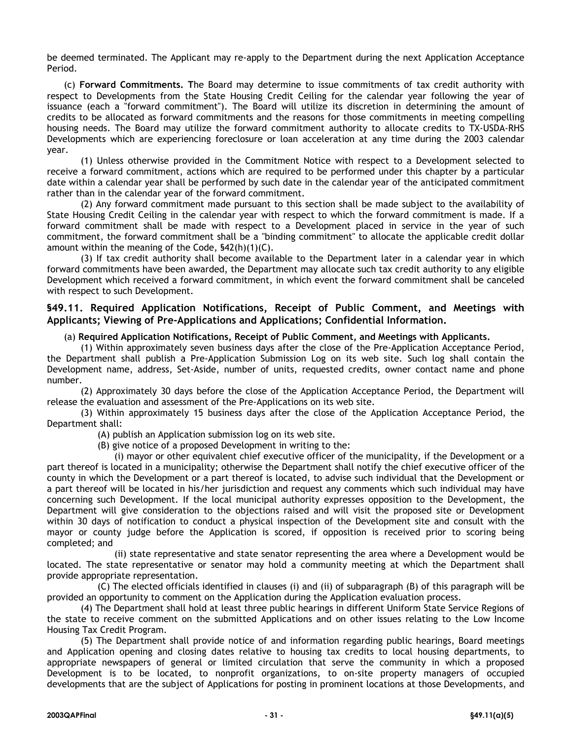be deemed terminated. The Applicant may re-apply to the Department during the next Application Acceptance Period.

(c) **Forward Commitments. T**he Board may determine to issue commitments of tax credit authority with respect to Developments from the State Housing Credit Ceiling for the calendar year following the year of issuance (each a "forward commitment"). The Board will utilize its discretion in determining the amount of credits to be allocated as forward commitments and the reasons for those commitments in meeting compelling housing needs. The Board may utilize the forward commitment authority to allocate credits to TX-USDA-RHS Developments which are experiencing foreclosure or loan acceleration at any time during the 2003 calendar year.

(1) Unless otherwise provided in the Commitment Notice with respect to a Development selected to receive a forward commitment, actions which are required to be performed under this chapter by a particular date within a calendar year shall be performed by such date in the calendar year of the anticipated commitment rather than in the calendar year of the forward commitment.

(2) Any forward commitment made pursuant to this section shall be made subject to the availability of State Housing Credit Ceiling in the calendar year with respect to which the forward commitment is made. If a forward commitment shall be made with respect to a Development placed in service in the year of such commitment, the forward commitment shall be a "binding commitment" to allocate the applicable credit dollar amount within the meaning of the Code, §42(h)(1)(C).

(3) If tax credit authority shall become available to the Department later in a calendar year in which forward commitments have been awarded, the Department may allocate such tax credit authority to any eligible Development which received a forward commitment, in which event the forward commitment shall be canceled with respect to such Development.

## §49.11. Required Application Notifications, Receipt of Public Comment, and Meetings with Applicants; Viewing of Pre-Applications and Applications; Confidential Information.

(a) **Required Application Notifications, Receipt of Public Comment, and Meetings with Applicants.**

(1) Within approximately seven business days after the close of the Pre-Application Acceptance Period, the Department shall publish a Pre-Application Submission Log on its web site. Such log shall contain the Development name, address, Set-Aside, number of units, requested credits, owner contact name and phone number.

(2) Approximately 30 days before the close of the Application Acceptance Period, the Department will release the evaluation and assessment of the Pre-Applications on its web site.

(3) Within approximately 15 business days after the close of the Application Acceptance Period, the Department shall:

(A) publish an Application submission log on its web site.

(B) give notice of a proposed Development in writing to the:

(i) mayor or other equivalent chief executive officer of the municipality, if the Development or a part thereof is located in a municipality; otherwise the Department shall notify the chief executive officer of the county in which the Development or a part thereof is located, to advise such individual that the Development or a part thereof will be located in his/her jurisdiction and request any comments which such individual may have concerning such Development. If the local municipal authority expresses opposition to the Development, the Department will give consideration to the objections raised and will visit the proposed site or Development within 30 days of notification to conduct a physical inspection of the Development site and consult with the mayor or county judge before the Application is scored, if opposition is received prior to scoring being completed; and

(ii) state representative and state senator representing the area where a Development would be located. The state representative or senator may hold a community meeting at which the Department shall provide appropriate representation.

(C) The elected officials identified in clauses (i) and (ii) of subparagraph (B) of this paragraph will be provided an opportunity to comment on the Application during the Application evaluation process.

(4) The Department shall hold at least three public hearings in different Uniform State Service Regions of the state to receive comment on the submitted Applications and on other issues relating to the Low Income Housing Tax Credit Program.

(5) The Department shall provide notice of and information regarding public hearings, Board meetings and Application opening and closing dates relative to housing tax credits to local housing departments, to appropriate newspapers of general or limited circulation that serve the community in which a proposed Development is to be located, to nonprofit organizations, to on-site property managers of occupied developments that are the subject of Applications for posting in prominent locations at those Developments, and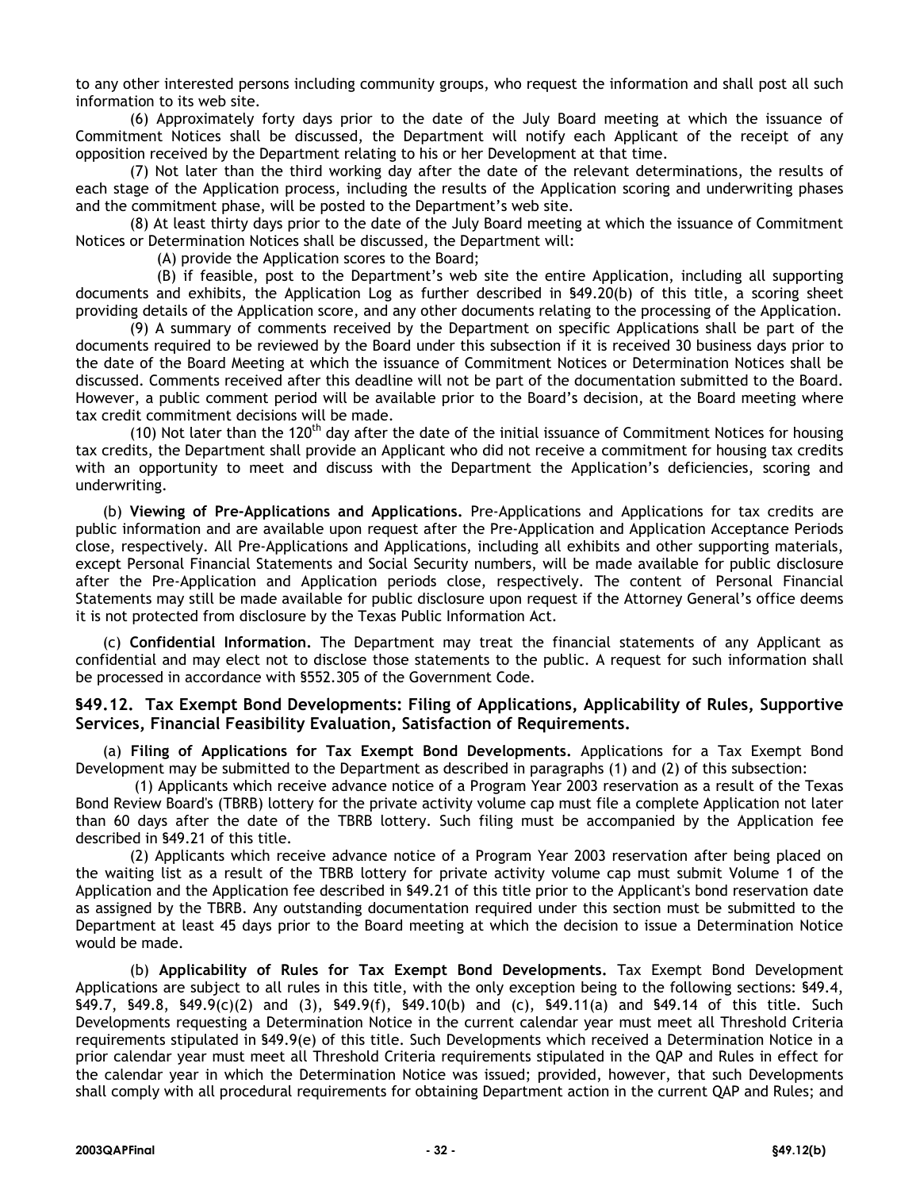to any other interested persons including community groups, who request the information and shall post all such information to its web site.

(6) Approximately forty days prior to the date of the July Board meeting at which the issuance of Commitment Notices shall be discussed, the Department will notify each Applicant of the receipt of any opposition received by the Department relating to his or her Development at that time.

(7) Not later than the third working day after the date of the relevant determinations, the results of each stage of the Application process, including the results of the Application scoring and underwriting phases and the commitment phase, will be posted to the Department's web site.

(8) At least thirty days prior to the date of the July Board meeting at which the issuance of Commitment Notices or Determination Notices shall be discussed, the Department will:

(A) provide the Application scores to the Board;

(B) if feasible, post to the Department's web site the entire Application, including all supporting documents and exhibits, the Application Log as further described in §49.20(b) of this title, a scoring sheet providing details of the Application score, and any other documents relating to the processing of the Application.

(9) A summary of comments received by the Department on specific Applications shall be part of the documents required to be reviewed by the Board under this subsection if it is received 30 business days prior to the date of the Board Meeting at which the issuance of Commitment Notices or Determination Notices shall be discussed. Comments received after this deadline will not be part of the documentation submitted to the Board. However, a public comment period will be available prior to the Board's decision, at the Board meeting where tax credit commitment decisions will be made.

(10) Not later than the 120th day after the date of the initial issuance of Commitment Notices for housing tax credits, the Department shall provide an Applicant who did not receive a commitment for housing tax credits with an opportunity to meet and discuss with the Department the Application's deficiencies, scoring and underwriting.

(b) **Viewing of Pre-Applications and Applications.** Pre-Applications and Applications for tax credits are public information and are available upon request after the Pre-Application and Application Acceptance Periods close, respectively. All Pre-Applications and Applications, including all exhibits and other supporting materials, except Personal Financial Statements and Social Security numbers, will be made available for public disclosure after the Pre-Application and Application periods close, respectively. The content of Personal Financial Statements may still be made available for public disclosure upon request if the Attorney General's office deems it is not protected from disclosure by the Texas Public Information Act.

(c) **Confidential Information.** The Department may treat the financial statements of any Applicant as confidential and may elect not to disclose those statements to the public. A request for such information shall be processed in accordance with §552.305 of the Government Code.

### §49.12. Tax Exempt Bond Developments: Filing of Applications, Applicability of Rules, Supportive Services, Financial Feasibility Evaluation, Satisfaction of Requirements.

(a) **Filing of Applications for Tax Exempt Bond Developments.** Applications for a Tax Exempt Bond Development may be submitted to the Department as described in paragraphs (1) and (2) of this subsection:

(1) Applicants which receive advance notice of a Program Year 2003 reservation as a result of the Texas Bond Review Board's (TBRB) lottery for the private activity volume cap must file a complete Application not later than 60 days after the date of the TBRB lottery. Such filing must be accompanied by the Application fee described in §49.21 of this title.

(2) Applicants which receive advance notice of a Program Year 2003 reservation after being placed on the waiting list as a result of the TBRB lottery for private activity volume cap must submit Volume 1 of the Application and the Application fee described in §49.21 of this title prior to the Applicant's bond reservation date as assigned by the TBRB. Any outstanding documentation required under this section must be submitted to the Department at least 45 days prior to the Board meeting at which the decision to issue a Determination Notice would be made.

(b) **Applicability of Rules for Tax Exempt Bond Developments.** Tax Exempt Bond Development Applications are subject to all rules in this title, with the only exception being to the following sections: §49.4, §49.7, §49.8, §49.9(c)(2) and (3), §49.9(f), §49.10(b) and (c), §49.11(a) and §49.14 of this title. Such Developments requesting a Determination Notice in the current calendar year must meet all Threshold Criteria requirements stipulated in §49.9(e) of this title. Such Developments which received a Determination Notice in a prior calendar year must meet all Threshold Criteria requirements stipulated in the QAP and Rules in effect for the calendar year in which the Determination Notice was issued; provided, however, that such Developments shall comply with all procedural requirements for obtaining Department action in the current QAP and Rules; and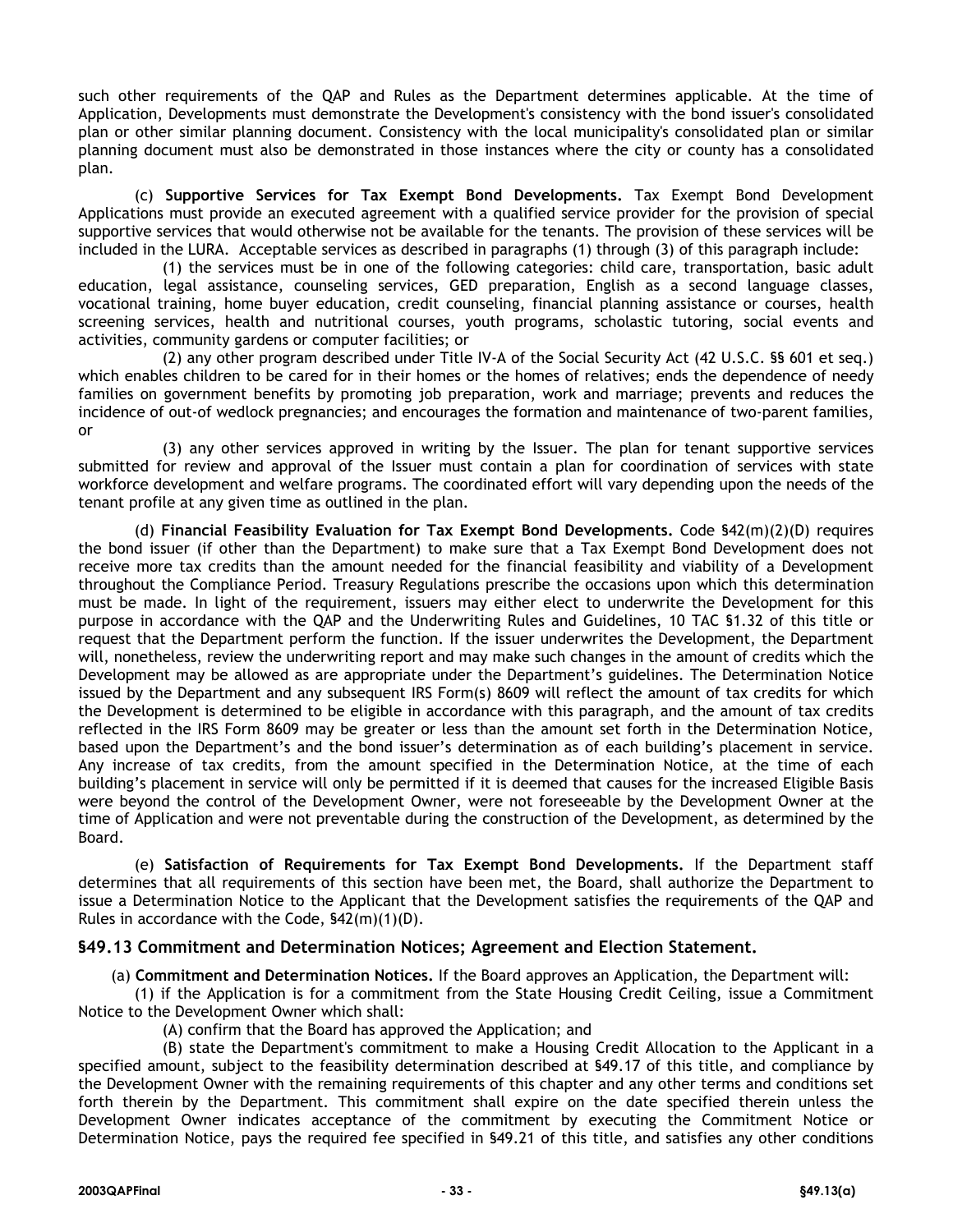such other requirements of the QAP and Rules as the Department determines applicable. At the time of Application, Developments must demonstrate the Development's consistency with the bond issuer's consolidated plan or other similar planning document. Consistency with the local municipality's consolidated plan or similar planning document must also be demonstrated in those instances where the city or county has a consolidated plan.

(c) **Supportive Services for Tax Exempt Bond Developments.** Tax Exempt Bond Development Applications must provide an executed agreement with a qualified service provider for the provision of special supportive services that would otherwise not be available for the tenants. The provision of these services will be included in the LURA. Acceptable services as described in paragraphs (1) through (3) of this paragraph include:

(1) the services must be in one of the following categories: child care, transportation, basic adult education, legal assistance, counseling services, GED preparation, English as a second language classes, vocational training, home buyer education, credit counseling, financial planning assistance or courses, health screening services, health and nutritional courses, youth programs, scholastic tutoring, social events and activities, community gardens or computer facilities; or

(2) any other program described under Title IV-A of the Social Security Act (42 U.S.C. §§ 601 et seq.) which enables children to be cared for in their homes or the homes of relatives; ends the dependence of needy families on government benefits by promoting job preparation, work and marriage; prevents and reduces the incidence of out-of wedlock pregnancies; and encourages the formation and maintenance of two-parent families, or

(3) any other services approved in writing by the Issuer. The plan for tenant supportive services submitted for review and approval of the Issuer must contain a plan for coordination of services with state workforce development and welfare programs. The coordinated effort will vary depending upon the needs of the tenant profile at any given time as outlined in the plan.

(d) **Financial Feasibility Evaluation for Tax Exempt Bond Developments.** Code §42(m)(2)(D) requires the bond issuer (if other than the Department) to make sure that a Tax Exempt Bond Development does not receive more tax credits than the amount needed for the financial feasibility and viability of a Development throughout the Compliance Period. Treasury Regulations prescribe the occasions upon which this determination must be made. In light of the requirement, issuers may either elect to underwrite the Development for this purpose in accordance with the QAP and the Underwriting Rules and Guidelines, 10 TAC §1.32 of this title or request that the Department perform the function. If the issuer underwrites the Development, the Department will, nonetheless, review the underwriting report and may make such changes in the amount of credits which the Development may be allowed as are appropriate under the Department's guidelines. The Determination Notice issued by the Department and any subsequent IRS Form(s) 8609 will reflect the amount of tax credits for which the Development is determined to be eligible in accordance with this paragraph, and the amount of tax credits reflected in the IRS Form 8609 may be greater or less than the amount set forth in the Determination Notice, based upon the Department's and the bond issuer's determination as of each building's placement in service. Any increase of tax credits, from the amount specified in the Determination Notice, at the time of each building's placement in service will only be permitted if it is deemed that causes for the increased Eligible Basis were beyond the control of the Development Owner, were not foreseeable by the Development Owner at the time of Application and were not preventable during the construction of the Development, as determined by the Board.

(e) **Satisfaction of Requirements for Tax Exempt Bond Developments.** If the Department staff determines that all requirements of this section have been met, the Board, shall authorize the Department to issue a Determination Notice to the Applicant that the Development satisfies the requirements of the QAP and Rules in accordance with the Code, §42(m)(1)(D).

## §49.13 Commitment and Determination Notices; Agreement and Election Statement.

(a) **Commitment and Determination Notices.** If the Board approves an Application, the Department will:

(1) if the Application is for a commitment from the State Housing Credit Ceiling, issue a Commitment Notice to the Development Owner which shall:

(A) confirm that the Board has approved the Application; and

(B) state the Department's commitment to make a Housing Credit Allocation to the Applicant in a specified amount, subject to the feasibility determination described at §49.17 of this title, and compliance by the Development Owner with the remaining requirements of this chapter and any other terms and conditions set forth therein by the Department. This commitment shall expire on the date specified therein unless the Development Owner indicates acceptance of the commitment by executing the Commitment Notice or Determination Notice, pays the required fee specified in §49.21 of this title, and satisfies any other conditions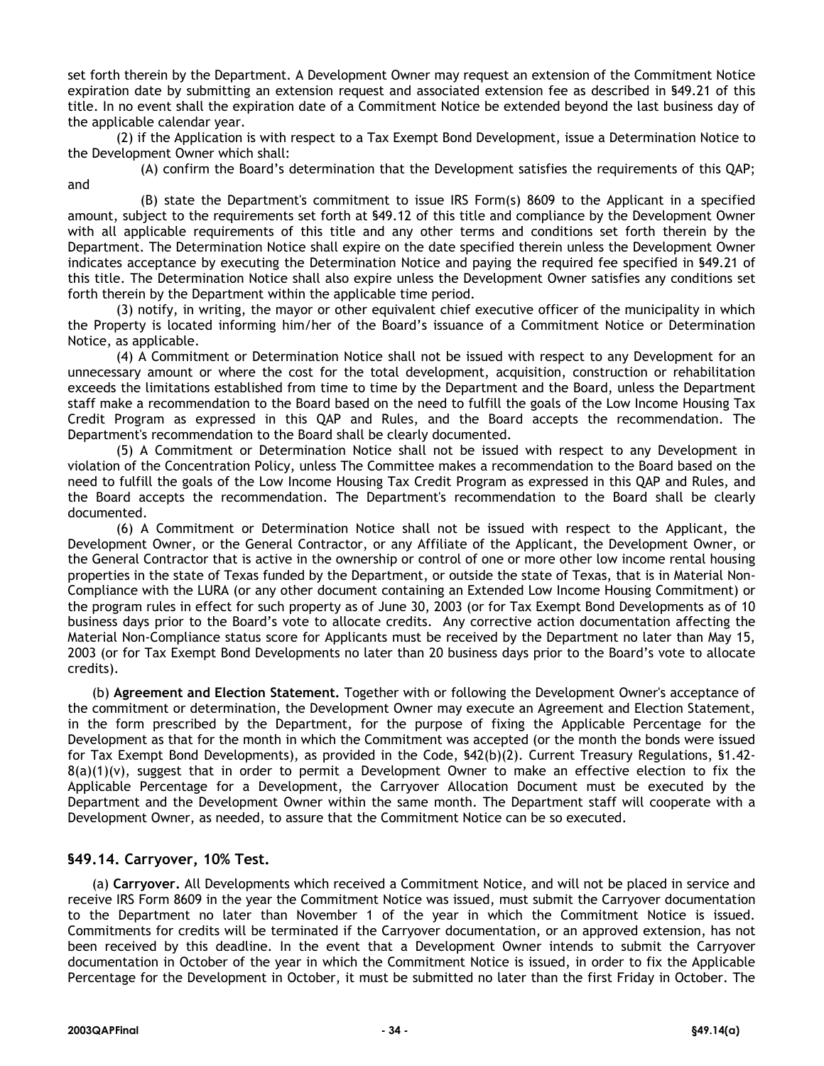set forth therein by the Department. A Development Owner may request an extension of the Commitment Notice expiration date by submitting an extension request and associated extension fee as described in §49.21 of this title. In no event shall the expiration date of a Commitment Notice be extended beyond the last business day of the applicable calendar year.

(2) if the Application is with respect to a Tax Exempt Bond Development, issue a Determination Notice to the Development Owner which shall:

(A) confirm the Board's determination that the Development satisfies the requirements of this QAP; and

(B) state the Department's commitment to issue IRS Form(s) 8609 to the Applicant in a specified amount, subject to the requirements set forth at §49.12 of this title and compliance by the Development Owner with all applicable requirements of this title and any other terms and conditions set forth therein by the Department. The Determination Notice shall expire on the date specified therein unless the Development Owner indicates acceptance by executing the Determination Notice and paying the required fee specified in §49.21 of this title. The Determination Notice shall also expire unless the Development Owner satisfies any conditions set forth therein by the Department within the applicable time period.

(3) notify, in writing, the mayor or other equivalent chief executive officer of the municipality in which the Property is located informing him/her of the Board's issuance of a Commitment Notice or Determination Notice, as applicable.

(4) A Commitment or Determination Notice shall not be issued with respect to any Development for an unnecessary amount or where the cost for the total development, acquisition, construction or rehabilitation exceeds the limitations established from time to time by the Department and the Board, unless the Department staff make a recommendation to the Board based on the need to fulfill the goals of the Low Income Housing Tax Credit Program as expressed in this QAP and Rules, and the Board accepts the recommendation. The Department's recommendation to the Board shall be clearly documented.

(5) A Commitment or Determination Notice shall not be issued with respect to any Development in violation of the Concentration Policy, unless The Committee makes a recommendation to the Board based on the need to fulfill the goals of the Low Income Housing Tax Credit Program as expressed in this QAP and Rules, and the Board accepts the recommendation. The Department's recommendation to the Board shall be clearly documented.

(6) A Commitment or Determination Notice shall not be issued with respect to the Applicant, the Development Owner, or the General Contractor, or any Affiliate of the Applicant, the Development Owner, or the General Contractor that is active in the ownership or control of one or more other low income rental housing properties in the state of Texas funded by the Department, or outside the state of Texas, that is in Material Non-Compliance with the LURA (or any other document containing an Extended Low Income Housing Commitment) or the program rules in effect for such property as of June 30, 2003 (or for Tax Exempt Bond Developments as of 10 business days prior to the Board's vote to allocate credits. Any corrective action documentation affecting the Material Non-Compliance status score for Applicants must be received by the Department no later than May 15, 2003 (or for Tax Exempt Bond Developments no later than 20 business days prior to the Board's vote to allocate credits).

(b) **Agreement and Election Statement.** Together with or following the Development Owner's acceptance of the commitment or determination, the Development Owner may execute an Agreement and Election Statement, in the form prescribed by the Department, for the purpose of fixing the Applicable Percentage for the Development as that for the month in which the Commitment was accepted (or the month the bonds were issued for Tax Exempt Bond Developments), as provided in the Code, §42(b)(2). Current Treasury Regulations, §1.42-8(a)(1)(v), suggest that in order to permit a Development Owner to make an effective election to fix the Applicable Percentage for a Development, the Carryover Allocation Document must be executed by the Department and the Development Owner within the same month. The Department staff will cooperate with a Development Owner, as needed, to assure that the Commitment Notice can be so executed.

## §49.14. Carryover, 10% Test.

(a) **Carryover.** All Developments which received a Commitment Notice, and will not be placed in service and receive IRS Form 8609 in the year the Commitment Notice was issued, must submit the Carryover documentation to the Department no later than November 1 of the year in which the Commitment Notice is issued. Commitments for credits will be terminated if the Carryover documentation, or an approved extension, has not been received by this deadline. In the event that a Development Owner intends to submit the Carryover documentation in October of the year in which the Commitment Notice is issued, in order to fix the Applicable Percentage for the Development in October, it must be submitted no later than the first Friday in October. The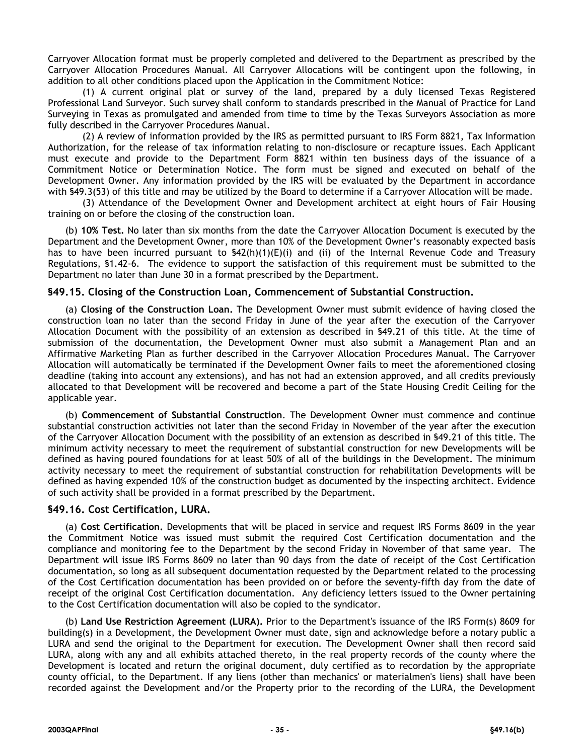Carryover Allocation format must be properly completed and delivered to the Department as prescribed by the Carryover Allocation Procedures Manual. All Carryover Allocations will be contingent upon the following, in addition to all other conditions placed upon the Application in the Commitment Notice:

(1) A current original plat or survey of the land, prepared by a duly licensed Texas Registered Professional Land Surveyor. Such survey shall conform to standards prescribed in the Manual of Practice for Land Surveying in Texas as promulgated and amended from time to time by the Texas Surveyors Association as more fully described in the Carryover Procedures Manual.

(2) A review of information provided by the IRS as permitted pursuant to IRS Form 8821, Tax Information Authorization, for the release of tax information relating to non-disclosure or recapture issues. Each Applicant must execute and provide to the Department Form 8821 within ten business days of the issuance of a Commitment Notice or Determination Notice. The form must be signed and executed on behalf of the Development Owner. Any information provided by the IRS will be evaluated by the Department in accordance with §49.3(53) of this title and may be utilized by the Board to determine if a Carryover Allocation will be made.

(3) Attendance of the Development Owner and Development architect at eight hours of Fair Housing training on or before the closing of the construction loan.

(b) **10% Test.** No later than six months from the date the Carryover Allocation Document is executed by the Department and the Development Owner, more than 10% of the Development Owner's reasonably expected basis has to have been incurred pursuant to §42(h)(1)(E)(i) and (ii) of the Internal Revenue Code and Treasury Regulations, §1.42-6. The evidence to support the satisfaction of this requirement must be submitted to the Department no later than June 30 in a format prescribed by the Department.

### §49.15. Closing of the Construction Loan, Commencement of Substantial Construction.

(a) **Closing of the Construction Loan.** The Development Owner must submit evidence of having closed the construction loan no later than the second Friday in June of the year after the execution of the Carryover Allocation Document with the possibility of an extension as described in §49.21 of this title. At the time of submission of the documentation, the Development Owner must also submit a Management Plan and an Affirmative Marketing Plan as further described in the Carryover Allocation Procedures Manual. The Carryover Allocation will automatically be terminated if the Development Owner fails to meet the aforementioned closing deadline (taking into account any extensions), and has not had an extension approved, and all credits previously allocated to that Development will be recovered and become a part of the State Housing Credit Ceiling for the applicable year.

(b) **Commencement of Substantial Construction**. The Development Owner must commence and continue substantial construction activities not later than the second Friday in November of the year after the execution of the Carryover Allocation Document with the possibility of an extension as described in §49.21 of this title. The minimum activity necessary to meet the requirement of substantial construction for new Developments will be defined as having poured foundations for at least 50% of all of the buildings in the Development. The minimum activity necessary to meet the requirement of substantial construction for rehabilitation Developments will be defined as having expended 10% of the construction budget as documented by the inspecting architect. Evidence of such activity shall be provided in a format prescribed by the Department.

### §49.16. Cost Certification, LURA.

(a) **Cost Certification.** Developments that will be placed in service and request IRS Forms 8609 in the year the Commitment Notice was issued must submit the required Cost Certification documentation and the compliance and monitoring fee to the Department by the second Friday in November of that same year. The Department will issue IRS Forms 8609 no later than 90 days from the date of receipt of the Cost Certification documentation, so long as all subsequent documentation requested by the Department related to the processing of the Cost Certification documentation has been provided on or before the seventy-fifth day from the date of receipt of the original Cost Certification documentation. Any deficiency letters issued to the Owner pertaining to the Cost Certification documentation will also be copied to the syndicator.

(b) **Land Use Restriction Agreement (LURA).** Prior to the Department's issuance of the IRS Form(s) 8609 for building(s) in a Development, the Development Owner must date, sign and acknowledge before a notary public a LURA and send the original to the Department for execution. The Development Owner shall then record said LURA, along with any and all exhibits attached thereto, in the real property records of the county where the Development is located and return the original document, duly certified as to recordation by the appropriate county official, to the Department. If any liens (other than mechanics' or materialmen's liens) shall have been recorded against the Development and/or the Property prior to the recording of the LURA, the Development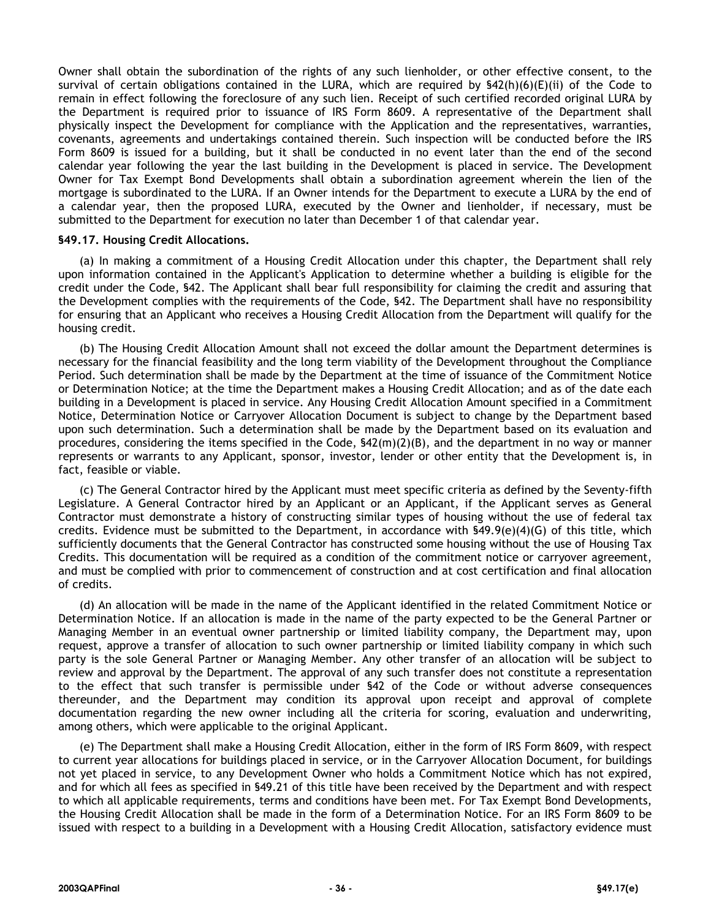Owner shall obtain the subordination of the rights of any such lienholder, or other effective consent, to the survival of certain obligations contained in the LURA, which are required by §42(h)(6)(E)(ii) of the Code to remain in effect following the foreclosure of any such lien. Receipt of such certified recorded original LURA by the Department is required prior to issuance of IRS Form 8609. A representative of the Department shall physically inspect the Development for compliance with the Application and the representatives, warranties, covenants, agreements and undertakings contained therein. Such inspection will be conducted before the IRS Form 8609 is issued for a building, but it shall be conducted in no event later than the end of the second calendar year following the year the last building in the Development is placed in service. The Development Owner for Tax Exempt Bond Developments shall obtain a subordination agreement wherein the lien of the mortgage is subordinated to the LURA. If an Owner intends for the Department to execute a LURA by the end of a calendar year, then the proposed LURA, executed by the Owner and lienholder, if necessary, must be submitted to the Department for execution no later than December 1 of that calendar year.

**§49.17. Housing Credit Allocations.**

(a) In making a commitment of a Housing Credit Allocation under this chapter, the Department shall rely upon information contained in the Applicant's Application to determine whether a building is eligible for the credit under the Code, §42. The Applicant shall bear full responsibility for claiming the credit and assuring that the Development complies with the requirements of the Code, §42. The Department shall have no responsibility for ensuring that an Applicant who receives a Housing Credit Allocation from the Department will qualify for the housing credit.

(b) The Housing Credit Allocation Amount shall not exceed the dollar amount the Department determines is necessary for the financial feasibility and the long term viability of the Development throughout the Compliance Period. Such determination shall be made by the Department at the time of issuance of the Commitment Notice or Determination Notice; at the time the Department makes a Housing Credit Allocation; and as of the date each building in a Development is placed in service. Any Housing Credit Allocation Amount specified in a Commitment Notice, Determination Notice or Carryover Allocation Document is subject to change by the Department based upon such determination. Such a determination shall be made by the Department based on its evaluation and procedures, considering the items specified in the Code, §42(m)(2)(B), and the department in no way or manner represents or warrants to any Applicant, sponsor, investor, lender or other entity that the Development is, in fact, feasible or viable.

(c) The General Contractor hired by the Applicant must meet specific criteria as defined by the Seventy-fifth Legislature. A General Contractor hired by an Applicant or an Applicant, if the Applicant serves as General Contractor must demonstrate a history of constructing similar types of housing without the use of federal tax credits. Evidence must be submitted to the Department, in accordance with §49.9(e)(4)(G) of this title, which sufficiently documents that the General Contractor has constructed some housing without the use of Housing Tax Credits. This documentation will be required as a condition of the commitment notice or carryover agreement, and must be complied with prior to commencement of construction and at cost certification and final allocation of credits.

(d) An allocation will be made in the name of the Applicant identified in the related Commitment Notice or Determination Notice. If an allocation is made in the name of the party expected to be the General Partner or Managing Member in an eventual owner partnership or limited liability company, the Department may, upon request, approve a transfer of allocation to such owner partnership or limited liability company in which such party is the sole General Partner or Managing Member. Any other transfer of an allocation will be subject to review and approval by the Department. The approval of any such transfer does not constitute a representation to the effect that such transfer is permissible under §42 of the Code or without adverse consequences thereunder, and the Department may condition its approval upon receipt and approval of complete documentation regarding the new owner including all the criteria for scoring, evaluation and underwriting, among others, which were applicable to the original Applicant.

(e) The Department shall make a Housing Credit Allocation, either in the form of IRS Form 8609, with respect to current year allocations for buildings placed in service, or in the Carryover Allocation Document, for buildings not yet placed in service, to any Development Owner who holds a Commitment Notice which has not expired, and for which all fees as specified in §49.21 of this title have been received by the Department and with respect to which all applicable requirements, terms and conditions have been met. For Tax Exempt Bond Developments, the Housing Credit Allocation shall be made in the form of a Determination Notice. For an IRS Form 8609 to be issued with respect to a building in a Development with a Housing Credit Allocation, satisfactory evidence must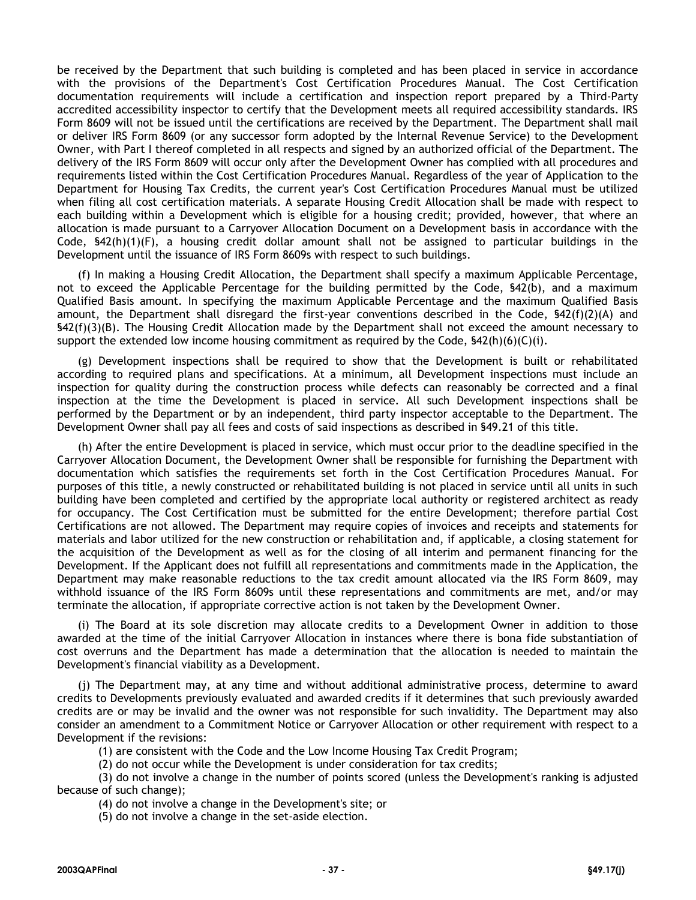be received by the Department that such building is completed and has been placed in service in accordance with the provisions of the Department's Cost Certification Procedures Manual. The Cost Certification documentation requirements will include a certification and inspection report prepared by a Third-Party accredited accessibility inspector to certify that the Development meets all required accessibility standards. IRS Form 8609 will not be issued until the certifications are received by the Department. The Department shall mail or deliver IRS Form 8609 (or any successor form adopted by the Internal Revenue Service) to the Development Owner, with Part I thereof completed in all respects and signed by an authorized official of the Department. The delivery of the IRS Form 8609 will occur only after the Development Owner has complied with all procedures and requirements listed within the Cost Certification Procedures Manual. Regardless of the year of Application to the Department for Housing Tax Credits, the current year's Cost Certification Procedures Manual must be utilized when filing all cost certification materials. A separate Housing Credit Allocation shall be made with respect to each building within a Development which is eligible for a housing credit; provided, however, that where an allocation is made pursuant to a Carryover Allocation Document on a Development basis in accordance with the Code, §42(h)(1)(F), a housing credit dollar amount shall not be assigned to particular buildings in the Development until the issuance of IRS Form 8609s with respect to such buildings.

(f) In making a Housing Credit Allocation, the Department shall specify a maximum Applicable Percentage, not to exceed the Applicable Percentage for the building permitted by the Code, §42(b), and a maximum Qualified Basis amount. In specifying the maximum Applicable Percentage and the maximum Qualified Basis amount, the Department shall disregard the first-year conventions described in the Code, §42(f)(2)(A) and §42(f)(3)(B). The Housing Credit Allocation made by the Department shall not exceed the amount necessary to support the extended low income housing commitment as required by the Code, §42(h)(6)(C)(i).

(g) Development inspections shall be required to show that the Development is built or rehabilitated according to required plans and specifications. At a minimum, all Development inspections must include an inspection for quality during the construction process while defects can reasonably be corrected and a final inspection at the time the Development is placed in service. All such Development inspections shall be performed by the Department or by an independent, third party inspector acceptable to the Department. The Development Owner shall pay all fees and costs of said inspections as described in §49.21 of this title.

(h) After the entire Development is placed in service, which must occur prior to the deadline specified in the Carryover Allocation Document, the Development Owner shall be responsible for furnishing the Department with documentation which satisfies the requirements set forth in the Cost Certification Procedures Manual. For purposes of this title, a newly constructed or rehabilitated building is not placed in service until all units in such building have been completed and certified by the appropriate local authority or registered architect as ready for occupancy. The Cost Certification must be submitted for the entire Development; therefore partial Cost Certifications are not allowed. The Department may require copies of invoices and receipts and statements for materials and labor utilized for the new construction or rehabilitation and, if applicable, a closing statement for the acquisition of the Development as well as for the closing of all interim and permanent financing for the Development. If the Applicant does not fulfill all representations and commitments made in the Application, the Department may make reasonable reductions to the tax credit amount allocated via the IRS Form 8609, may withhold issuance of the IRS Form 8609s until these representations and commitments are met, and/or may terminate the allocation, if appropriate corrective action is not taken by the Development Owner.

(i) The Board at its sole discretion may allocate credits to a Development Owner in addition to those awarded at the time of the initial Carryover Allocation in instances where there is bona fide substantiation of cost overruns and the Department has made a determination that the allocation is needed to maintain the Development's financial viability as a Development.

(j) The Department may, at any time and without additional administrative process, determine to award credits to Developments previously evaluated and awarded credits if it determines that such previously awarded credits are or may be invalid and the owner was not responsible for such invalidity. The Department may also consider an amendment to a Commitment Notice or Carryover Allocation or other requirement with respect to a Development if the revisions:

(1) are consistent with the Code and the Low Income Housing Tax Credit Program;

(2) do not occur while the Development is under consideration for tax credits;

(3) do not involve a change in the number of points scored (unless the Development's ranking is adjusted because of such change);

(4) do not involve a change in the Development's site; or

(5) do not involve a change in the set-aside election.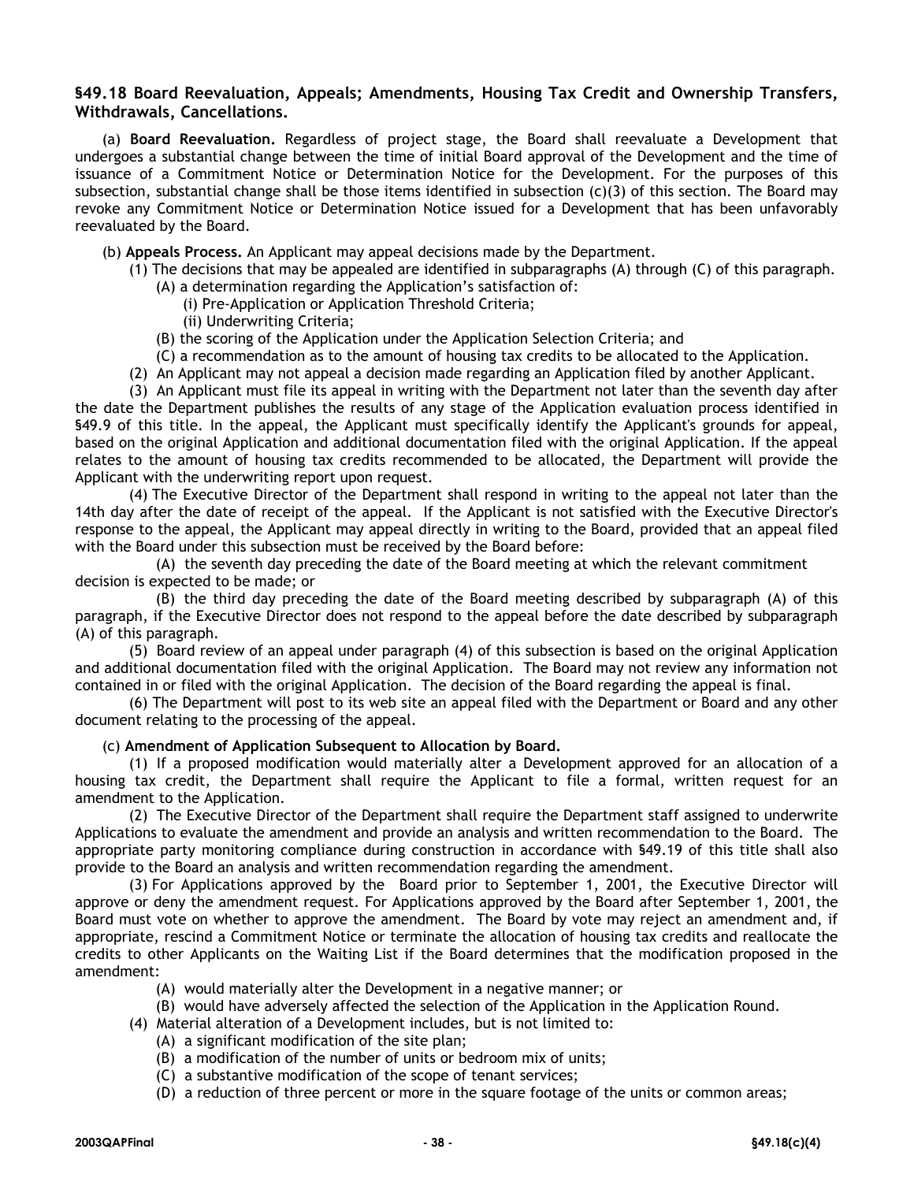### §49.18 Board Reevaluation, Appeals; Amendments, Housing Tax Credit and Ownership Transfers, Withdrawals, Cancellations.

(a) **Board Reevaluation.** Regardless of project stage, the Board shall reevaluate a Development that undergoes a substantial change between the time of initial Board approval of the Development and the time of issuance of a Commitment Notice or Determination Notice for the Development. For the purposes of this subsection, substantial change shall be those items identified in subsection (c)(3) of this section. The Board may revoke any Commitment Notice or Determination Notice issued for a Development that has been unfavorably reevaluated by the Board.

(b) **Appeals Process.** An Applicant may appeal decisions made by the Department.

(1) The decisions that may be appealed are identified in subparagraphs (A) through (C) of this paragraph.

(A) a determination regarding the Application's satisfaction of:

(i) Pre-Application or Application Threshold Criteria;

(ii) Underwriting Criteria;

(B) the scoring of the Application under the Application Selection Criteria; and

(C) a recommendation as to the amount of housing tax credits to be allocated to the Application.

(2) An Applicant may not appeal a decision made regarding an Application filed by another Applicant.

(3) An Applicant must file its appeal in writing with the Department not later than the seventh day after the date the Department publishes the results of any stage of the Application evaluation process identified in §49.9 of this title. In the appeal, the Applicant must specifically identify the Applicant's grounds for appeal, based on the original Application and additional documentation filed with the original Application. If the appeal relates to the amount of housing tax credits recommended to be allocated, the Department will provide the Applicant with the underwriting report upon request.

(4) The Executive Director of the Department shall respond in writing to the appeal not later than the 14th day after the date of receipt of the appeal. If the Applicant is not satisfied with the Executive Director's response to the appeal, the Applicant may appeal directly in writing to the Board, provided that an appeal filed with the Board under this subsection must be received by the Board before:

(A) the seventh day preceding the date of the Board meeting at which the relevant commitment decision is expected to be made; or

(B) the third day preceding the date of the Board meeting described by subparagraph (A) of this paragraph, if the Executive Director does not respond to the appeal before the date described by subparagraph (A) of this paragraph.

(5) Board review of an appeal under paragraph (4) of this subsection is based on the original Application and additional documentation filed with the original Application. The Board may not review any information not contained in or filed with the original Application. The decision of the Board regarding the appeal is final.

(6) The Department will post to its web site an appeal filed with the Department or Board and any other document relating to the processing of the appeal.

(c) **Amendment of Application Subsequent to Allocation by Board.**

(1) If a proposed modification would materially alter a Development approved for an allocation of a housing tax credit, the Department shall require the Applicant to file a formal, written request for an amendment to the Application.

(2) The Executive Director of the Department shall require the Department staff assigned to underwrite Applications to evaluate the amendment and provide an analysis and written recommendation to the Board. The appropriate party monitoring compliance during construction in accordance with §49.19 of this title shall also provide to the Board an analysis and written recommendation regarding the amendment.

(3) For Applications approved by the Board prior to September 1, 2001, the Executive Director will approve or deny the amendment request. For Applications approved by the Board after September 1, 2001, the Board must vote on whether to approve the amendment. The Board by vote may reject an amendment and, if appropriate, rescind a Commitment Notice or terminate the allocation of housing tax credits and reallocate the credits to other Applicants on the Waiting List if the Board determines that the modification proposed in the amendment:

(A) would materially alter the Development in a negative manner; or

(B) would have adversely affected the selection of the Application in the Application Round.

(4) Material alteration of a Development includes, but is not limited to:

(A) a significant modification of the site plan;

(B) a modification of the number of units or bedroom mix of units;

(C) a substantive modification of the scope of tenant services;

(D) a reduction of three percent or more in the square footage of the units or common areas;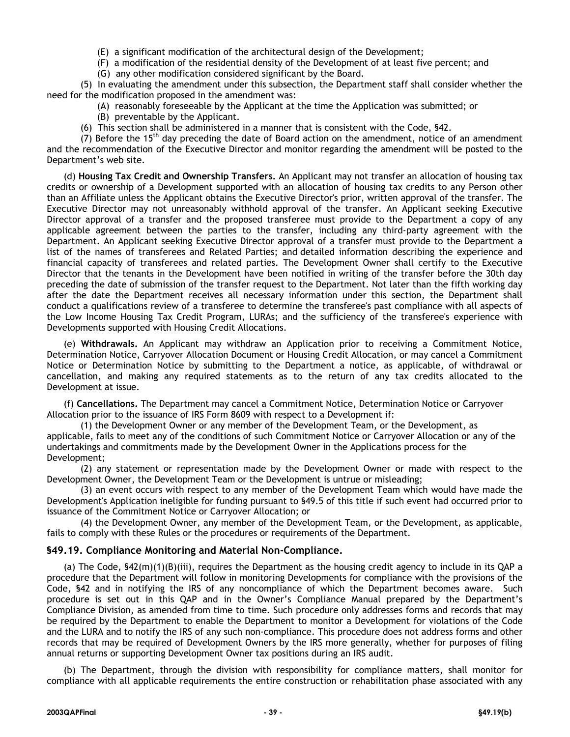(E) a significant modification of the architectural design of the Development;

(F) a modification of the residential density of the Development of at least five percent; and

(G) any other modification considered significant by the Board.

(5) In evaluating the amendment under this subsection, the Department staff shall consider whether the need for the modification proposed in the amendment was:

(A) reasonably foreseeable by the Applicant at the time the Application was submitted; or

(B) preventable by the Applicant.

(6) This section shall be administered in a manner that is consistent with the Code, §42.

(7) Before the 15th day preceding the date of Board action on the amendment, notice of an amendment and the recommendation of the Executive Director and monitor regarding the amendment will be posted to the Department's web site.

(d) **Housing Tax Credit and Ownership Transfers.** An Applicant may not transfer an allocation of housing tax credits or ownership of a Development supported with an allocation of housing tax credits to any Person other than an Affiliate unless the Applicant obtains the Executive Director's prior, written approval of the transfer. The Executive Director may not unreasonably withhold approval of the transfer. An Applicant seeking Executive Director approval of a transfer and the proposed transferee must provide to the Department a copy of any applicable agreement between the parties to the transfer, including any third-party agreement with the Department. An Applicant seeking Executive Director approval of a transfer must provide to the Department a list of the names of transferees and Related Parties; and detailed information describing the experience and financial capacity of transferees and related parties. The Development Owner shall certify to the Executive Director that the tenants in the Development have been notified in writing of the transfer before the 30th day preceding the date of submission of the transfer request to the Department. Not later than the fifth working day after the date the Department receives all necessary information under this section, the Department shall conduct a qualifications review of a transferee to determine the transferee's past compliance with all aspects of the Low Income Housing Tax Credit Program, LURAs; and the sufficiency of the transferee's experience with Developments supported with Housing Credit Allocations.

(e) **Withdrawals.** An Applicant may withdraw an Application prior to receiving a Commitment Notice, Determination Notice, Carryover Allocation Document or Housing Credit Allocation, or may cancel a Commitment Notice or Determination Notice by submitting to the Department a notice, as applicable, of withdrawal or cancellation, and making any required statements as to the return of any tax credits allocated to the Development at issue.

(f) **Cancellations.** The Department may cancel a Commitment Notice, Determination Notice or Carryover Allocation prior to the issuance of IRS Form 8609 with respect to a Development if:

(1) the Development Owner or any member of the Development Team, or the Development, as applicable, fails to meet any of the conditions of such Commitment Notice or Carryover Allocation or any of the undertakings and commitments made by the Development Owner in the Applications process for the Development;

(2) any statement or representation made by the Development Owner or made with respect to the Development Owner, the Development Team or the Development is untrue or misleading;

(3) an event occurs with respect to any member of the Development Team which would have made the Development's Application ineligible for funding pursuant to §49.5 of this title if such event had occurred prior to issuance of the Commitment Notice or Carryover Allocation; or

(4) the Development Owner, any member of the Development Team, or the Development, as applicable, fails to comply with these Rules or the procedures or requirements of the Department.

## §49.19. Compliance Monitoring and Material Non-Compliance.

(a) The Code, §42(m)(1)(B)(iii), requires the Department as the housing credit agency to include in its QAP a procedure that the Department will follow in monitoring Developments for compliance with the provisions of the Code, §42 and in notifying the IRS of any noncompliance of which the Department becomes aware. Such procedure is set out in this QAP and in the Owner's Compliance Manual prepared by the Department's Compliance Division, as amended from time to time. Such procedure only addresses forms and records that may be required by the Department to enable the Department to monitor a Development for violations of the Code and the LURA and to notify the IRS of any such non-compliance. This procedure does not address forms and other records that may be required of Development Owners by the IRS more generally, whether for purposes of filing annual returns or supporting Development Owner tax positions during an IRS audit.

(b) The Department, through the division with responsibility for compliance matters, shall monitor for compliance with all applicable requirements the entire construction or rehabilitation phase associated with any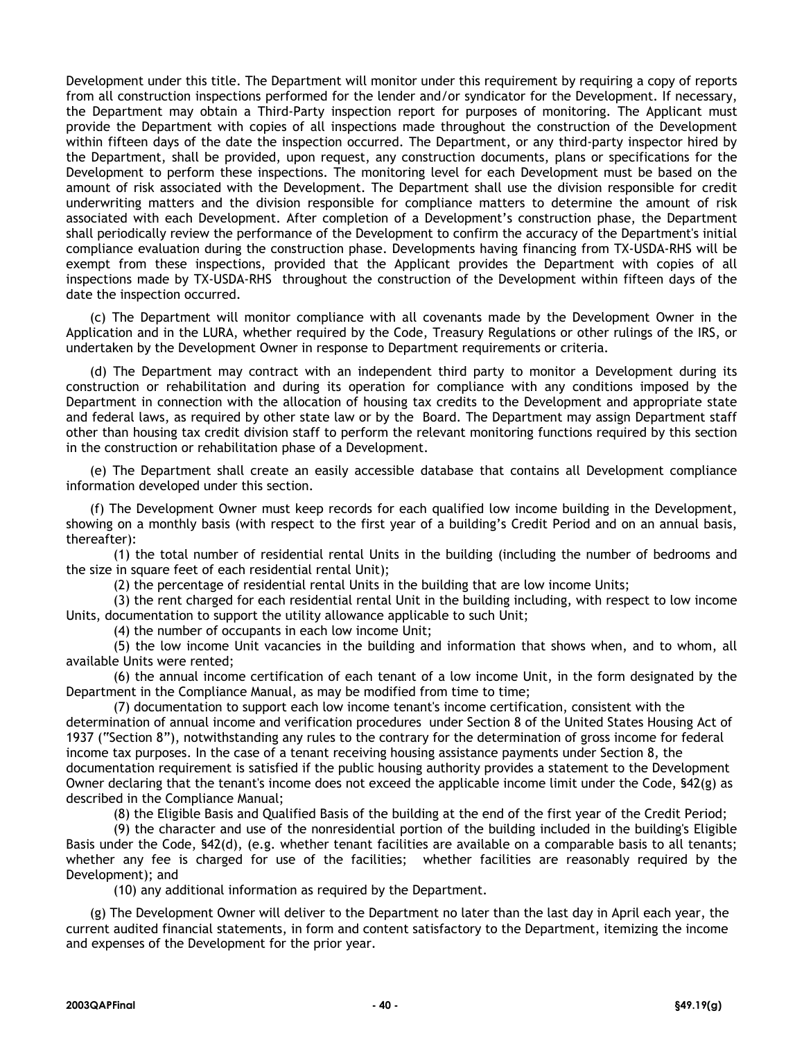Development under this title. The Department will monitor under this requirement by requiring a copy of reports from all construction inspections performed for the lender and/or syndicator for the Development. If necessary, the Department may obtain a Third-Party inspection report for purposes of monitoring. The Applicant must provide the Department with copies of all inspections made throughout the construction of the Development within fifteen days of the date the inspection occurred. The Department, or any third-party inspector hired by the Department, shall be provided, upon request, any construction documents, plans or specifications for the Development to perform these inspections. The monitoring level for each Development must be based on the amount of risk associated with the Development. The Department shall use the division responsible for credit underwriting matters and the division responsible for compliance matters to determine the amount of risk associated with each Development. After completion of a Development's construction phase, the Department shall periodically review the performance of the Development to confirm the accuracy of the Department's initial compliance evaluation during the construction phase. Developments having financing from TX-USDA-RHS will be exempt from these inspections, provided that the Applicant provides the Department with copies of all inspections made by TX-USDA-RHS throughout the construction of the Development within fifteen days of the date the inspection occurred.

(c) The Department will monitor compliance with all covenants made by the Development Owner in the Application and in the LURA, whether required by the Code, Treasury Regulations or other rulings of the IRS, or undertaken by the Development Owner in response to Department requirements or criteria.

(d) The Department may contract with an independent third party to monitor a Development during its construction or rehabilitation and during its operation for compliance with any conditions imposed by the Department in connection with the allocation of housing tax credits to the Development and appropriate state and federal laws, as required by other state law or by the Board. The Department may assign Department staff other than housing tax credit division staff to perform the relevant monitoring functions required by this section in the construction or rehabilitation phase of a Development.

(e) The Department shall create an easily accessible database that contains all Development compliance information developed under this section.

(f) The Development Owner must keep records for each qualified low income building in the Development, showing on a monthly basis (with respect to the first year of a building's Credit Period and on an annual basis, thereafter):

(1) the total number of residential rental Units in the building (including the number of bedrooms and the size in square feet of each residential rental Unit);

(2) the percentage of residential rental Units in the building that are low income Units;

(3) the rent charged for each residential rental Unit in the building including, with respect to low income Units, documentation to support the utility allowance applicable to such Unit;

(4) the number of occupants in each low income Unit;

(5) the low income Unit vacancies in the building and information that shows when, and to whom, all available Units were rented;

(6) the annual income certification of each tenant of a low income Unit, in the form designated by the Department in the Compliance Manual, as may be modified from time to time;

(7) documentation to support each low income tenant's income certification, consistent with the determination of annual income and verification procedures under Section 8 of the United States Housing Act of 1937 ("Section 8"), notwithstanding any rules to the contrary for the determination of gross income for federal income tax purposes. In the case of a tenant receiving housing assistance payments under Section 8, the documentation requirement is satisfied if the public housing authority provides a statement to the Development Owner declaring that the tenant's income does not exceed the applicable income limit under the Code, §42(g) as described in the Compliance Manual;

(8) the Eligible Basis and Qualified Basis of the building at the end of the first year of the Credit Period;

(9) the character and use of the nonresidential portion of the building included in the building's Eligible Basis under the Code, §42(d), (e.g. whether tenant facilities are available on a comparable basis to all tenants; whether any fee is charged for use of the facilities; whether facilities are reasonably required by the Development); and

(10) any additional information as required by the Department.

(g) The Development Owner will deliver to the Department no later than the last day in April each year, the current audited financial statements, in form and content satisfactory to the Department, itemizing the income and expenses of the Development for the prior year.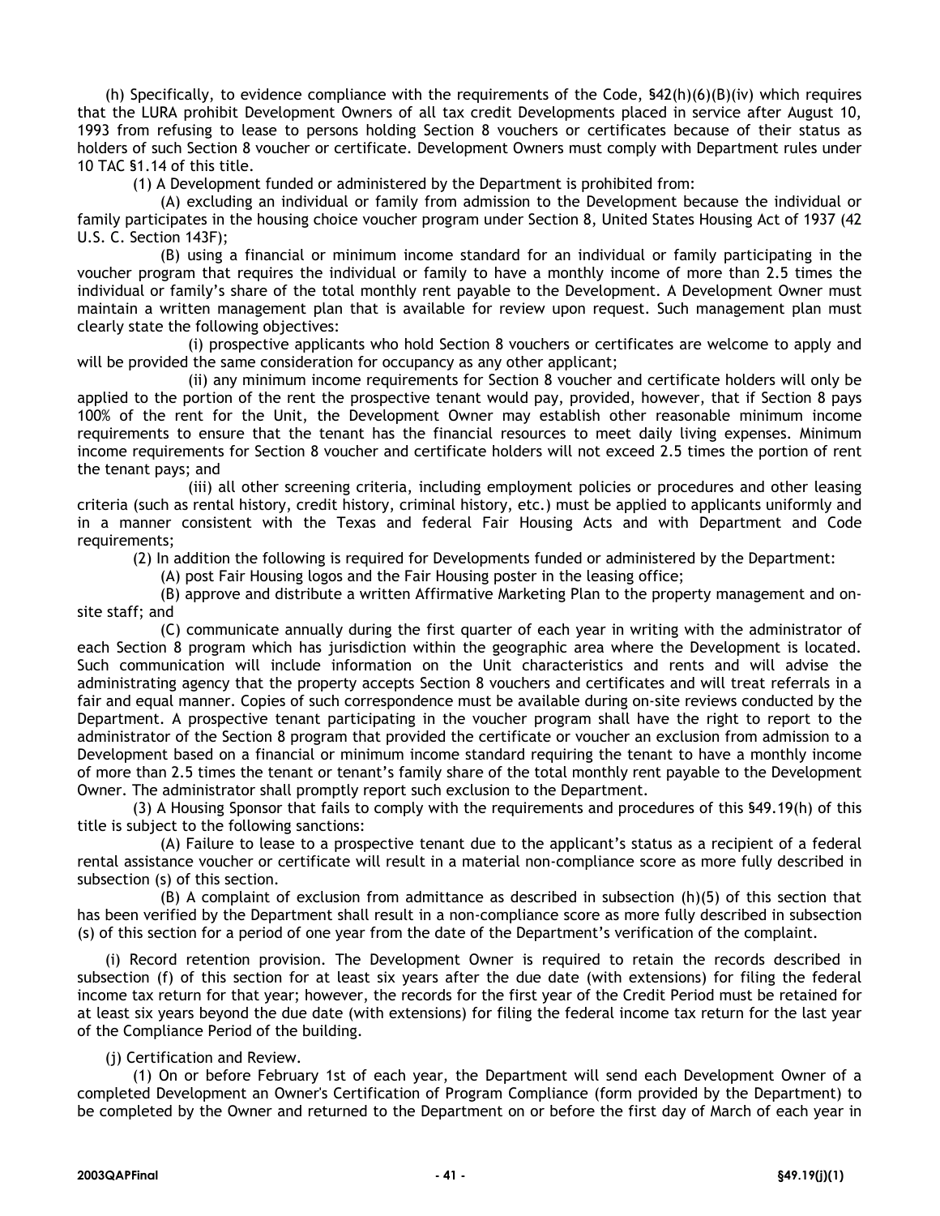(h) Specifically, to evidence compliance with the requirements of the Code, §42(h)(6)(B)(iv) which requires that the LURA prohibit Development Owners of all tax credit Developments placed in service after August 10, 1993 from refusing to lease to persons holding Section 8 vouchers or certificates because of their status as holders of such Section 8 voucher or certificate. Development Owners must comply with Department rules under 10 TAC §1.14 of this title.

(1) A Development funded or administered by the Department is prohibited from:

(A) excluding an individual or family from admission to the Development because the individual or family participates in the housing choice voucher program under Section 8, United States Housing Act of 1937 (42 U.S. C. Section 143F);

(B) using a financial or minimum income standard for an individual or family participating in the voucher program that requires the individual or family to have a monthly income of more than 2.5 times the individual or family's share of the total monthly rent payable to the Development. A Development Owner must maintain a written management plan that is available for review upon request. Such management plan must clearly state the following objectives:

(i) prospective applicants who hold Section 8 vouchers or certificates are welcome to apply and will be provided the same consideration for occupancy as any other applicant;

(ii) any minimum income requirements for Section 8 voucher and certificate holders will only be applied to the portion of the rent the prospective tenant would pay, provided, however, that if Section 8 pays 100% of the rent for the Unit, the Development Owner may establish other reasonable minimum income requirements to ensure that the tenant has the financial resources to meet daily living expenses. Minimum income requirements for Section 8 voucher and certificate holders will not exceed 2.5 times the portion of rent the tenant pays; and

(iii) all other screening criteria, including employment policies or procedures and other leasing criteria (such as rental history, credit history, criminal history, etc.) must be applied to applicants uniformly and in a manner consistent with the Texas and federal Fair Housing Acts and with Department and Code requirements;

(2) In addition the following is required for Developments funded or administered by the Department:

(A) post Fair Housing logos and the Fair Housing poster in the leasing office;

(B) approve and distribute a written Affirmative Marketing Plan to the property management and on-site staff; and

(C) communicate annually during the first quarter of each year in writing with the administrator of each Section 8 program which has jurisdiction within the geographic area where the Development is located. Such communication will include information on the Unit characteristics and rents and will advise the administrating agency that the property accepts Section 8 vouchers and certificates and will treat referrals in a fair and equal manner. Copies of such correspondence must be available during on-site reviews conducted by the Department. A prospective tenant participating in the voucher program shall have the right to report to the administrator of the Section 8 program that provided the certificate or voucher an exclusion from admission to a Development based on a financial or minimum income standard requiring the tenant to have a monthly income of more than 2.5 times the tenant or tenant's family share of the total monthly rent payable to the Development Owner. The administrator shall promptly report such exclusion to the Department.

(3) A Housing Sponsor that fails to comply with the requirements and procedures of this §49.19(h) of this title is subject to the following sanctions:

(A) Failure to lease to a prospective tenant due to the applicant's status as a recipient of a federal rental assistance voucher or certificate will result in a material non-compliance score as more fully described in subsection (s) of this section.

(B) A complaint of exclusion from admittance as described in subsection (h)(5) of this section that has been verified by the Department shall result in a non-compliance score as more fully described in subsection (s) of this section for a period of one year from the date of the Department's verification of the complaint.

(i) Record retention provision. The Development Owner is required to retain the records described in subsection (f) of this section for at least six years after the due date (with extensions) for filing the federal income tax return for that year; however, the records for the first year of the Credit Period must be retained for at least six years beyond the due date (with extensions) for filing the federal income tax return for the last year of the Compliance Period of the building.

(j) Certification and Review.

(1) On or before February 1st of each year, the Department will send each Development Owner of a completed Development an Owner's Certification of Program Compliance (form provided by the Department) to be completed by the Owner and returned to the Department on or before the first day of March of each year in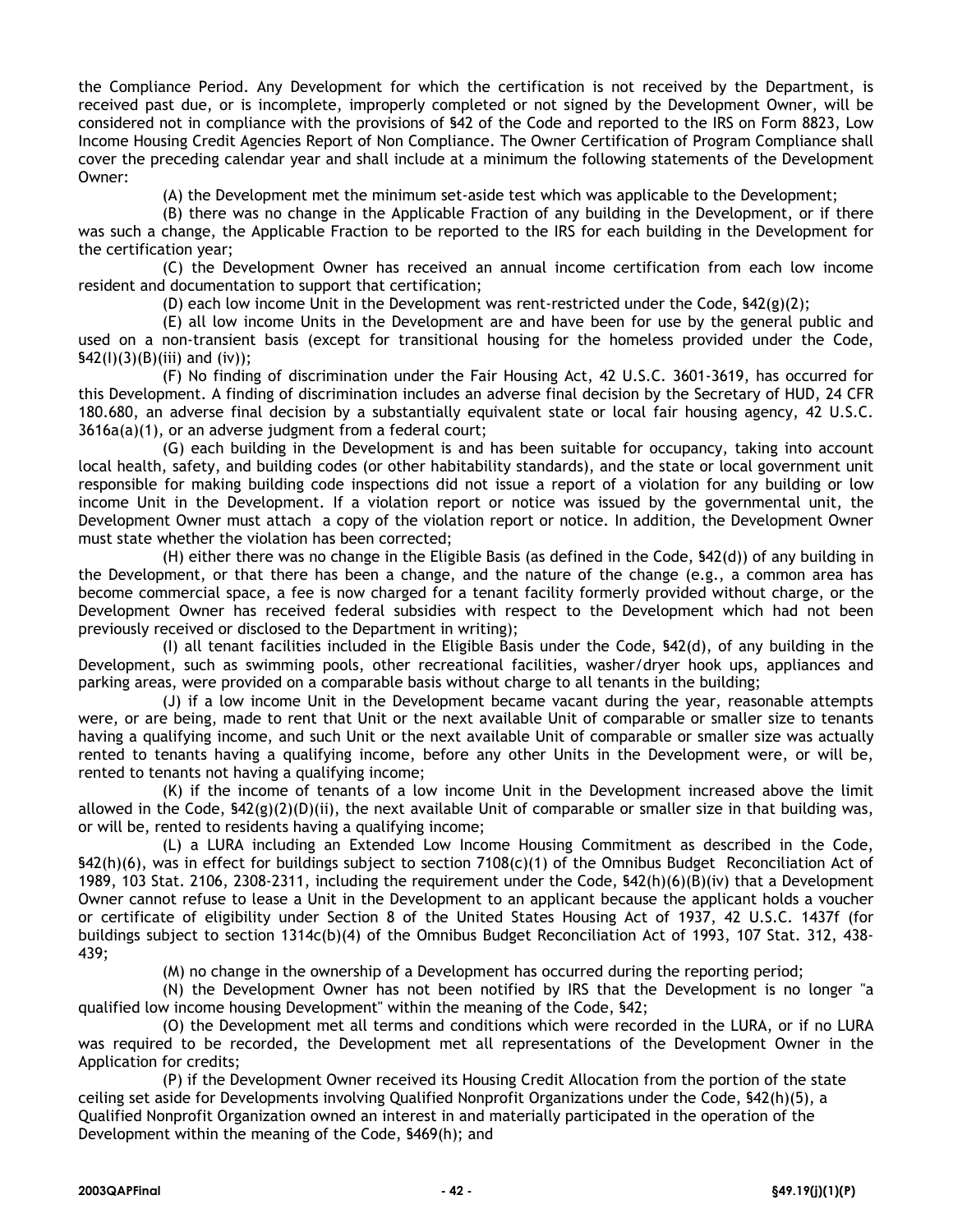the Compliance Period. Any Development for which the certification is not received by the Department, is received past due, or is incomplete, improperly completed or not signed by the Development Owner, will be considered not in compliance with the provisions of §42 of the Code and reported to the IRS on Form 8823, Low Income Housing Credit Agencies Report of Non Compliance. The Owner Certification of Program Compliance shall cover the preceding calendar year and shall include at a minimum the following statements of the Development Owner:

(A) the Development met the minimum set-aside test which was applicable to the Development;

(B) there was no change in the Applicable Fraction of any building in the Development, or if there was such a change, the Applicable Fraction to be reported to the IRS for each building in the Development for the certification year;

(C) the Development Owner has received an annual income certification from each low income resident and documentation to support that certification;

(D) each low income Unit in the Development was rent-restricted under the Code, §42(g)(2);

(E) all low income Units in the Development are and have been for use by the general public and used on a non-transient basis (except for transitional housing for the homeless provided under the Code, §42(I)(3)(B)(iii) and (iv));

(F) No finding of discrimination under the Fair Housing Act, 42 U.S.C. 3601-3619, has occurred for this Development. A finding of discrimination includes an adverse final decision by the Secretary of HUD, 24 CFR 180.680, an adverse final decision by a substantially equivalent state or local fair housing agency, 42 U.S.C. 3616a(a)(1), or an adverse judgment from a federal court;

(G) each building in the Development is and has been suitable for occupancy, taking into account local health, safety, and building codes (or other habitability standards), and the state or local government unit responsible for making building code inspections did not issue a report of a violation for any building or low income Unit in the Development. If a violation report or notice was issued by the governmental unit, the Development Owner must attach a copy of the violation report or notice. In addition, the Development Owner must state whether the violation has been corrected;

(H) either there was no change in the Eligible Basis (as defined in the Code, §42(d)) of any building in the Development, or that there has been a change, and the nature of the change (e.g., a common area has become commercial space, a fee is now charged for a tenant facility formerly provided without charge, or the Development Owner has received federal subsidies with respect to the Development which had not been previously received or disclosed to the Department in writing);

(I) all tenant facilities included in the Eligible Basis under the Code, §42(d), of any building in the Development, such as swimming pools, other recreational facilities, washer/dryer hook ups, appliances and parking areas, were provided on a comparable basis without charge to all tenants in the building;

(J) if a low income Unit in the Development became vacant during the year, reasonable attempts were, or are being, made to rent that Unit or the next available Unit of comparable or smaller size to tenants having a qualifying income, and such Unit or the next available Unit of comparable or smaller size was actually rented to tenants having a qualifying income, before any other Units in the Development were, or will be, rented to tenants not having a qualifying income;

(K) if the income of tenants of a low income Unit in the Development increased above the limit allowed in the Code, §42(g)(2)(D)(ii), the next available Unit of comparable or smaller size in that building was, or will be, rented to residents having a qualifying income;

(L) a LURA including an Extended Low Income Housing Commitment as described in the Code, §42(h)(6), was in effect for buildings subject to section 7108(c)(1) of the Omnibus Budget Reconciliation Act of 1989, 103 Stat. 2106, 2308-2311, including the requirement under the Code, §42(h)(6)(B)(iv) that a Development Owner cannot refuse to lease a Unit in the Development to an applicant because the applicant holds a voucher or certificate of eligibility under Section 8 of the United States Housing Act of 1937, 42 U.S.C. 1437f (for buildings subject to section 1314c(b)(4) of the Omnibus Budget Reconciliation Act of 1993, 107 Stat. 312, 438-439;

(M) no change in the ownership of a Development has occurred during the reporting period;

(N) the Development Owner has not been notified by IRS that the Development is no longer "a qualified low income housing Development" within the meaning of the Code, §42;

(O) the Development met all terms and conditions which were recorded in the LURA, or if no LURA was required to be recorded, the Development met all representations of the Development Owner in the Application for credits;

(P) if the Development Owner received its Housing Credit Allocation from the portion of the state ceiling set aside for Developments involving Qualified Nonprofit Organizations under the Code, §42(h)(5), a Qualified Nonprofit Organization owned an interest in and materially participated in the operation of the Development within the meaning of the Code, §469(h); and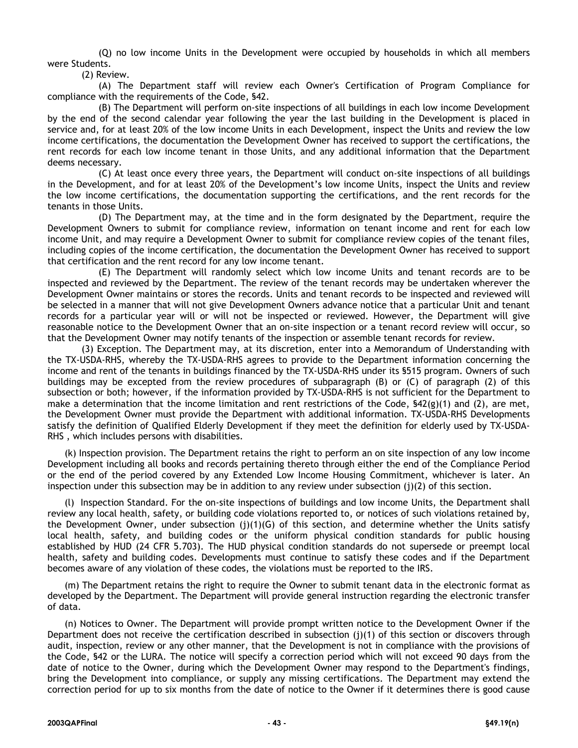(Q) no low income Units in the Development were occupied by households in which all members were Students.

(2) Review.

(A) The Department staff will review each Owner's Certification of Program Compliance for compliance with the requirements of the Code, §42.

(B) The Department will perform on-site inspections of all buildings in each low income Development by the end of the second calendar year following the year the last building in the Development is placed in service and, for at least 20% of the low income Units in each Development, inspect the Units and review the low income certifications, the documentation the Development Owner has received to support the certifications, the rent records for each low income tenant in those Units, and any additional information that the Department deems necessary.

(C) At least once every three years, the Department will conduct on-site inspections of all buildings in the Development, and for at least 20% of the Development's low income Units, inspect the Units and review the low income certifications, the documentation supporting the certifications, and the rent records for the tenants in those Units.

(D) The Department may, at the time and in the form designated by the Department, require the Development Owners to submit for compliance review, information on tenant income and rent for each low income Unit, and may require a Development Owner to submit for compliance review copies of the tenant files, including copies of the income certification, the documentation the Development Owner has received to support that certification and the rent record for any low income tenant.

(E) The Department will randomly select which low income Units and tenant records are to be inspected and reviewed by the Department. The review of the tenant records may be undertaken wherever the Development Owner maintains or stores the records. Units and tenant records to be inspected and reviewed will be selected in a manner that will not give Development Owners advance notice that a particular Unit and tenant records for a particular year will or will not be inspected or reviewed. However, the Department will give reasonable notice to the Development Owner that an on-site inspection or a tenant record review will occur, so that the Development Owner may notify tenants of the inspection or assemble tenant records for review.

(3) Exception. The Department may, at its discretion, enter into a Memorandum of Understanding with the TX-USDA-RHS, whereby the TX-USDA-RHS agrees to provide to the Department information concerning the income and rent of the tenants in buildings financed by the TX-USDA-RHS under its §515 program. Owners of such buildings may be excepted from the review procedures of subparagraph (B) or (C) of paragraph (2) of this subsection or both; however, if the information provided by TX-USDA-RHS is not sufficient for the Department to make a determination that the income limitation and rent restrictions of the Code, §42(g)(1) and (2), are met, the Development Owner must provide the Department with additional information. TX-USDA-RHS Developments satisfy the definition of Qualified Elderly Development if they meet the definition for elderly used by TX-USDA-RHS , which includes persons with disabilities.

(k) Inspection provision. The Department retains the right to perform an on site inspection of any low income Development including all books and records pertaining thereto through either the end of the Compliance Period or the end of the period covered by any Extended Low Income Housing Commitment, whichever is later. An inspection under this subsection may be in addition to any review under subsection (j)(2) of this section.

(l) Inspection Standard. For the on-site inspections of buildings and low income Units, the Department shall review any local health, safety, or building code violations reported to, or notices of such violations retained by, the Development Owner, under subsection (j)(1)(G) of this section, and determine whether the Units satisfy local health, safety, and building codes or the uniform physical condition standards for public housing established by HUD (24 CFR 5.703). The HUD physical condition standards do not supersede or preempt local health, safety and building codes. Developments must continue to satisfy these codes and if the Department becomes aware of any violation of these codes, the violations must be reported to the IRS.

(m) The Department retains the right to require the Owner to submit tenant data in the electronic format as developed by the Department. The Department will provide general instruction regarding the electronic transfer of data.

(n) Notices to Owner. The Department will provide prompt written notice to the Development Owner if the Department does not receive the certification described in subsection (j)(1) of this section or discovers through audit, inspection, review or any other manner, that the Development is not in compliance with the provisions of the Code, §42 or the LURA. The notice will specify a correction period which will not exceed 90 days from the date of notice to the Owner, during which the Development Owner may respond to the Department's findings, bring the Development into compliance, or supply any missing certifications. The Department may extend the correction period for up to six months from the date of notice to the Owner if it determines there is good cause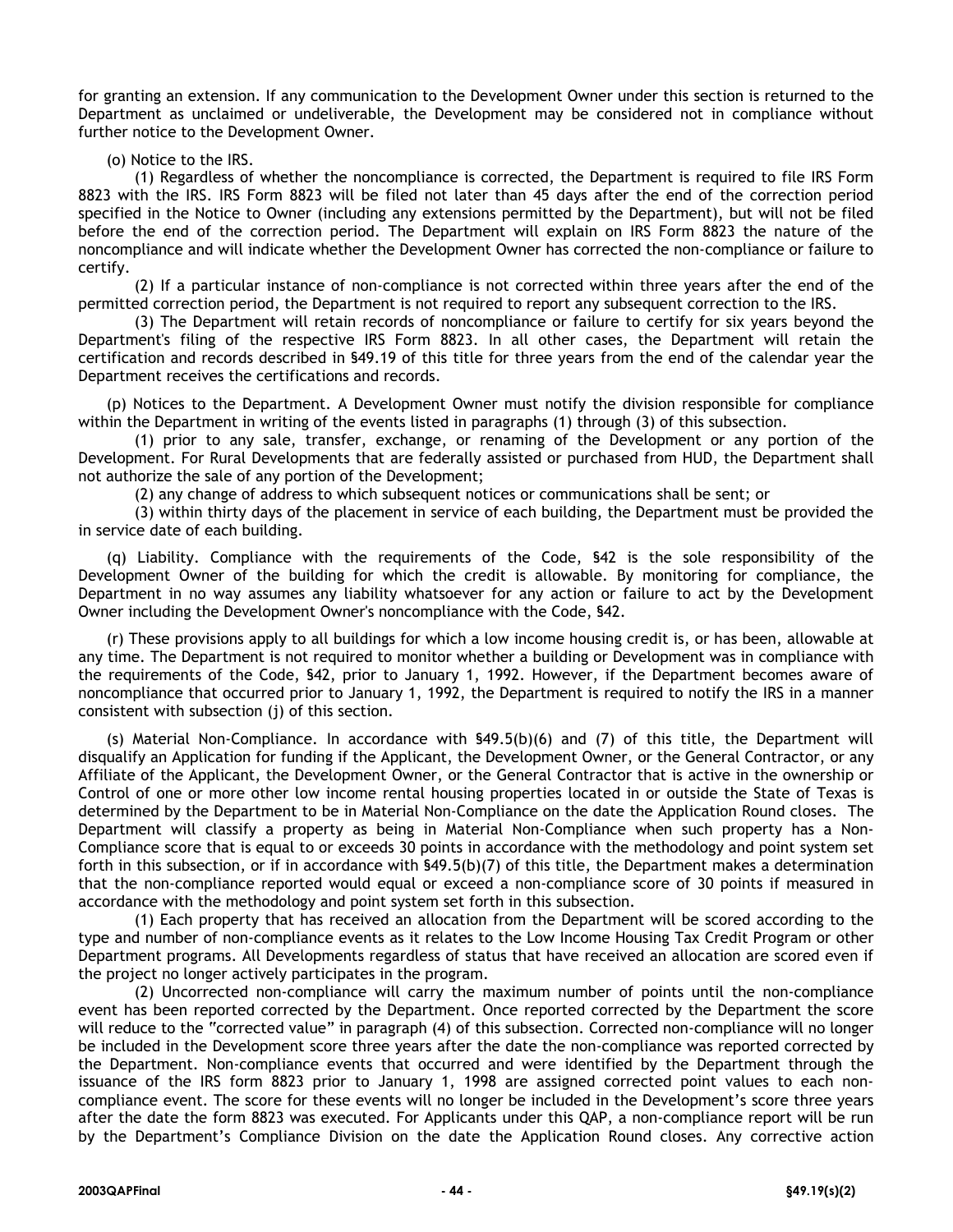for granting an extension. If any communication to the Development Owner under this section is returned to the Department as unclaimed or undeliverable, the Development may be considered not in compliance without further notice to the Development Owner.

(o) Notice to the IRS.

(1) Regardless of whether the noncompliance is corrected, the Department is required to file IRS Form 8823 with the IRS. IRS Form 8823 will be filed not later than 45 days after the end of the correction period specified in the Notice to Owner (including any extensions permitted by the Department), but will not be filed before the end of the correction period. The Department will explain on IRS Form 8823 the nature of the noncompliance and will indicate whether the Development Owner has corrected the non-compliance or failure to certify.

(2) If a particular instance of non-compliance is not corrected within three years after the end of the permitted correction period, the Department is not required to report any subsequent correction to the IRS.

(3) The Department will retain records of noncompliance or failure to certify for six years beyond the Department's filing of the respective IRS Form 8823. In all other cases, the Department will retain the certification and records described in §49.19 of this title for three years from the end of the calendar year the Department receives the certifications and records.

(p) Notices to the Department. A Development Owner must notify the division responsible for compliance within the Department in writing of the events listed in paragraphs (1) through (3) of this subsection.

(1) prior to any sale, transfer, exchange, or renaming of the Development or any portion of the Development. For Rural Developments that are federally assisted or purchased from HUD, the Department shall not authorize the sale of any portion of the Development;

(2) any change of address to which subsequent notices or communications shall be sent; or

(3) within thirty days of the placement in service of each building, the Department must be provided the in service date of each building.

(q) Liability. Compliance with the requirements of the Code, §42 is the sole responsibility of the Development Owner of the building for which the credit is allowable. By monitoring for compliance, the Department in no way assumes any liability whatsoever for any action or failure to act by the Development Owner including the Development Owner's noncompliance with the Code, §42.

(r) These provisions apply to all buildings for which a low income housing credit is, or has been, allowable at any time. The Department is not required to monitor whether a building or Development was in compliance with the requirements of the Code, §42, prior to January 1, 1992. However, if the Department becomes aware of noncompliance that occurred prior to January 1, 1992, the Department is required to notify the IRS in a manner consistent with subsection (j) of this section.

(s) Material Non-Compliance. In accordance with §49.5(b)(6) and (7) of this title, the Department will disqualify an Application for funding if the Applicant, the Development Owner, or the General Contractor, or any Affiliate of the Applicant, the Development Owner, or the General Contractor that is active in the ownership or Control of one or more other low income rental housing properties located in or outside the State of Texas is determined by the Department to be in Material Non-Compliance on the date the Application Round closes. The Department will classify a property as being in Material Non-Compliance when such property has a Non-Compliance score that is equal to or exceeds 30 points in accordance with the methodology and point system set forth in this subsection, or if in accordance with §49.5(b)(7) of this title, the Department makes a determination that the non-compliance reported would equal or exceed a non-compliance score of 30 points if measured in accordance with the methodology and point system set forth in this subsection.

(1) Each property that has received an allocation from the Department will be scored according to the type and number of non-compliance events as it relates to the Low Income Housing Tax Credit Program or other Department programs. All Developments regardless of status that have received an allocation are scored even if the project no longer actively participates in the program.

(2) Uncorrected non-compliance will carry the maximum number of points until the non-compliance event has been reported corrected by the Department. Once reported corrected by the Department the score will reduce to the "corrected value" in paragraph (4) of this subsection. Corrected non-compliance will no longer be included in the Development score three years after the date the non-compliance was reported corrected by the Department. Non-compliance events that occurred and were identified by the Department through the issuance of the IRS form 8823 prior to January 1, 1998 are assigned corrected point values to each non-compliance event. The score for these events will no longer be included in the Development's score three years after the date the form 8823 was executed. For Applicants under this QAP, a non-compliance report will be run by the Department's Compliance Division on the date the Application Round closes. Any corrective action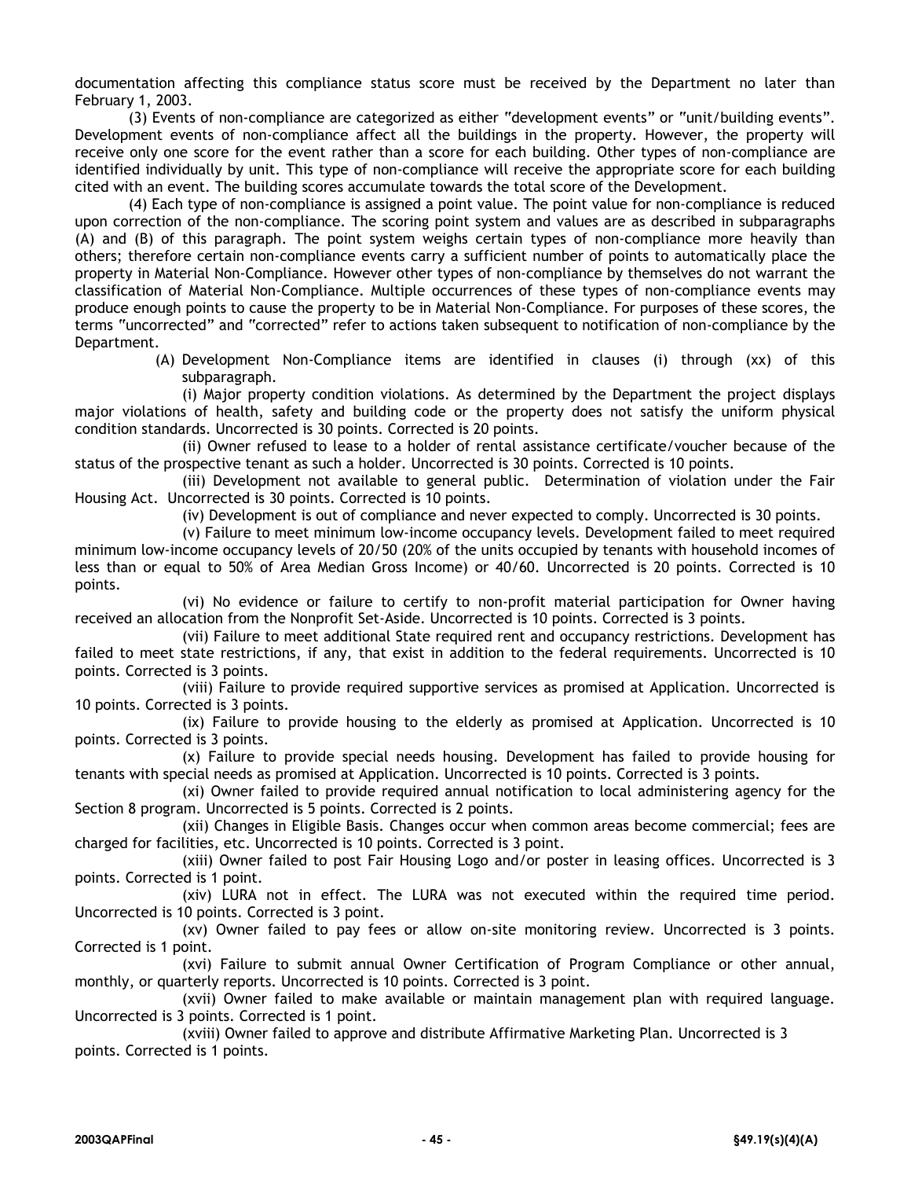documentation affecting this compliance status score must be received by the Department no later than February 1, 2003.

(3) Events of non-compliance are categorized as either "development events" or "unit/building events". Development events of non-compliance affect all the buildings in the property. However, the property will receive only one score for the event rather than a score for each building. Other types of non-compliance are identified individually by unit. This type of non-compliance will receive the appropriate score for each building cited with an event. The building scores accumulate towards the total score of the Development.

(4) Each type of non-compliance is assigned a point value. The point value for non-compliance is reduced upon correction of the non-compliance. The scoring point system and values are as described in subparagraphs (A) and (B) of this paragraph. The point system weighs certain types of non-compliance more heavily than others; therefore certain non-compliance events carry a sufficient number of points to automatically place the property in Material Non-Compliance. However other types of non-compliance by themselves do not warrant the classification of Material Non-Compliance. Multiple occurrences of these types of non-compliance events may produce enough points to cause the property to be in Material Non-Compliance. For purposes of these scores, the terms "uncorrected" and "corrected" refer to actions taken subsequent to notification of non-compliance by the Department.

(A) Development Non-Compliance items are identified in clauses (i) through (xx) of this subparagraph.

(i) Major property condition violations. As determined by the Department the project displays major violations of health, safety and building code or the property does not satisfy the uniform physical condition standards. Uncorrected is 30 points. Corrected is 20 points.

(ii) Owner refused to lease to a holder of rental assistance certificate/voucher because of the status of the prospective tenant as such a holder. Uncorrected is 30 points. Corrected is 10 points.

(iii) Development not available to general public. Determination of violation under the Fair Housing Act. Uncorrected is 30 points. Corrected is 10 points.

(iv) Development is out of compliance and never expected to comply. Uncorrected is 30 points.

(v) Failure to meet minimum low-income occupancy levels. Development failed to meet required minimum low-income occupancy levels of 20/50 (20% of the units occupied by tenants with household incomes of less than or equal to 50% of Area Median Gross Income) or 40/60. Uncorrected is 20 points. Corrected is 10 points.

(vi) No evidence or failure to certify to non-profit material participation for Owner having received an allocation from the Nonprofit Set-Aside. Uncorrected is 10 points. Corrected is 3 points.

(vii) Failure to meet additional State required rent and occupancy restrictions. Development has failed to meet state restrictions, if any, that exist in addition to the federal requirements. Uncorrected is 10 points. Corrected is 3 points.

(viii) Failure to provide required supportive services as promised at Application. Uncorrected is 10 points. Corrected is 3 points.

(ix) Failure to provide housing to the elderly as promised at Application. Uncorrected is 10 points. Corrected is 3 points.

(x) Failure to provide special needs housing. Development has failed to provide housing for tenants with special needs as promised at Application. Uncorrected is 10 points. Corrected is 3 points.

(xi) Owner failed to provide required annual notification to local administering agency for the Section 8 program. Uncorrected is 5 points. Corrected is 2 points.

(xii) Changes in Eligible Basis. Changes occur when common areas become commercial; fees are charged for facilities, etc. Uncorrected is 10 points. Corrected is 3 point.

(xiii) Owner failed to post Fair Housing Logo and/or poster in leasing offices. Uncorrected is 3 points. Corrected is 1 point.

(xiv) LURA not in effect. The LURA was not executed within the required time period. Uncorrected is 10 points. Corrected is 3 point.

(xv) Owner failed to pay fees or allow on-site monitoring review. Uncorrected is 3 points. Corrected is 1 point.

(xvi) Failure to submit annual Owner Certification of Program Compliance or other annual, monthly, or quarterly reports. Uncorrected is 10 points. Corrected is 3 point.

(xvii) Owner failed to make available or maintain management plan with required language. Uncorrected is 3 points. Corrected is 1 point.

(xviii) Owner failed to approve and distribute Affirmative Marketing Plan. Uncorrected is 3 points. Corrected is 1 points.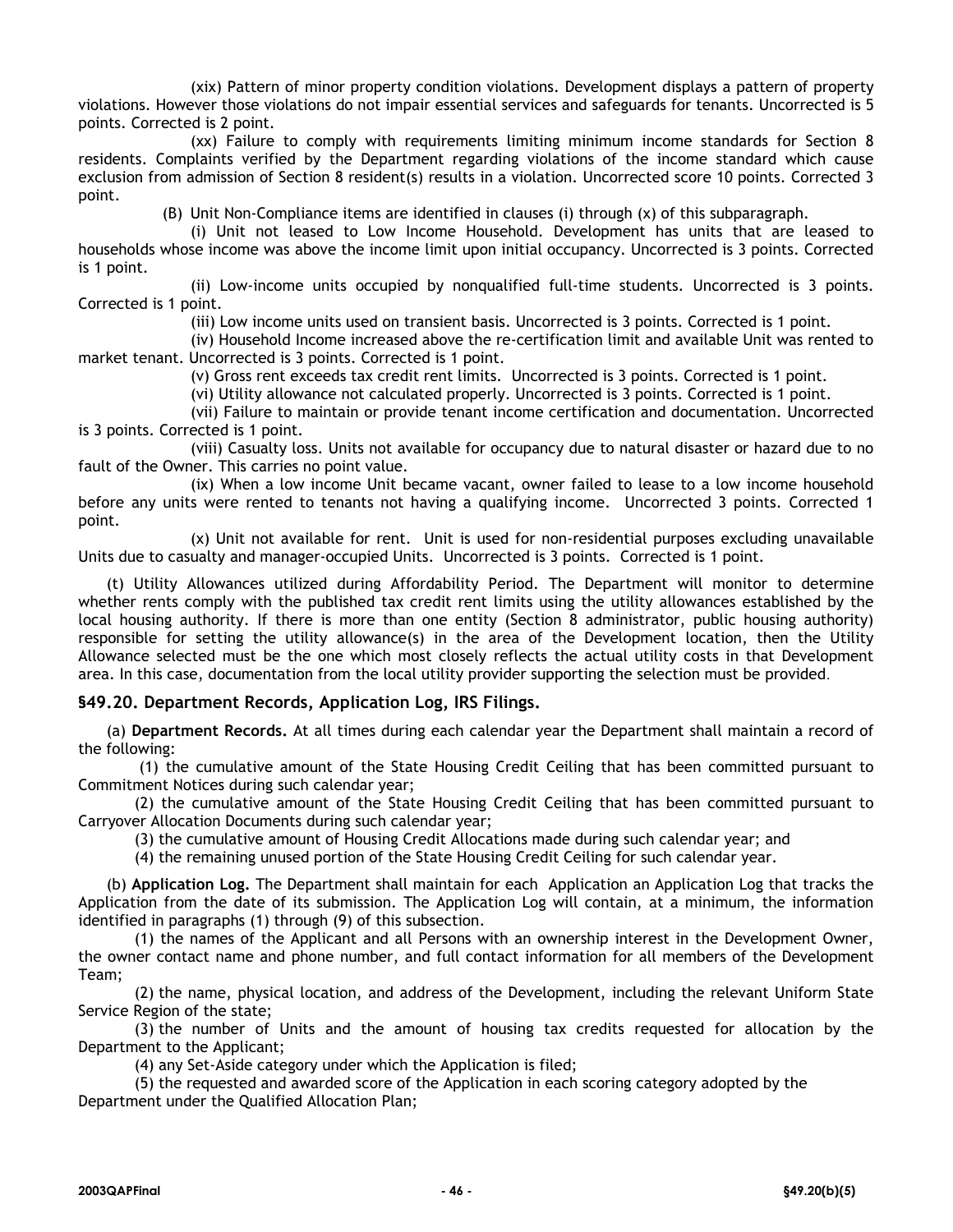(xix) Pattern of minor property condition violations. Development displays a pattern of property violations. However those violations do not impair essential services and safeguards for tenants. Uncorrected is 5 points. Corrected is 2 point.

(xx) Failure to comply with requirements limiting minimum income standards for Section 8 residents. Complaints verified by the Department regarding violations of the income standard which cause exclusion from admission of Section 8 resident(s) results in a violation. Uncorrected score 10 points. Corrected 3 point.

(B) Unit Non-Compliance items are identified in clauses (i) through (x) of this subparagraph.

(i) Unit not leased to Low Income Household. Development has units that are leased to households whose income was above the income limit upon initial occupancy. Uncorrected is 3 points. Corrected is 1 point.

(ii) Low-income units occupied by nonqualified full-time students. Uncorrected is 3 points. Corrected is 1 point.

(iii) Low income units used on transient basis. Uncorrected is 3 points. Corrected is 1 point.

(iv) Household Income increased above the re-certification limit and available Unit was rented to market tenant. Uncorrected is 3 points. Corrected is 1 point.

(v) Gross rent exceeds tax credit rent limits. Uncorrected is 3 points. Corrected is 1 point.

(vi) Utility allowance not calculated properly. Uncorrected is 3 points. Corrected is 1 point.

(vii) Failure to maintain or provide tenant income certification and documentation. Uncorrected is 3 points. Corrected is 1 point.

(viii) Casualty loss. Units not available for occupancy due to natural disaster or hazard due to no fault of the Owner. This carries no point value.

(ix) When a low income Unit became vacant, owner failed to lease to a low income household before any units were rented to tenants not having a qualifying income. Uncorrected 3 points. Corrected 1 point.

(x) Unit not available for rent. Unit is used for non-residential purposes excluding unavailable Units due to casualty and manager-occupied Units. Uncorrected is 3 points. Corrected is 1 point.

(t) Utility Allowances utilized during Affordability Period. The Department will monitor to determine whether rents comply with the published tax credit rent limits using the utility allowances established by the local housing authority. If there is more than one entity (Section 8 administrator, public housing authority) responsible for setting the utility allowance(s) in the area of the Development location, then the Utility Allowance selected must be the one which most closely reflects the actual utility costs in that Development area. In this case, documentation from the local utility provider supporting the selection must be provided.

### §49.20. Department Records, Application Log, IRS Filings.

(a) **Department Records.** At all times during each calendar year the Department shall maintain a record of the following:

(1) the cumulative amount of the State Housing Credit Ceiling that has been committed pursuant to Commitment Notices during such calendar year;

(2) the cumulative amount of the State Housing Credit Ceiling that has been committed pursuant to Carryover Allocation Documents during such calendar year;

(3) the cumulative amount of Housing Credit Allocations made during such calendar year; and

(4) the remaining unused portion of the State Housing Credit Ceiling for such calendar year.

(b) **Application Log.** The Department shall maintain for each Application an Application Log that tracks the Application from the date of its submission. The Application Log will contain, at a minimum, the information identified in paragraphs (1) through (9) of this subsection.

(1) the names of the Applicant and all Persons with an ownership interest in the Development Owner, the owner contact name and phone number, and full contact information for all members of the Development Team;

(2) the name, physical location, and address of the Development, including the relevant Uniform State Service Region of the state;

(3) the number of Units and the amount of housing tax credits requested for allocation by the Department to the Applicant;

(4) any Set-Aside category under which the Application is filed;

(5) the requested and awarded score of the Application in each scoring category adopted by the Department under the Qualified Allocation Plan;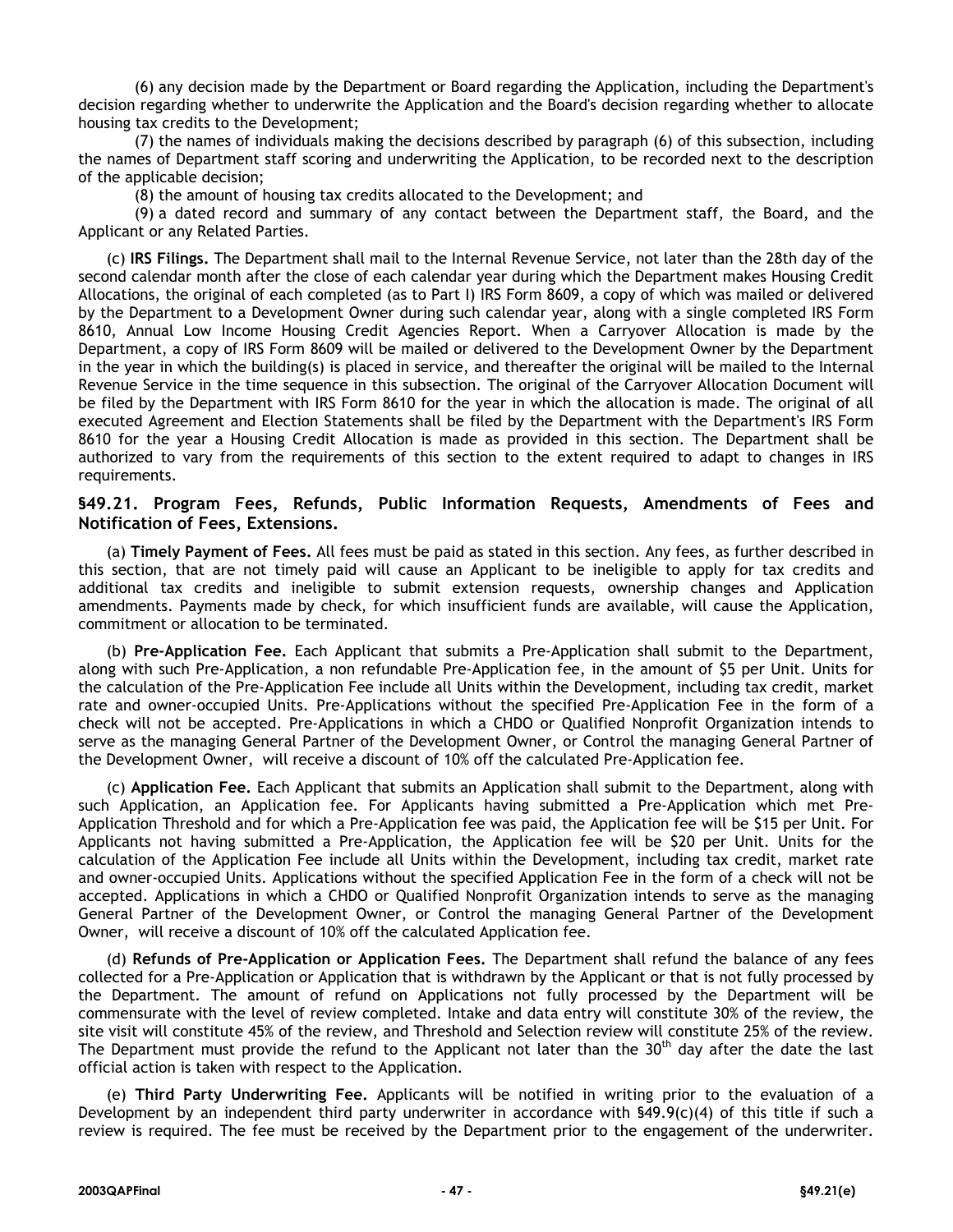(6) any decision made by the Department or Board regarding the Application, including the Department's decision regarding whether to underwrite the Application and the Board's decision regarding whether to allocate housing tax credits to the Development;

(7) the names of individuals making the decisions described by paragraph (6) of this subsection, including the names of Department staff scoring and underwriting the Application, to be recorded next to the description of the applicable decision;

(8) the amount of housing tax credits allocated to the Development; and

(9) a dated record and summary of any contact between the Department staff, the Board, and the Applicant or any Related Parties.

(c) **IRS Filings.** The Department shall mail to the Internal Revenue Service, not later than the 28th day of the second calendar month after the close of each calendar year during which the Department makes Housing Credit Allocations, the original of each completed (as to Part I) IRS Form 8609, a copy of which was mailed or delivered by the Department to a Development Owner during such calendar year, along with a single completed IRS Form 8610, Annual Low Income Housing Credit Agencies Report. When a Carryover Allocation is made by the Department, a copy of IRS Form 8609 will be mailed or delivered to the Development Owner by the Department in the year in which the building(s) is placed in service, and thereafter the original will be mailed to the Internal Revenue Service in the time sequence in this subsection. The original of the Carryover Allocation Document will be filed by the Department with IRS Form 8610 for the year in which the allocation is made. The original of all executed Agreement and Election Statements shall be filed by the Department with the Department's IRS Form 8610 for the year a Housing Credit Allocation is made as provided in this section. The Department shall be authorized to vary from the requirements of this section to the extent required to adapt to changes in IRS requirements.

### §49.21. Program Fees, Refunds, Public Information Requests, Amendments of Fees and Notification of Fees, Extensions.

(a) **Timely Payment of Fees.** All fees must be paid as stated in this section. Any fees, as further described in this section, that are not timely paid will cause an Applicant to be ineligible to apply for tax credits and additional tax credits and ineligible to submit extension requests, ownership changes and Application amendments. Payments made by check, for which insufficient funds are available, will cause the Application, commitment or allocation to be terminated.

(b) **Pre-Application Fee.** Each Applicant that submits a Pre-Application shall submit to the Department, along with such Pre-Application, a non refundable Pre-Application fee, in the amount of $5 per Unit. Units for the calculation of the Pre-Application Fee include all Units within the Development, including tax credit, market rate and owner-occupied Units. Pre-Applications without the specified Pre-Application Fee in the form of a check will not be accepted. Pre-Applications in which a CHDO or Qualified Nonprofit Organization intends to serve as the managing General Partner of the Development Owner, or Control the managing General Partner of the Development Owner, will receive a discount of 10% off the calculated Pre-Application fee.

(c) **Application Fee.** Each Applicant that submits an Application shall submit to the Department, along with such Application, an Application fee. For Applicants having submitted a Pre-Application which met Pre-Application Threshold and for which a Pre-Application fee was paid, the Application fee will be $15 per Unit. For Applicants not having submitted a Pre-Application, the Application fee will be $20 per Unit. Units for the calculation of the Application Fee include all Units within the Development, including tax credit, market rate and owner-occupied Units. Applications without the specified Application Fee in the form of a check will not be accepted. Applications in which a CHDO or Qualified Nonprofit Organization intends to serve as the managing General Partner of the Development Owner, or Control the managing General Partner of the Development Owner, will receive a discount of 10% off the calculated Application fee.

(d) **Refunds of Pre-Application or Application Fees.** The Department shall refund the balance of any fees collected for a Pre-Application or Application that is withdrawn by the Applicant or that is not fully processed by the Department. The amount of refund on Applications not fully processed by the Department will be commensurate with the level of review completed. Intake and data entry will constitute 30% of the review, the site visit will constitute 45% of the review, and Threshold and Selection review will constitute 25% of the review. The Department must provide the refund to the Applicant not later than the 30th day after the date the last official action is taken with respect to the Application.

(e) **Third Party Underwriting Fee.** Applicants will be notified in writing prior to the evaluation of a Development by an independent third party underwriter in accordance with §49.9(c)(4) of this title if such a review is required. The fee must be received by the Department prior to the engagement of the underwriter.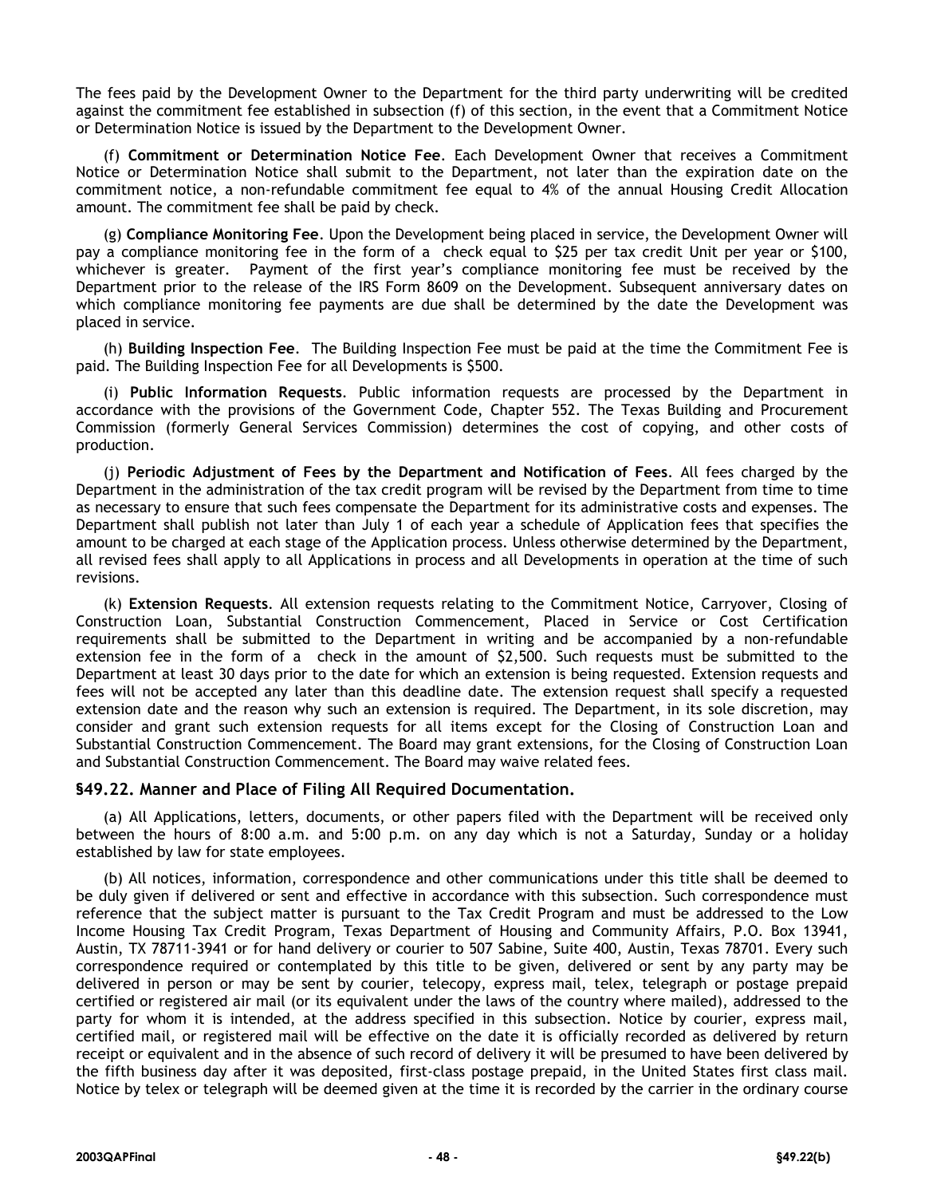The fees paid by the Development Owner to the Department for the third party underwriting will be credited against the commitment fee established in subsection (f) of this section, in the event that a Commitment Notice or Determination Notice is issued by the Department to the Development Owner.

(f) **Commitment or Determination Notice Fee**. Each Development Owner that receives a Commitment Notice or Determination Notice shall submit to the Department, not later than the expiration date on the commitment notice, a non-refundable commitment fee equal to 4% of the annual Housing Credit Allocation amount. The commitment fee shall be paid by check.

(g) **Compliance Monitoring Fee**. Upon the Development being placed in service, the Development Owner will pay a compliance monitoring fee in the form of a check equal to $25 per tax credit Unit per year or $100, whichever is greater. Payment of the first year's compliance monitoring fee must be received by the Department prior to the release of the IRS Form 8609 on the Development. Subsequent anniversary dates on which compliance monitoring fee payments are due shall be determined by the date the Development was placed in service.

(h) **Building Inspection Fee**. The Building Inspection Fee must be paid at the time the Commitment Fee is paid. The Building Inspection Fee for all Developments is $500.

(i) **Public Information Requests**. Public information requests are processed by the Department in accordance with the provisions of the Government Code, Chapter 552. The Texas Building and Procurement Commission (formerly General Services Commission) determines the cost of copying, and other costs of production.

(j) **Periodic Adjustment of Fees by the Department and Notification of Fees**. All fees charged by the Department in the administration of the tax credit program will be revised by the Department from time to time as necessary to ensure that such fees compensate the Department for its administrative costs and expenses. The Department shall publish not later than July 1 of each year a schedule of Application fees that specifies the amount to be charged at each stage of the Application process. Unless otherwise determined by the Department, all revised fees shall apply to all Applications in process and all Developments in operation at the time of such revisions.

(k) **Extension Requests**. All extension requests relating to the Commitment Notice, Carryover, Closing of Construction Loan, Substantial Construction Commencement, Placed in Service or Cost Certification requirements shall be submitted to the Department in writing and be accompanied by a non-refundable extension fee in the form of a check in the amount of $2,500. Such requests must be submitted to the Department at least 30 days prior to the date for which an extension is being requested. Extension requests and fees will not be accepted any later than this deadline date. The extension request shall specify a requested extension date and the reason why such an extension is required. The Department, in its sole discretion, may consider and grant such extension requests for all items except for the Closing of Construction Loan and Substantial Construction Commencement. The Board may grant extensions, for the Closing of Construction Loan and Substantial Construction Commencement. The Board may waive related fees.

## §49.22. Manner and Place of Filing All Required Documentation.

(a) All Applications, letters, documents, or other papers filed with the Department will be received only between the hours of 8:00 a.m. and 5:00 p.m. on any day which is not a Saturday, Sunday or a holiday established by law for state employees.

(b) All notices, information, correspondence and other communications under this title shall be deemed to be duly given if delivered or sent and effective in accordance with this subsection. Such correspondence must reference that the subject matter is pursuant to the Tax Credit Program and must be addressed to the Low Income Housing Tax Credit Program, Texas Department of Housing and Community Affairs, P.O. Box 13941, Austin, TX 78711-3941 or for hand delivery or courier to 507 Sabine, Suite 400, Austin, Texas 78701. Every such correspondence required or contemplated by this title to be given, delivered or sent by any party may be delivered in person or may be sent by courier, telecopy, express mail, telex, telegraph or postage prepaid certified or registered air mail (or its equivalent under the laws of the country where mailed), addressed to the party for whom it is intended, at the address specified in this subsection. Notice by courier, express mail, certified mail, or registered mail will be effective on the date it is officially recorded as delivered by return receipt or equivalent and in the absence of such record of delivery it will be presumed to have been delivered by the fifth business day after it was deposited, first-class postage prepaid, in the United States first class mail. Notice by telex or telegraph will be deemed given at the time it is recorded by the carrier in the ordinary course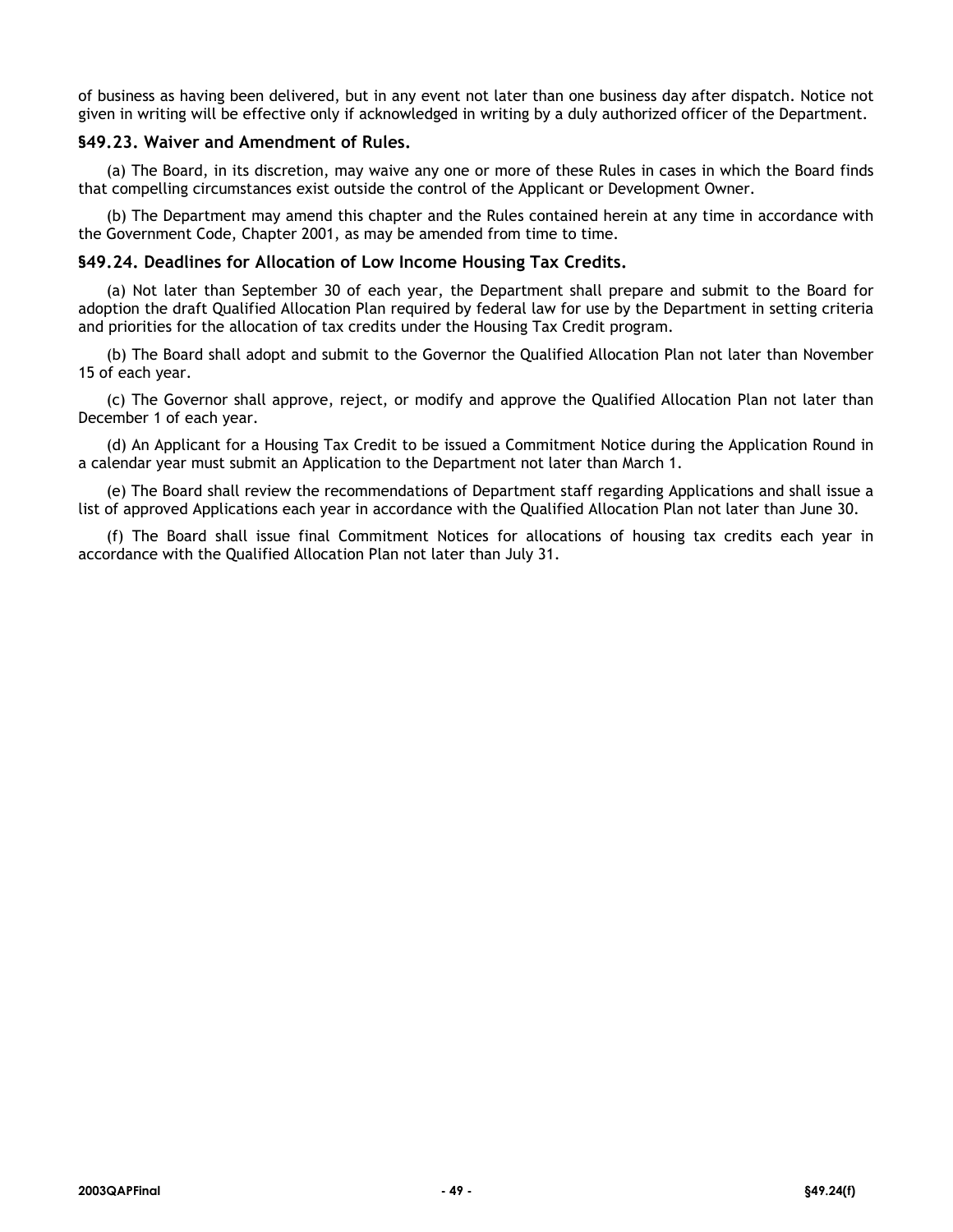of business as having been delivered, but in any event not later than one business day after dispatch. Notice not given in writing will be effective only if acknowledged in writing by a duly authorized officer of the Department.

### §49.23. Waiver and Amendment of Rules.

(a) The Board, in its discretion, may waive any one or more of these Rules in cases in which the Board finds that compelling circumstances exist outside the control of the Applicant or Development Owner.

(b) The Department may amend this chapter and the Rules contained herein at any time in accordance with the Government Code, Chapter 2001, as may be amended from time to time.

### §49.24. Deadlines for Allocation of Low Income Housing Tax Credits.

(a) Not later than September 30 of each year, the Department shall prepare and submit to the Board for adoption the draft Qualified Allocation Plan required by federal law for use by the Department in setting criteria and priorities for the allocation of tax credits under the Housing Tax Credit program.

(b) The Board shall adopt and submit to the Governor the Qualified Allocation Plan not later than November 15 of each year.

(c) The Governor shall approve, reject, or modify and approve the Qualified Allocation Plan not later than December 1 of each year.

(d) An Applicant for a Housing Tax Credit to be issued a Commitment Notice during the Application Round in a calendar year must submit an Application to the Department not later than March 1.

(e) The Board shall review the recommendations of Department staff regarding Applications and shall issue a list of approved Applications each year in accordance with the Qualified Allocation Plan not later than June 30.

(f) The Board shall issue final Commitment Notices for allocations of housing tax credits each year in accordance with the Qualified Allocation Plan not later than July 31.